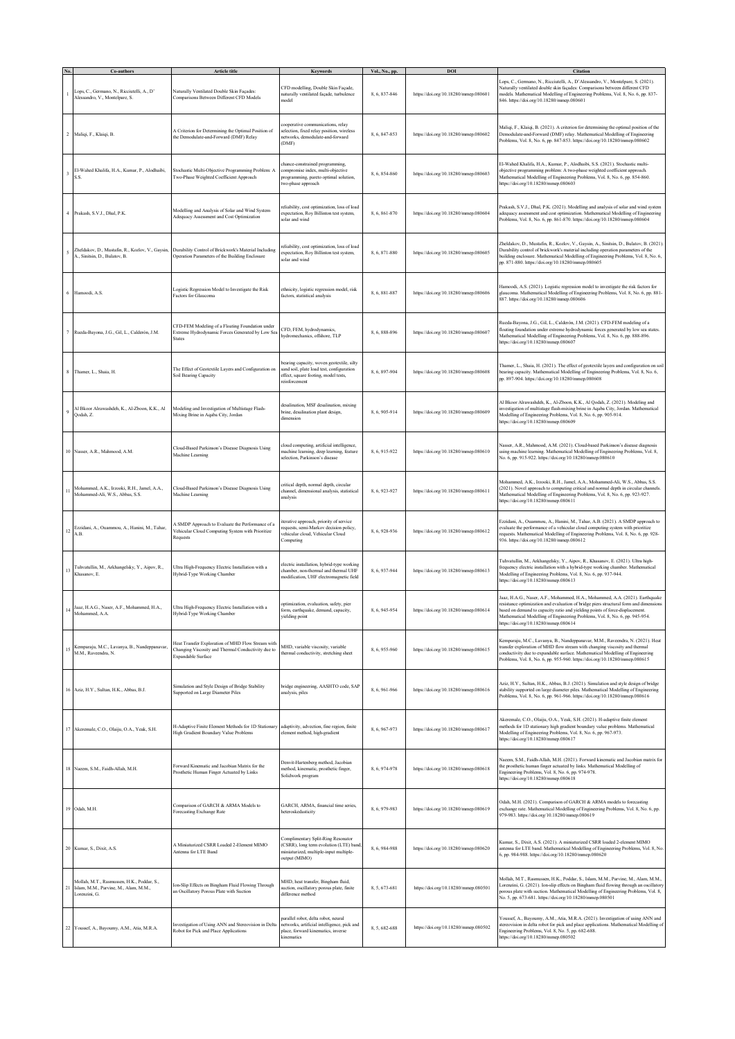| No. | Co-authors | Article title | Keywords | Vol., No., pp. | DOI | Citation |
|---|---|---|---|---|---|---|
| 1 | Lops, C., Germano, N., Ricciutelli, A., D'Alessandro, V., Montelpare, S. | Naturally Ventilated Double Skin Façades: Comparisons Between Different CFD Models | CFD modelling, Double Skin Façade, naturally ventilated façade, turbulence model | 8, 6, 837-846 | https://doi.org/10.18280/mmep.080601 | Lops, C., Germano, N., Ricciutelli, A., D'Alessandro, V., Montelpare, S. (2021). Naturally ventilated double skin façades: Comparisons between different CFD models. Mathematical Modelling of Engineering Problems, Vol. 8, No. 6, pp. 837-846. https://doi.org/10.18280/mmep.080601 |
| 2 | Maliqi, F., Klaiqi, B. | A Criterion for Determining the Optimal Position of the Demodulate-and-Forward (DMF) Relay | cooperative communications, relay selection, fixed relay position, wireless networks, demodulate-and-forward (DMF) | 8, 6, 847-853 | https://doi.org/10.18280/mmep.080602 | Maliqi, F., Klaiqi, B. (2021). A criterion for determining the optimal position of the Demodulate-and-Forward (DMF) relay. Mathematical Modelling of Engineering Problems, Vol. 8, No. 6, pp. 847-853. https://doi.org/10.18280/mmep.080602 |
| 3 | El-Wahed Khalifa, H.A., Kumar, P., Alodhaibi, S.S. | Stochastic Multi-Objective Programming Problem: A Two-Phase Weighted Coefficient Approach | chance-constrained programming, compromise index, multi-objective programming, pareto optimal solution, two-phase approach | 8, 6, 854-860 | https://doi.org/10.18280/mmep.080603 | El-Wahed Khalifa, H.A., Kumar, P., Alodhaibi, S.S. (2021). Stochastic multi-objective programming problem: A two-phase weighted coefficient approach. Mathematical Modelling of Engineering Problems, Vol. 8, No. 6, pp. 854-860. https://doi.org/10.18280/mmep.080603 |
| 4 | Prakash, S.V.J., Dhal, P.K. | Modelling and Analysis of Solar and Wind System Adequacy Assessment and Cost Optimization | reliability, cost optimization, loss of load expectation, Roy Billinton test system, solar and wind | 8, 6, 861-870 | https://doi.org/10.18280/mmep.080604 | Prakash, S.V.J., Dhal, P.K. (2021). Modelling and analysis of solar and wind system adequacy assessment and cost optimization. Mathematical Modelling of Engineering Problems, Vol. 8, No. 6, pp. 861-870. https://doi.org/10.18280/mmep.080604 |
| 5 | Zheldakov, D., Mustafin, R., Kozlov, V., Gaysin, A., Sinitsin, D., Bulatov, B. | Durability Control of Brickwork's Material Including Operation Parameters of the Building Enclosure | reliability, cost optimization, loss of load expectation, Roy Billinton test system, solar and wind | 8, 6, 871-880 | https://doi.org/10.18280/mmep.080605 | Zheldakov, D., Mustafin, R., Kozlov, V., Gaysin, A., Sinitsin, D., Bulatov, B. (2021). Durability control of brickwork's material including operation parameters of the building enclosure. Mathematical Modelling of Engineering Problems, Vol. 8, No. 6, pp. 871-880. https://doi.org/10.18280/mmep.080605 |
| 6 | Hamoodi, A.S. | Logistic Regression Model to Investigate the Risk Factors for Glaucoma | ethnicity, logistic regression model, risk factors, statistical analysis | 8, 6, 881-887 | https://doi.org/10.18280/mmep.080606 | Hamoodi, A.S. (2021). Logistic regression model to investigate the risk factors for glaucoma. Mathematical Modelling of Engineering Problems, Vol. 8, No. 6, pp. 881-887. https://doi.org/10.18280/mmep.080606 |
| 7 | Rueda-Bayona, J.G., Gil, L., Calderón, J.M. | CFD-FEM Modeling of a Floating Foundation under Extreme Hydrodynamic Forces Generated by Low Sea States | CFD, FEM, hydrodynamics, hydromechanics, offshore, TLP | 8, 6, 888-896 | https://doi.org/10.18280/mmep.080607 | Rueda-Bayona, J.G., Gil, L., Calderón, J.M. (2021). CFD-FEM modeling of a floating foundation under extreme hydrodynamic forces generated by low sea states. Mathematical Modelling of Engineering Problems, Vol. 8, No. 6, pp. 888-896. https://doi.org/10.18280/mmep.080607 |
| 8 | Thamer, L., Shaia, H. | The Effect of Geotextile Layers and Configuration on Soil Bearing Capacity | bearing capacity, woven geotextile, silty sand soil, plate load test, configuration effect, square footing, model tests, reinforcement | 8, 6, 897-904 | https://doi.org/10.18280/mmep.080608 | Thamer, L., Shaia, H. (2021). The effect of geotextile layers and configuration on soil bearing capacity. Mathematical Modelling of Engineering Problems, Vol. 8, No. 6, pp. 897-904. https://doi.org/10.18280/mmep.080608 |
| 9 | Al Bkoor Alrawashdeh, K., Al-Zboon, K.K., Al Qodah, Z. | Modeling and Investigation of Multistage Flash-Mixing Brine in Aqaba City, Jordan | desalination, MSF desalination, mixing brine, desalination plant design, dimension | 8, 6, 905-914 | https://doi.org/10.18280/mmep.080609 | Al Bkoor Alrawashdeh, K., Al-Zboon, K.K., Al Qodah, Z. (2021). Modeling and investigation of multistage flash-mixing brine in Aqaba City, Jordan. Mathematical Modelling of Engineering Problems, Vol. 8, No. 6, pp. 905-914. https://doi.org/10.18280/mmep.080609 |
| 10 | Nasser, A.R., Mahmood, A.M. | Cloud-Based Parkinson's Disease Diagnosis Using Machine Learning | cloud computing, artificial intelligence, machine learning, deep learning, feature selection, Parkinson's disease | 8, 6, 915-922 | https://doi.org/10.18280/mmep.080610 | Nasser, A.R., Mahmood, A.M. (2021). Cloud-based Parkinson's disease diagnosis using machine learning. Mathematical Modelling of Engineering Problems, Vol. 8, No. 6, pp. 915-922. https://doi.org/10.18280/mmep.080610 |
| 11 | Mohammed, A.K., Irzooki, R.H., Jamel, A.A., Mohammed-Ali, W.S., Abbas, S.S. | Cloud-Based Parkinson's Disease Diagnosis Using Machine Learning | critical depth, normal depth, circular channel, dimensional analysis, statistical analysis | 8, 6, 923-927 | https://doi.org/10.18280/mmep.080611 | Mohammed, A.K., Irzooki, R.H., Jamel, A.A., Mohammed-Ali, W.S., Abbas, S.S. (2021). Novel approach to computing critical and normal depth in circular channels. Mathematical Modelling of Engineering Problems, Vol. 8, No. 6, pp. 923-927. https://doi.org/10.18280/mmep.080611 |
| 12 | Ezzidani, A., Ouammou, A., Hanini, M., Tahar, A.B. | A SMDP Approach to Evaluate the Performance of a Vehicular Cloud Computing System with Prioritize Requests | iterative approach, priority of service requests, semi-Markov decision policy, vehicular cloud, Vehicular Cloud Computing | 8, 6, 928-936 | https://doi.org/10.18280/mmep.080612 | Ezzidani, A., Ouammou, A., Hanini, M., Tahar, A.B. (2021). A SMDP approach to evaluate the performance of a vehicular cloud computing system with prioritize requests. Mathematical Modelling of Engineering Problems, Vol. 8, No. 6, pp. 928-936. https://doi.org/10.18280/mmep.080612 |
| 13 | Tuhvatullin, M., Arkhangelsky, Y., Aipov, R., Khasanov, E. | Ultra High-Frequency Electric Installation with a Hybrid-Type Working Chamber | electric installation, hybrid-type working chamber, non-thermal and thermal UHF modification, UHF electromagnetic field | 8, 6, 937-944 | https://doi.org/10.18280/mmep.080613 | Tuhvatullin, M., Arkhangelsky, Y., Aipov, R., Khasanov, E. (2021). Ultra high-frequency electric installation with a hybrid-type working chamber. Mathematical Modelling of Engineering Problems, Vol. 8, No. 6, pp. 937-944. https://doi.org/10.18280/mmep.080613 |
| 14 | Jaaz, H.A.G., Naser, A.F., Mohammed, H.A., Mohammed, A.A. | Ultra High-Frequency Electric Installation with a Hybrid-Type Working Chamber | optimization, evaluation, safety, pier form, earthquake, demand, capacity, yielding point | 8, 6, 945-954 | https://doi.org/10.18280/mmep.080614 | Jaaz, H.A.G., Naser, A.F., Mohammed, H.A., Mohammed, A.A. (2021). Earthquake resistance optimization and evaluation of bridges piers structural form and dimensions based on demand to capacity ratio and yielding points of force-displacement. Mathematical Modelling of Engineering Problems, Vol. 8, No. 6, pp. 945-954. https://doi.org/10.18280/mmep.080614 |
| 15 | Kemparaju, M.C., Lavanya, B., Nandeppanavar, M.M., Raveendra, N. | Heat Transfer Exploration of MHD Flow Stream with Changing Viscosity and Thermal Conductivity due to Expandable Surface | MHD, variable viscosity, variable thermal conductivity, stretching sheet | 8, 6, 955-960 | https://doi.org/10.18280/mmep.080615 | Kemparaju, M.C., Lavanya, B., Nandeppanavar, M.M., Raveendra, N. (2021). Heat transfer exploration of MHD flow stream with changing viscosity and thermal conductivity due to expandable surface. Mathematical Modelling of Engineering Problems, Vol. 8, No. 6, pp. 955-960. https://doi.org/10.18280/mmep.080615 |
| 16 | Aziz, H.Y., Sultan, H.K., Abbas, B.J. | Simulation and Style Design of Bridge Stability Supported on Large Diameter Piles | bridge engineering, AASHTO code, SAP analysis, piles | 8, 6, 961-966 | https://doi.org/10.18280/mmep.080616 | Aziz, H.Y., Sultan, H.K., Abbas, B.J. (2021). Simulation and style design of bridge stability supported on large diameter piles. Mathematical Modelling of Engineering Problems, Vol. 8, No. 6, pp. 961-966. https://doi.org/10.18280/mmep.080616 |
| 17 | Akeremale, C.O., Olaiju, O.A., Yeak, S.H. | H-Adaptive Finite Element Methods for 1D Stationary High Gradient Boundary Value Problems | adaptivity, advection, fine region, finite element method, high-gradient | 8, 6, 967-973 | https://doi.org/10.18280/mmep.080617 | Akeremale, C.O., Olaiju, O.A., Yeak, S.H. (2021). H-adaptive finite element methods for 1D stationary high gradient boundary value problems. Mathematical Modelling of Engineering Problems, Vol. 8, No. 6, pp. 967-973. https://doi.org/10.18280/mmep.080617 |
| 18 | Naeem, S.M., Faidh-Allah, M.H. | Forward Kinematic and Jacobian Matrix for the Prosthetic Human Finger Actuated by Links | Denvit-Hartenberg method, Jacobian method, kinematic, prosthetic finger, Solidwork program | 8, 6, 974-978 | https://doi.org/10.18280/mmep.080618 | Naeem, S.M., Faidh-Allah, M.H. (2021). Forward kinematic and Jacobian matrix for the prosthetic human finger actuated by links. Mathematical Modelling of Engineering Problems, Vol. 8, No. 6, pp. 974-978. https://doi.org/10.18280/mmep.080618 |
| 19 | Odah, M.H. | Comparison of GARCH & ARMA Models to Forecasting Exchange Rate | GARCH, ARMA, financial time series, heteroskedasticity | 8, 6, 979-983 | https://doi.org/10.18280/mmep.080619 | Odah, M.H. (2021). Comparison of GARCH & ARMA models to forecasting exchange rate. Mathematical Modelling of Engineering Problems, Vol. 8, No. 6, pp. 979-983. https://doi.org/10.18280/mmep.080619 |
| 20 | Kumar, S., Dixit, A.S. | A Miniaturized CSRR Loaded 2-Element MIMO Antenna for LTE Band | Complimentary Split-Ring Resonator (CSRR), long term evolution (LTE) band, miniaturized, multiple-input multiple-output (MIMO) | 8, 6, 984-988 | https://doi.org/10.18280/mmep.080620 | Kumar, S., Dixit, A.S. (2021). A miniaturized CSRR loaded 2-element MIMO antenna for LTE band. Mathematical Modelling of Engineering Problems, Vol. 8, No. 6, pp. 984-988. https://doi.org/10.18280/mmep.080620 |
| 21 | Mollah, M.T., Rasmussen, H.K., Poddar, S., Islam, M.M., Parvine, M., Alam, M.M., Lorenzini, G. | Ion-Slip Effects on Bingham Fluid Flowing Through an Oscillatory Porous Plate with Suction | MHD, heat transfer, Bingham fluid, suction, oscillatory porous plate, finite difference method | 8, 5, 673-681 | https://doi.org/10.18280/mmep.080501 | Mollah, M.T., Rasmussen, H.K., Poddar, S., Islam, M.M., Parvine, M., Alam, M.M., Lorenzini, G. (2021). Ion-slip effects on Bingham fluid flowing through an oscillatory porous plate with suction. Mathematical Modelling of Engineering Problems, Vol. 8, No. 5, pp. 673-681. https://doi.org/10.18280/mmep.080501 |
| 22 | Youssef, A., Bayoumy, A.M., Atia, M.R.A. | Investigation of Using ANN and Stereovision in Delta Robot for Pick and Place Applications | parallel robot, delta robot, neural networks, artificial intelligence, pick and place, forward kinematics, inverse kinematics | 8, 5, 682-688 | https://doi.org/10.18280/mmep.080502 | Youssef, A., Bayoumy, A.M., Atia, M.R.A. (2021). Investigation of using ANN and stereovision in delta robot for pick and place applications. Mathematical Modelling of Engineering Problems, Vol. 8, No. 5, pp. 682-688. https://doi.org/10.18280/mmep.080502 |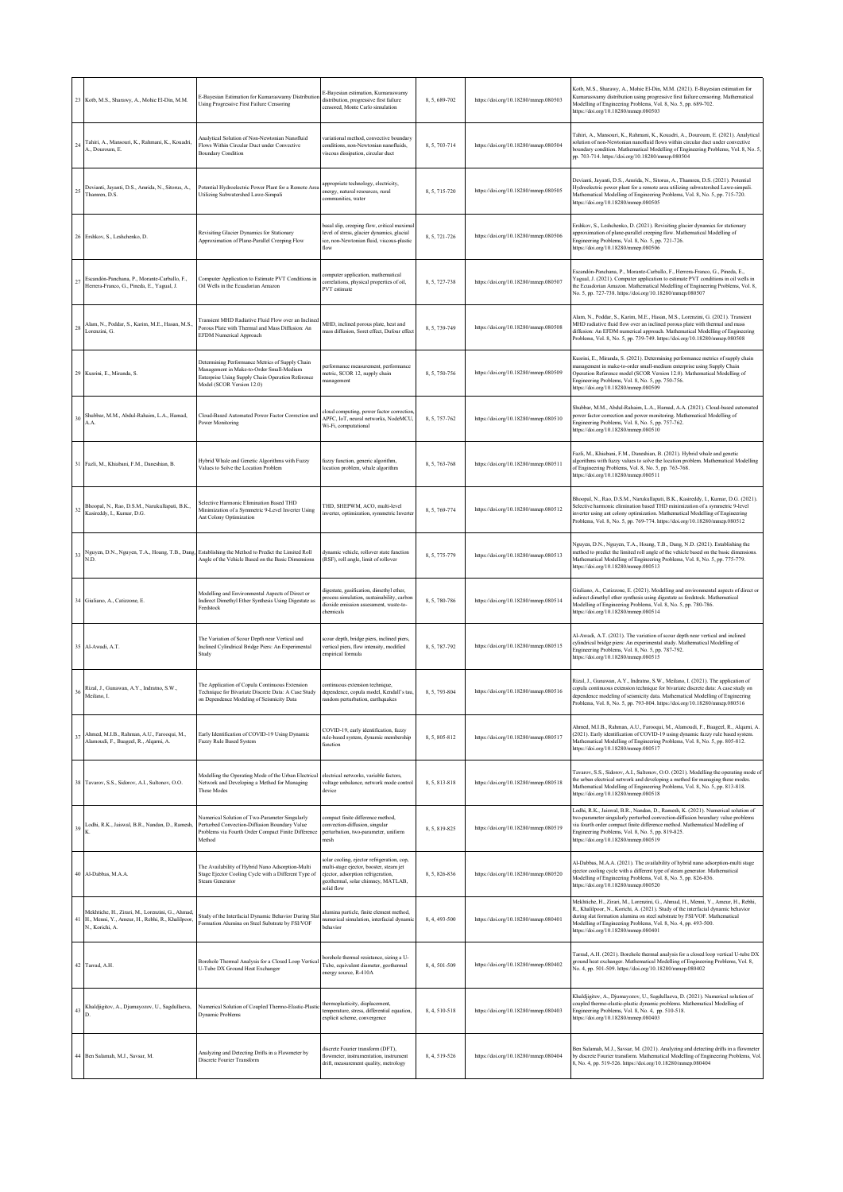| 23 | Kotb, M.S., Sharawy, A., Mohie El-Din, M.M. | E-Bayesian Estimation for Kumaraswamy Distribution Using Progressive First Failure Censoring | E-Bayesian estimation, Kumaraswamy distribution, progressive first failure censored, Monte Carlo simulation | 8, 5, 689-702 | https://doi.org/10.18280/mmep.080503 | Kotb, M.S., Sharawy, A., Mohie El-Din, M.M. (2021). E-Bayesian estimation for Kumaraswamy distribution using progressive first failure censoring. Mathematical Modelling of Engineering Problems, Vol. 8, No. 5, pp. 689-702. https://doi.org/10.18280/mmep.080503 |
|---|---|---|---|---|---|---|
| 24 | Tahiri, A., Mansouri, K., Rahmani, K., Kouadri, A., Douroum, E. | Analytical Solution of Non-Newtonian Nanofluid Flows Within Circular Duct under Convective Boundary Condition | variational method, convective boundary conditions, non-Newtonian nanofluids, viscous dissipation, circular duct | 8, 5, 703-714 | https://doi.org/10.18280/mmep.080504 | Tahiri, A., Mansouri, K., Rahmani, K., Kouadri, A., Douroum, E. (2021). Analytical solution of non-Newtonian nanofluid flows within circular duct under convective boundary condition. Mathematical Modelling of Engineering Problems, Vol. 8, No. 5, pp. 703-714. https://doi.org/10.18280/mmep.080504 |
| 25 | Devianti, Jayanti, D.S., Amrida, N., Sitorus, A., Thamren, D.S. | Potential Hydroelectric Power Plant for a Remote Area Utilizing Subwatershed Lawe-Simpali | appropriate technology, electricity, energy, natural resources, rural communities, water | 8, 5, 715-720 | https://doi.org/10.18280/mmep.080505 | Devianti, Jayanti, D.S., Amrida, N., Sitorus, A., Thamren, D.S. (2021). Potential Hydroelectric power plant for a remote area utilizing subwatershed Lawe-simpali. Mathematical Modelling of Engineering Problems, Vol. 8, No. 5, pp. 715-720. https://doi.org/10.18280/mmep.080505 |
| 26 | Ershkov, S., Leshchenko, D. | Revisiting Glacier Dynamics for Stationary Approximation of Plane-Parallel Creeping Flow | basal slip, creeping flow, critical maximal level of stress, glacier dynamics, glacial ice, non-Newtonian fluid, viscous-plastic flow | 8, 5, 721-726 | https://doi.org/10.18280/mmep.080506 | Ershkov, S., Leshchenko, D. (2021). Revisiting glacier dynamics for stationary approximation of plane-parallel creeping flow. Mathematical Modelling of Engineering Problems, Vol. 8, No. 5, pp. 721-726. https://doi.org/10.18280/mmep.080506 |
| 27 | Escandón-Panchana, P., Morante-Carballo, F., Herrera-Franco, G., Pineda, E., Yagual, J. | Computer Application to Estimate PVT Conditions in Oil Wells in the Ecuadorian Amazon | computer application, mathematical correlations, physical properties of oil, PVT estimate | 8, 5, 727-738 | https://doi.org/10.18280/mmep.080507 | Escandón-Panchana, P., Morante-Carballo, F., Herrera-Franco, G., Pineda, E., Yagual, J. (2021). Computer application to estimate PVT conditions in oil wells in the Ecuadorian Amazon. Mathematical Modelling of Engineering Problems, Vol. 8, No. 5, pp. 727-738. https://doi.org/10.18280/mmep.080507 |
| 28 | Alam, N., Poddar, S., Karim, M.E., Hasan, M.S., Lorenzini, G. | Transient MHD Radiative Fluid Flow over an Inclined Porous Plate with Thermal and Mass Diffusion: An EFDM Numerical Approach | MHD, inclined porous plate, heat and mass diffusion, Soret effect, Dufour effect | 8, 5, 739-749 | https://doi.org/10.18280/mmep.080508 | Alam, N., Poddar, S., Karim, M.E., Hasan, M.S., Lorenzini, G. (2021). Transient MHD radiative fluid flow over an inclined porous plate with thermal and mass diffusion: An EFDM numerical approach. Mathematical Modelling of Engineering Problems, Vol. 8, No. 5, pp. 739-749. https://doi.org/10.18280/mmep.080508 |
| 29 | Kusrini, E., Miranda, S. | Determining Performance Metrics of Supply Chain Management in Make-to-Order Small-Medium Enterprise Using Supply Chain Operation Reference Model (SCOR Version 12.0) | performance measurement, performance metric, SCOR 12, supply chain management | 8, 5, 750-756 | https://doi.org/10.18280/mmep.080509 | Kusrini, E., Miranda, S. (2021). Determining performance metrics of supply chain management in make-to-order small-medium enterprise using Supply Chain Operation Reference model (SCOR Version 12.0). Mathematical Modelling of Engineering Problems, Vol. 8, No. 5, pp. 750-756. https://doi.org/10.18280/mmep.080509 |
| 30 | Shubbar, M.M., Abdul-Rahaim, L.A., Hamad, A.A. | Cloud-Based Automated Power Factor Correction and Power Monitoring | cloud computing, power factor correction, APFC, IoT, neural networks, NodeMCU, Wi-Fi, computational | 8, 5, 757-762 | https://doi.org/10.18280/mmep.080510 | Shubbar, M.M., Abdul-Rahaim, L.A., Hamad, A.A. (2021). Cloud-based automated power factor correction and power monitoring. Mathematical Modelling of Engineering Problems, Vol. 8, No. 5, pp. 757-762. https://doi.org/10.18280/mmep.080510 |
| 31 | Fazli, M., Khiabani, F.M., Daneshian, B. | Hybrid Whale and Genetic Algorithms with Fuzzy Values to Solve the Location Problem | fuzzy function, generic algorithm, location problem, whale algorithm | 8, 5, 763-768 | https://doi.org/10.18280/mmep.080511 | Fazli, M., Khiabani, F.M., Daneshian, B. (2021). Hybrid whale and genetic algorithms with fuzzy values to solve the location problem. Mathematical Modelling of Engineering Problems, Vol. 8, No. 5, pp. 763-768. https://doi.org/10.18280/mmep.080511 |
| 32 | Bhoopal, N., Rao, D.S.M., Narukullapati, B.K., Kasireddy, I., Kumar, D.G. | Selective Harmonic Elimination Based THD Minimization of a Symmetric 9-Level Inverter Using Ant Colony Optimization | THD, SHEPWM, ACO, multi-level inverter, optimization, symmetric Inverter | 8, 5, 769-774 | https://doi.org/10.18280/mmep.080512 | Bhoopal, N., Rao, D.S.M., Narukullapati, B.K., Kasireddy, I., Kumar, D.G. (2021). Selective harmonic elimination based THD minimization of a symmetric 9-level inverter using ant colony optimization. Mathematical Modelling of Engineering Problems, Vol. 8, No. 5, pp. 769-774. https://doi.org/10.18280/mmep.080512 |
| 33 | Nguyen, D.N., Nguyen, T.A., Hoang, T.B., Dang, N.D. | Establishing the Method to Predict the Limited Roll Angle of the Vehicle Based on the Basic Dimensions | dynamic vehicle, rollover state function (RSF), roll angle, limit of rollover | 8, 5, 775-779 | https://doi.org/10.18280/mmep.080513 | Nguyen, D.N., Nguyen, T.A., Hoang, T.B., Dang, N.D. (2021). Establishing the method to predict the limited roll angle of the vehicle based on the basic dimensions. Mathematical Modelling of Engineering Problems, Vol. 8, No. 5, pp. 775-779. https://doi.org/10.18280/mmep.080513 |
| 34 | Giuliano, A., Catizzone, E. | Modelling and Environmental Aspects of Direct or Indirect Dimethyl Ether Synthesis Using Digestate as Feedstock | digestate, gasification, dimethyl ether, process simulation, sustainability, carbon dioxide emission assessment, waste-to-chemicals | 8, 5, 780-786 | https://doi.org/10.18280/mmep.080514 | Giuliano, A., Catizzone, E. (2021). Modelling and environmental aspects of direct or indirect dimethyl ether synthesis using digestate as feedstock. Mathematical Modelling of Engineering Problems, Vol. 8, No. 5, pp. 780-786. https://doi.org/10.18280/mmep.080514 |
| 35 | Al-Awadi, A.T. | The Variation of Scour Depth near Vertical and Inclined Cylindrical Bridge Piers: An Experimental Study | scour depth, bridge piers, inclined piers, vertical piers, flow intensity, modified empirical formula | 8, 5, 787-792 | https://doi.org/10.18280/mmep.080515 | Al-Awadi, A.T. (2021). The variation of scour depth near vertical and inclined cylindrical bridge piers: An experimental study. Mathematical Modelling of Engineering Problems, Vol. 8, No. 5, pp. 787-792. https://doi.org/10.18280/mmep.080515 |
| 36 | Rizal, J., Gunawan, A.Y., Indratno, S.W., Meilano, I. | The Application of Copula Continuous Extension Technique for Bivariate Discrete Data: A Case Study on Dependence Modeling of Seismicity Data | continuous extension technique, dependence, copula model, Kendall's tau, random perturbation, earthquakes | 8, 5, 793-804 | https://doi.org/10.18280/mmep.080516 | Rizal, J., Gunawan, A.Y., Indratno, S.W., Meilano, I. (2021). The application of copula continuous extension technique for bivariate discrete data: A case study on dependence modeling of seismicity data. Mathematical Modelling of Engineering Problems, Vol. 8, No. 5, pp. 793-804. https://doi.org/10.18280/mmep.080516 |
| 37 | Ahmed, M.I.B., Rahman, A.U., Farooqui, M., Alamoudi, F., Baageel, R., Alqarni, A. | Early Identification of COVID-19 Using Dynamic Fuzzy Rule Based System | COVID-19, early identification, fuzzy rule-based system, dynamic membership function | 8, 5, 805-812 | https://doi.org/10.18280/mmep.080517 | Ahmed, M.I.B., Rahman, A.U., Farooqui, M., Alamoudi, F., Baageel, R., Alqarni, A. (2021). Early identification of COVID-19 using dynamic fuzzy rule based system. Mathematical Modelling of Engineering Problems, Vol. 8, No. 5, pp. 805-812. https://doi.org/10.18280/mmep.080517 |
| 38 | Tavarov, S.S., Sidorov, A.I., Sultonov, O.O. | Modelling the Operating Mode of the Urban Electrical Network and Developing a Method for Managing These Modes | electrical networks, variable factors, voltage unbalance, network mode control device | 8, 5, 813-818 | https://doi.org/10.18280/mmep.080518 | Tavarov, S.S., Sidorov, A.I., Sultonov, O.O. (2021). Modelling the operating mode of the urban electrical network and developing a method for managing these modes. Mathematical Modelling of Engineering Problems, Vol. 8, No. 5, pp. 813-818. https://doi.org/10.18280/mmep.080518 |
| 39 | Lodhi, R.K., Jaiswal, B.R., Nandan, D., Ramesh, K. | Numerical Solution of Two-Parameter Singularly Perturbed Convection-Diffusion Boundary Value Problems via Fourth Order Compact Finite Difference Method | compact finite difference method, convection-diffusion, singular perturbation, two-parameter, uniform mesh | 8, 5, 819-825 | https://doi.org/10.18280/mmep.080519 | Lodhi, R.K., Jaiswal, B.R., Nandan, D., Ramesh, K. (2021). Numerical solution of two-parameter singularly perturbed convection-diffusion boundary value problems via fourth order compact finite difference method. Mathematical Modelling of Engineering Problems, Vol. 8, No. 5, pp. 819-825. https://doi.org/10.18280/mmep.080519 |
| 40 | Al-Dabbas, M.A.A. | The Availability of Hybrid Nano Adsorption-Multi Stage Ejector Cooling Cycle with a Different Type of Steam Generator | solar cooling, ejector refrigeration, cop, multi-stage ejector, booster, steam jet ejector, adsorption refrigeration, geothermal, solar chimney, MATLAB, solid flow | 8, 5, 826-836 | https://doi.org/10.18280/mmep.080520 | Al-Dabbas, M.A.A. (2021). The availability of hybrid nano adsorption-multi stage ejector cooling cycle with a different type of steam generator. Mathematical Modelling of Engineering Problems, Vol. 8, No. 5, pp. 826-836. https://doi.org/10.18280/mmep.080520 |
| 41 | Mekhiche, H., Zirari, M., Lorenzini, G., Ahmad, H., Menni, Y., Ameur, H., Rebhi, R., Khalilpoor, N., Korichi, A. | Study of the Interfacial Dynamic Behavior During Slat Formation Alumina on Steel Substrate by FSI/VOF | alumina particle, finite element method, numerical simulation, interfacial dynamic behavior | 8, 4, 493-500 | https://doi.org/10.18280/mmep.080401 | Mekhiche, H., Zirari, M., Lorenzini, G., Ahmad, H., Menni, Y., Ameur, H., Rebhi, R., Khalilpoor, N., Korichi, A. (2021). Study of the interfacial dynamic behavior during slat formation alumina on steel substrate by FSI/VOF. Mathematical Modelling of Engineering Problems, Vol. 8, No. 4, pp. 493-500. https://doi.org/10.18280/mmep.080401 |
| 42 | Tarrad, A.H. | Borehole Thermal Analysis for a Closed Loop Vertical U-Tube DX Ground Heat Exchanger | borehole thermal resistance, sizing a U-Tube, equivalent diameter, geothermal energy source, R-410A | 8, 4, 501-509 | https://doi.org/10.18280/mmep.080402 | Tarrad, A.H. (2021). Borehole thermal analysis for a closed loop vertical U-tube DX ground heat exchanger. Mathematical Modelling of Engineering Problems, Vol. 8, No. 4, pp. 501-509. https://doi.org/10.18280/mmep.080402 |
| 43 | Khaldjigitov, A., Djumayozov, U., Sagdullaeva, D. | Numerical Solution of Coupled Thermo-Elastic-Plastic Dynamic Problems | thermoplasticity, displacement, temperature, stress, differential equation, explicit scheme, convergence | 8, 4, 510-518 | https://doi.org/10.18280/mmep.080403 | Khaldjigitov, A., Djumayozov, U., Sagdullaeva, D. (2021). Numerical solution of coupled thermo-elastic-plastic dynamic problems. Mathematical Modelling of Engineering Problems, Vol. 8, No. 4, pp. 510-518. https://doi.org/10.18280/mmep.080403 |
| 44 | Ben Salamah, M.J., Savsar, M. | Analyzing and Detecting Drifts in a Flowmeter by Discrete Fourier Transform | discrete Fourier transform (DFT), flowmeter, instrumentation, instrument drift, measurement quality, metrology | 8, 4, 519-526 | https://doi.org/10.18280/mmep.080404 | Ben Salamah, M.J., Savsar, M. (2021). Analyzing and detecting drifts in a flowmeter by discrete Fourier transform. Mathematical Modelling of Engineering Problems, Vol. 8, No. 4, pp. 519-526. https://doi.org/10.18280/mmep.080404 |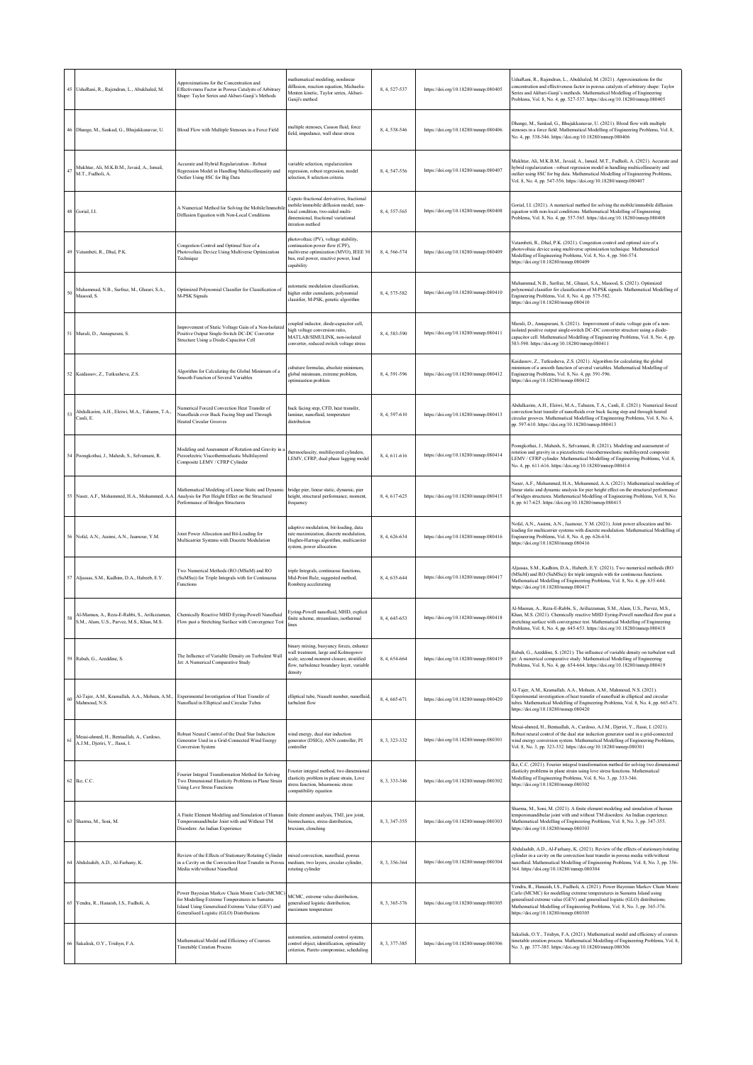| 45 | UshaRani, R., Rajendran, L., Abukhaled, M. | Approximations for the Concentration and Effectiveness Factor in Porous Catalysts of Arbitrary Shape: Taylor Series and Akbari-Ganji's Methods | mathematical modeling, nonlinear diffusion, reaction equation, Michaelis-Menten kinetic, Taylor series, Akbari-Ganji's method | 8, 4, 527-537 | https://doi.org/10.18280/mmep.080405 | UshaRani, R., Rajendran, L., Abukhaled, M. (2021). Approximations for the concentration and effectiveness factor in porous catalysts of arbitrary shape: Taylor Series and Akbari-Ganji's methods. Mathematical Modelling of Engineering Problems, Vol. 8, No. 4, pp. 527-537. https://doi.org/10.18280/mmep.080405 |
|---|---|---|---|---|---|---|
| 46 | Dhange, M., Sankad, G., Bhujakkanavar, U. | Blood Flow with Multiple Stenoses in a Force Field | multiple stenoses, Casson fluid, force field, impedance, wall shear stress | 8, 4, 538-546 | https://doi.org/10.18280/mmep.080406 | Dhange, M., Sankad, G., Bhujakkanavar, U. (2021). Blood flow with multiple stenoses in a force field. Mathematical Modelling of Engineering Problems, Vol. 8, No. 4, pp. 538-546. https://doi.org/10.18280/mmep.080406 |
| 47 | Mukhtar, Ali, M.K.B.M., Javaid, A., Ismail, M.T., Fudholi, A. | Accurate and Hybrid Regularization - Robust Regression Model in Handling Multicollinearity and Outlier Using 8SC for Big Data | variable selection, regularization regression, robust regression, model selection, 8 selection criteria | 8, 4, 547-556 | https://doi.org/10.18280/mmep.080407 | Mukhtar, Ali, M.K.B.M., Javaid, A., Ismail, M.T., Fudholi, A. (2021). Accurate and hybrid regularization - robust regression model in handling multicollinearity and outlier using 8SC for big data. Mathematical Modelling of Engineering Problems, Vol. 8, No. 4, pp. 547-556. https://doi.org/10.18280/mmep.080407 |
| 48 | Gorial, I.I. | A Numerical Method for Solving the Mobile/Immobile Diffusion Equation with Non-Local Conditions | Caputo fractional derivatives, fractional mobile/immobile diffusion model, non-local condition, two-sided multi-dimensional, fractional variational iteration method | 8, 4, 557-565 | https://doi.org/10.18280/mmep.080408 | Gorial, I.I. (2021). A numerical method for solving the mobile/immobile diffusion equation with non-local conditions. Mathematical Modelling of Engineering Problems, Vol. 8, No. 4, pp. 557-565. https://doi.org/10.18280/mmep.080408 |
| 49 | Vatambeti, R., Dhal, P.K. | Congestion Control and Optimal Size of a Photovoltaic Device Using Multiverse Optimization Technique | photovoltaic (PV), voltage stability, continuation power flow (CPF), multiverse optimization (MVO), IEEE 30 bus, real power, reactive power, load capability | 8, 4, 566-574 | https://doi.org/10.18280/mmep.080409 | Vatambeti, R., Dhal, P.K. (2021). Congestion control and optimal size of a photovoltaic device using multiverse optimization technique. Mathematical Modelling of Engineering Problems, Vol. 8, No. 4, pp. 566-574. https://doi.org/10.18280/mmep.080409 |
| 50 | Muhammad, N.B., Sarfraz, M., Ghauri, S.A., Masood, S. | Optimized Polynomial Classifier for Classification of M-PSK Signals | automatic modulation classification, higher order cumulants, polynomial classifier, M-PSK, genetic algorithm | 8, 4, 575-582 | https://doi.org/10.18280/mmep.080410 | Muhammad, N.B., Sarfraz, M., Ghauri, S.A., Masood, S. (2021). Optimized polynomial classifier for classification of M-PSK signals. Mathematical Modelling of Engineering Problems, Vol. 8, No. 4, pp. 575-582. https://doi.org/10.18280/mmep.080410 |
| 51 | Murali, D., Annapurani, S. | Improvement of Static Voltage Gain of a Non-Isolated Positive Output Single-Switch DC-DC Converter Structure Using a Diode-Capacitor Cell | coupled inductor, diode-capacitor cell, high voltage conversion ratio, MATLAB/SIMULINK, non-isolated converter, reduced switch voltage stress | 8, 4, 583-590 | https://doi.org/10.18280/mmep.080411 | Murali, D., Annapurani, S. (2021). Improvement of static voltage gain of a non-isolated positive output single-switch DC-DC converter structure using a diode-capacitor cell. Mathematical Modelling of Engineering Problems, Vol. 8, No. 4, pp. 583-590. https://doi.org/10.18280/mmep.080411 |
| 52 | Kaidassov, Z., Tutkusheva, Z.S. | Algorithm for Calculating the Global Minimum of a Smooth Function of Several Variables | cubature formulas, absolute minimum, global minimum, extreme problem, optimisation problem | 8, 4, 591-596 | https://doi.org/10.18280/mmep.080412 | Kaidassov, Z., Tutkusheva, Z.S. (2021). Algorithm for calculating the global minimum of a smooth function of several variables. Mathematical Modelling of Engineering Problems, Vol. 8, No. 4, pp. 591-596. https://doi.org/10.18280/mmep.080412 |
| 53 | Abdulkarim, A.H., Eleiwi, M.A., Tahseen, T.A., Canli, E. | Numerical Forced Convection Heat Transfer of Nanofluids over Back Facing Step and Through Heated Circular Grooves | back facing step, CFD, heat transfer, laminar, nanofluid, temperature distribution | 8, 4, 597-610 | https://doi.org/10.18280/mmep.080413 | Abdulkarim, A.H., Eleiwi, M.A., Tahseen, T.A., Canli, E. (2021). Numerical forced convection heat transfer of nanofluids over back facing step and through heated circular grooves. Mathematical Modelling of Engineering Problems, Vol. 8, No. 4, pp. 597-610. https://doi.org/10.18280/mmep.080413 |
| 54 | Poongkothai, J., Mahesh, S., Selvamani, R. | Modeling and Assessment of Rotation and Gravity in a Piezoelectric Viscothermoelastic Multilayered Composite LEMV / CFRP Cylinder | thermoelascity, multilayered cylinders, LEMV, CFRP, dual phase lagging model | 8, 4, 611-616 | https://doi.org/10.18280/mmep.080414 | Poongkothai, J., Mahesh, S., Selvamani, R. (2021). Modeling and assessment of rotation and gravity in a piezoelectric viscothermoelastic multilayered composite LEMV / CFRP cylinder. Mathematical Modelling of Engineering Problems, Vol. 8, No. 4, pp. 611-616. https://doi.org/10.18280/mmep.080414 |
| 55 | Naser, A.F., Mohammed, H.A., Mohammed, A.A. | Mathematical Modeling of Linear Static and Dynamic Analysis for Pier Height Effect on the Structural Performance of Bridges Structures | bridge pier, linear static, dynamic, pier height, structural performance, moment, frequency | 8, 4, 617-625 | https://doi.org/10.18280/mmep.080415 | Naser, A.F., Mohammed, H.A., Mohammed, A.A. (2021). Mathematical modeling of linear static and dynamic analysis for pier height effect on the structural performance of bridges structures. Mathematical Modelling of Engineering Problems, Vol. 8, No. 4, pp. 617-625. https://doi.org/10.18280/mmep.080415 |
| 56 | Nofal, A.N., Assimi, A.N., Jaamour, Y.M. | Joint Power Allocation and Bit-Loading for Multicarrier Systems with Discrete Modulation | adaptive modulation, bit-loading, data rate maximization, discrete modulation, Hughes-Hartogs algorithm, multicarrier system, power allocation | 8, 4, 626-634 | https://doi.org/10.18280/mmep.080416 | Nofal, A.N., Assimi, A.N., Jaamour, Y.M. (2021). Joint power allocation and bit-loading for multicarrier systems with discrete modulation. Mathematical Modelling of Engineering Problems, Vol. 8, No. 4, pp. 626-634. https://doi.org/10.18280/mmep.080416 |
| 57 | Aljassas, S.M., Kadhim, D.A., Habeeb, E.Y. | Two Numerical Methods (RO (MSuM) and RO (SuMSu)) for Triple Integrals with for Continuous Functions | triple Integrals, continuous functions, Mid-Point Rule, suggested method, Romberg accelerating | 8, 4, 635-644 | https://doi.org/10.18280/mmep.080417 | Aljassas, S.M., Kadhim, D.A., Habeeb, E.Y. (2021). Two numerical methods (RO (MSuM) and RO (SuMSu)) for triple integrals with for continuous functions. Mathematical Modelling of Engineering Problems, Vol. 8, No. 4, pp. 635-644. https://doi.org/10.18280/mmep.080417 |
| 58 | Al-Mamun, A., Reza-E-Rabbi, S., Arifuzzaman, S.M., Alam, U.S., Parvez, M.S., Khan, M.S. | Chemically Reactive MHD Eyring-Powell Nanofluid Flow past a Stretching Surface with Convergence Test | Eyring-Powell nanofluid, MHD, explicit finite scheme, streamlines, isothermal lines | 8, 4, 645-653 | https://doi.org/10.18280/mmep.080418 | Al-Mamun, A., Reza-E-Rabbi, S., Arifuzzaman, S.M., Alam, U.S., Parvez, M.S., Khan, M.S. (2021). Chemically reactive MHD Eyring-Powell nanofluid flow past a stretching surface with convergence test. Mathematical Modelling of Engineering Problems, Vol. 8, No. 4, pp. 645-653. https://doi.org/10.18280/mmep.080418 |
| 59 | Rabah, G., Azeddine, S. | The Influence of Variable Density on Turbulent Wall Jet: A Numerical Comparative Study | binary mixing, buoyancy forces, enhance wall treatment, large and Kolmogorov scale, second moment closure, stratified flow, turbulence boundary layer, variable density | 8, 4, 654-664 | https://doi.org/10.18280/mmep.080419 | Rabah, G., Azeddine, S. (2021). The influence of variable density on turbulent wall jet: A numerical comparative study. Mathematical Modelling of Engineering Problems, Vol. 8, No. 4, pp. 654-664. https://doi.org/10.18280/mmep.080419 |
| 60 | Al-Tajer, A.M., Kramallah, A.A., Mohsen, A.M., Mahmoud, N.S. | Experimental Investigation of Heat Transfer of Nanofluid in Elliptical and Circular Tubes | elliptical tube, Nusselt number, nanofluid, turbulent flow | 8, 4, 665-671 | https://doi.org/10.18280/mmep.080420 | Al-Tajer, A.M., Kramallah, A.A., Mohsen, A.M., Mahmoud, N.S. (2021). Experimental investigation of heat transfer of nanofluid in elliptical and circular tubes. Mathematical Modelling of Engineering Problems, Vol. 8, No. 4, pp. 665-671. https://doi.org/10.18280/mmep.080420 |
| 61 | Mesai-ahmed, H., Bentaallah, A., Cardoso, A.J.M., Djeriri, Y., Jlassi, I. | Robust Neural Control of the Dual Star Induction Generator Used in a Grid-Connected Wind Energy Conversion System | wind energy, dual star induction generator (DSIG), ANN controller, PI controller | 8, 3, 323-332 | https://doi.org/10.18280/mmep.080301 | Mesai-ahmed, H., Bentaallah, A., Cardoso, A.J.M., Djeriri, Y., Jlassi, I. (2021). Robust neural control of the dual star induction generator used in a grid-connected wind energy conversion system. Mathematical Modelling of Engineering Problems, Vol. 8, No. 3, pp. 323-332. https://doi.org/10.18280/mmep.080301 |
| 62 | Ike, C.C. | Fourier Integral Transformation Method for Solving Two Dimensional Elasticity Problems in Plane Strain Using Love Stress Functions | Fourier integral method, two dimensional elasticity problem in plane strain, Love stress function, biharmonic stress compatibility equation | 8, 3, 333-346 | https://doi.org/10.18280/mmep.080302 | Ike, C.C. (2021). Fourier integral transformation method for solving two dimensional elasticity problems in plane strain using love stress functions. Mathematical Modelling of Engineering Problems, Vol. 8, No. 3, pp. 333-346. https://doi.org/10.18280/mmep.080302 |
| 63 | Sharma, M., Soni, M. | A Finite Element Modeling and Simulation of Human Temporomandibular Joint with and Without TM Disorders: An Indian Experience | finite element analysis, TMJ, jaw joint, biomechanics, stress distribution, bruxism, clenching | 8, 3, 347-355 | https://doi.org/10.18280/mmep.080303 | Sharma, M., Soni, M. (2021). A finite element modeling and simulation of human temporomandibular joint with and without TM disorders: An Indian experience. Mathematical Modelling of Engineering Problems, Vol. 8, No. 3, pp. 347-355. https://doi.org/10.18280/mmep.080303 |
| 64 | Abdulsahib, A.D., Al-Farhany, K. | Review of the Effects of Stationary/Rotating Cylinder in a Cavity on the Convection Heat Transfer in Porous Media with/without Nanofluid | mixed convection, nanofluid, porous medium, two layers, circular cylinder, rotating cylinder | 8, 3, 356-364 | https://doi.org/10.18280/mmep.080304 | Abdulsahib, A.D., Al-Farhany, K. (2021). Review of the effects of stationary/rotating cylinder in a cavity on the convection heat transfer in porous media with/without nanofluid. Mathematical Modelling of Engineering Problems, Vol. 8, No. 3, pp. 356-364. https://doi.org/10.18280/mmep.080304 |
| 65 | Yendra, R., Hanaish, I.S., Fudholi, A. | Power Bayesian Markov Chain Monte Carlo (MCMC) for Modelling Extreme Temperatures in Sumatra Island Using Generalised Extreme Value (GEV) and Generalised Logistic (GLO) Distributions | MCMC, extreme value distribution, generalised logistic distribution, maximum temperature | 8, 3, 365-376 | https://doi.org/10.18280/mmep.080305 | Yendra, R., Hanaish, I.S., Fudholi, A. (2021). Power Bayesian Markov Chain Monte Carlo (MCMC) for modelling extreme temperatures in Sumatra Island using generalised extreme value (GEV) and generalised logistic (GLO) distributions. Mathematical Modelling of Engineering Problems, Vol. 8, No. 3, pp. 365-376. https://doi.org/10.18280/mmep.080305 |
| 66 | Sakaliuk, O.Y., Trishyn, F.A. | Mathematical Model and Efficiency of Courses Timetable Creation Process | automation, automated control system, control object, identification, optimality criterion, Pareto compromise, scheduling | 8, 3, 377-385 | https://doi.org/10.18280/mmep.080306 | Sakaliuk, O.Y., Trishyn, F.A. (2021). Mathematical model and efficiency of courses timetable creation process. Mathematical Modelling of Engineering Problems, Vol. 8, No. 3, pp. 377-385. https://doi.org/10.18280/mmep.080306 |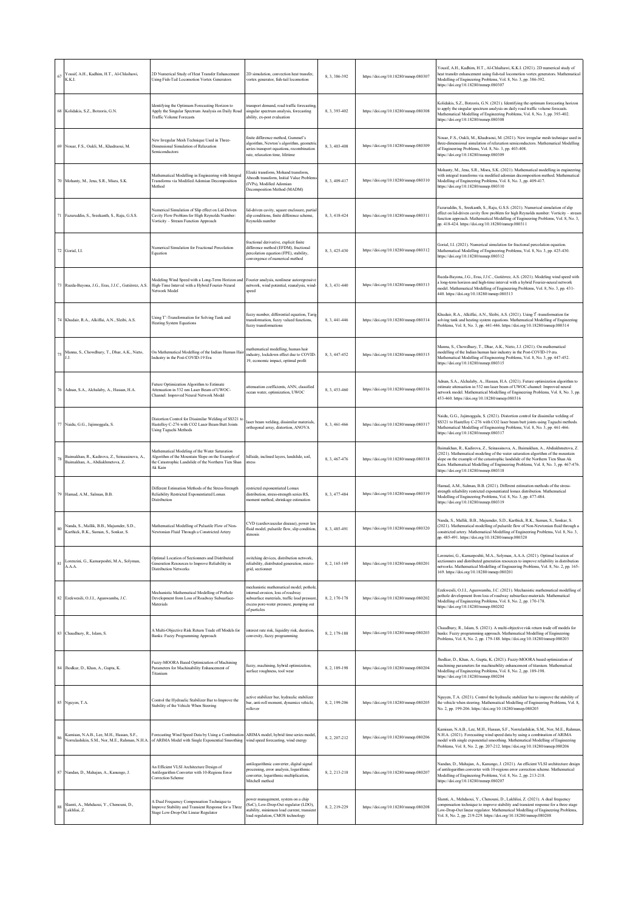| 67 | Yousif, A.H., Kadhim, H.T., Al-Chlaihawi, K.K.I. | 2D Numerical Study of Heat Transfer Enhancement Using Fish-Tail Locomotion Vortex Generators | 2D simulation, convection heat transfer, vortex generator, fish-tail locomotion | 8, 3, 386-392 | https://doi.org/10.18280/mmep.080307 | Yousif, A.H., Kadhim, H.T., Al-Chlaihawi, K.K.I. (2021). 2D numerical study of heat transfer enhancement using fish-tail locomotion vortex generators. Mathematical Modelling of Engineering Problems, Vol. 8, No. 3, pp. 386-392. https://doi.org/10.18280/mmep.080307 |
|---|---|---|---|---|---|---|
| 68 | Kolidakis, S.Z., Botzoris, G.N. | Identifying the Optimum Forecasting Horizon to Apply the Singular Spectrum Analysis on Daily Road Traffic Volume Forecasts | transport demand, road traffic forecasting, singular spectrum analysis, forecasting ability, ex-post evaluation | 8, 3, 393-402 | https://doi.org/10.18280/mmep.080308 | Kolidakis, S.Z., Botzoris, G.N. (2021). Identifying the optimum forecasting horizon to apply the singular spectrum analysis on daily road traffic volume forecasts. Mathematical Modelling of Engineering Problems, Vol. 8, No. 3, pp. 393-402. https://doi.org/10.18280/mmep.080308 |
| 69 | Nouar, F.S., Oukli, M., Khadraoui, M. | New Irregular Mesh Technique Used in Three-Dimensional Simulation of Relaxation Semiconductors | finite difference method, Gummel's algorithm, Newton's algorithm, geometric series transport equations, recombination rate, relaxation time, lifetime | 8, 3, 403-408 | https://doi.org/10.18280/mmep.080309 | Nouar, F.S., Oukli, M., Khadraoui, M. (2021). New irregular mesh technique used in three-dimensional simulation of relaxation semiconductors. Mathematical Modelling of Engineering Problems, Vol. 8, No. 3, pp. 403-408. https://doi.org/10.18280/mmep.080309 |
| 70 | Mohanty, M., Jena, S.R., Misra, S.K. | Mathematical Modelling in Engineering with Integral Transforms via Modified Adomian Decomposition Method | Elzaki transform, Mohand transform, Aboodh transform, Initial Value Problems (IVPs), Modified Adomian Decomposition Method (MADM) | 8, 3, 409-417 | https://doi.org/10.18280/mmep.080310 | Mohanty, M., Jena, S.R., Misra, S.K. (2021). Mathematical modelling in engineering with integral transforms via modified adomian decomposition method. Mathematical Modelling of Engineering Problems, Vol. 8, No. 3, pp. 409-417. https://doi.org/10.18280/mmep.080310 |
| 71 | Fazuruddin, S., Sreekanth, S., Raju, G.S.S. | Numerical Simulation of Slip effect on Lid-Driven Cavity Flow Problem for High Reynolds Number: Vorticity – Stream Function Approach | lid-driven cavity, square enclosure, partial slip conditions, finite difference scheme, Reynolds number | 8, 3, 418-424 | https://doi.org/10.18280/mmep.080311 | Fazuruddin, S., Sreekanth, S., Raju, G.S.S. (2021). Numerical simulation of slip effect on lid-driven cavity flow problem for high Reynolds number: Vorticity – stream function approach. Mathematical Modelling of Engineering Problems, Vol. 8, No. 3, pp. 418-424. https://doi.org/10.18280/mmep.080311 |
| 72 | Gorial, I.I. | Numerical Simulation for Fractional Percolation Equation | fractional derivative, explicit finite difference method (EFDM), fractional percolation equation (FPE), stability, convergence of numerical method | 8, 3, 425-430 | https://doi.org/10.18280/mmep.080312 | Gorial, I.I. (2021). Numerical simulation for fractional percolation equation. Mathematical Modelling of Engineering Problems, Vol. 8, No. 3, pp. 425-430. https://doi.org/10.18280/mmep.080312 |
| 73 | Rueda-Bayona, J.G., Eras, J.J.C., Gutiérrez, A.S. | Modeling Wind Speed with a Long-Term Horizon and High-Time Interval with a Hybrid Fourier-Neural Network Model | Fourier analysis, nonlinear autoregressive network, wind potential, reanalysis, wind-speed | 8, 3, 431-440 | https://doi.org/10.18280/mmep.080313 | Rueda-Bayona, J.G., Eras, J.J.C., Gutiérrez, A.S. (2021). Modeling wind speed with a long-term horizon and high-time interval with a hybrid Fourier-neural network model. Mathematical Modelling of Engineering Problems, Vol. 8, No. 3, pp. 431-440. https://doi.org/10.18280/mmep.080313 |
| 74 | Khudair, R.A., Alkiffai, A.N., Sleibi, A.S. | Using T̃-Transformation for Solving Tank and Heating System Equations | fuzzy number, differential equation, Tarig transformation, fuzzy valued functions, fuzzy transformations | 8, 3, 441-446 | https://doi.org/10.18280/mmep.080314 | Khudair, R.A., Alkiffai, A.N., Sleibi, A.S. (2021). Using T̃-transformation for solving tank and heating system equations. Mathematical Modelling of Engineering Problems, Vol. 8, No. 3, pp. 441-446. https://doi.org/10.18280/mmep.080314 |
| 75 | Manna, S., Chowdhury, T., Dhar, A.K., Nieto, J.J. | On Mathematical Modelling of the Indian Human Hair Industry in the Post-COVID-19 Era | mathematical modelling, human hair industry, lockdown effect due to COVID-19, economic impact, optimal profit | 8, 3, 447-452 | https://doi.org/10.18280/mmep.080315 | Manna, S., Chowdhury, T., Dhar, A.K., Nieto, J.J. (2021). On mathematical modelling of the Indian human hair industry in the Post-COVID-19 era. Mathematical Modelling of Engineering Problems, Vol. 8, No. 3, pp. 447-452. https://doi.org/10.18280/mmep.080315 |
| 76 | Adnan, S.A., Alchalaby, A., Hassan, H.A. | Future Optimization Algorithm to Estimate Attenuation in 532 nm Laser Beam of UWOC-Channel: Improved Neural Network Model | attenuation coefficients, ANN, classified ocean water, optimization, UWOC | 8, 3, 453-460 | https://doi.org/10.18280/mmep.080316 | Adnan, S.A., Alchalaby, A., Hassan, H.A. (2021). Future optimization algorithm to estimate attenuation in 532 nm laser beam of UWOC-channel: Improved neural network model. Mathematical Modelling of Engineering Problems, Vol. 8, No. 3, pp. 453-460. https://doi.org/10.18280/mmep.080316 |
| 77 | Naidu, G.G., Jajimoggala, S. | Distortion Control for Dissimilar Welding of SS321 to Hastelloy C-276 with CO2 Laser Beam Butt Joints Using Taguchi Methods | laser beam welding, dissimilar materials, orthogonal array, distortion, ANOVA | 8, 3, 461-466 | https://doi.org/10.18280/mmep.080317 | Naidu, G.G., Jajimoggala, S. (2021). Distortion control for dissimilar welding of SS321 to Hastelloy C-276 with CO2 laser beam butt joints using Taguchi methods. Mathematical Modelling of Engineering Problems, Vol. 8, No. 3, pp. 461-466. https://doi.org/10.18280/mmep.080317 |
| 78 | Baimakhan, R., Kadirova, Z., Seinassinova, A., Baimakhan, A., Abdiakhmetova, Z. | Mathematical Modeling of the Water Saturation Algorithm of the Mountain Slope on the Example of the Catastrophic Landslide of the Northern Tien Shan Ak Kain | hillside, inclined layers, landslide, soil, stress | 8, 3, 467-476 | https://doi.org/10.18280/mmep.080318 | Baimakhan, R., Kadirova, Z., Seinassinova, A., Baimakhan, A., Abdiakhmetova, Z. (2021). Mathematical modeling of the water saturation algorithm of the mountain slope on the example of the catastrophic landslide of the Northern Tien Shan Ak Kain. Mathematical Modelling of Engineering Problems, Vol. 8, No. 3, pp. 467-476. https://doi.org/10.18280/mmep.080318 |
| 79 | Hamad, A.M., Salman, B.B. | Different Estimation Methods of the Stress-Strength Reliability Restricted Exponentiated Lomax Distribution | restricted exponentiated Lomax distribution, stress-strength series RS, moment method, shrinkage estimation | 8, 3, 477-484 | https://doi.org/10.18280/mmep.080319 | Hamad, A.M., Salman, B.B. (2021). Different estimation methods of the stress-strength reliability restricted exponentiated lomax distribution. Mathematical Modelling of Engineering Problems, Vol. 8, No. 3, pp. 477-484. https://doi.org/10.18280/mmep.080319 |
| 80 | Nanda, S., Mallik, B.B., Majumder, S.D., Karthick, R.K., Suman, S., Sonkar, S. | Mathematical Modelling of Pulsatile Flow of Non-Newtonian Fluid Through a Constricted Artery | CVD (cardiovascular disease), power law fluid model, pulsatile flow, slip condition, stenosis | 8, 3, 485-491 | https://doi.org/10.18280/mmep.080320 | Nanda, S., Mallik, B.B., Majumder, S.D., Karthick, R.K., Suman, S., Sonkar, S. (2021). Mathematical modelling of pulsatile flow of Non-Newtonian fluid through a constricted artery. Mathematical Modelling of Engineering Problems, Vol. 8, No. 3, pp. 485-491. https://doi.org/10.18280/mmep.080320 |
| 81 | Lorenzini, G., Kamarposhti, M.A., Solyman, A.A.A. | Optimal Location of Sectioners and Distributed Generation Resources to Improve Reliability in Distribution Networks | switching devices, distribution network, reliability, distributed generation, micro-grid, sectioner | 8, 2, 165-169 | https://doi.org/10.18280/mmep.080201 | Lorenzini, G., Kamarposhti, M.A., Solyman, A.A.A. (2021). Optimal location of sectioners and distributed generation resources to improve reliability in distribution networks. Mathematical Modelling of Engineering Problems, Vol. 8, No. 2, pp. 165-169. https://doi.org/10.18280/mmep.080201 |
| 82 | Ezekwesili, O.J.I., Agunwamba, J.C. | Mechanistic Mathematical Modelling of Pothole Development from Loss of Roadway Subsurface-Materials | mechanistic mathematical model, pothole, internal-erosion, loss of roadway subsurface materials, traffic load pressure, excess pore-water pressure, pumping out of particles | 8, 2, 170-178 | https://doi.org/10.18280/mmep.080202 | Ezekwesili, O.J.I., Agunwamba, J.C. (2021). Mechanistic mathematical modelling of pothole development from loss of roadway subsurface-materials. Mathematical Modelling of Engineering Problems, Vol. 8, No. 2, pp. 170-178. https://doi.org/10.18280/mmep.080202 |
| 83 | Chaudhary, R., Islam, S. | A Multi-Objective Risk Return Trade off Models for Banks: Fuzzy Programming Approach | interest rate risk, liquidity risk, duration, convexity, fuzzy programming | 8, 2, 179-188 | https://doi.org/10.18280/mmep.080203 | Chaudhary, R., Islam, S. (2021). A multi-objective risk return trade off models for banks: Fuzzy programming approach. Mathematical Modelling of Engineering Problems, Vol. 8, No. 2, pp. 179-188. https://doi.org/10.18280/mmep.080203 |
| 84 | Jhodkar, D., Khan, A., Gupta, K. | Fuzzy-MOORA Based Optimization of Machining Parameters for Machinability Enhancement of Titanium | fuzzy, machining, hybrid optimization, surface roughness, tool wear | 8, 2, 189-198 | https://doi.org/10.18280/mmep.080204 | Jhodkar, D., Khan, A., Gupta, K. (2021). Fuzzy-MOORA based optimization of machining parameters for machinability enhancement of titanium. Mathematical Modelling of Engineering Problems, Vol. 8, No. 2, pp. 189-198. https://doi.org/10.18280/mmep.080204 |
| 85 | Nguyen, T.A. | Control the Hydraulic Stabilizer Bar to Improve the Stability of the Vehicle When Steering | active stabilizer bar, hydraulic stabilizer bar, anti-roll moment, dynamics vehicle, rollover | 8, 2, 199-206 | https://doi.org/10.18280/mmep.080205 | Nguyen, T.A. (2021). Control the hydraulic stabilizer bar to improve the stability of the vehicle when steering. Mathematical Modelling of Engineering Problems, Vol. 8, No. 2, pp. 199-206. https://doi.org/10.18280/mmep.080205 |
| 86 | Kamisan, N.A.B., Lee, M.H., Hassan, S.F., Norrulashikin, S.M., Nor, M.E., Rahman, N.H.A. | Forecasting Wind Speed Data by Using a Combination of ARIMA Model with Single Exponential Smoothing | ARIMA model, hybrid time series model, wind speed forecasting, wind energy | 8, 2, 207-212 | https://doi.org/10.18280/mmep.080206 | Kamisan, N.A.B., Lee, M.H., Hassan, S.F., Norrulashikin, S.M., Nor, M.E., Rahman, N.H.A. (2021). Forecasting wind speed data by using a combination of ARIMA model with single exponential smoothing. Mathematical Modelling of Engineering Problems, Vol. 8, No. 2, pp. 207-212. https://doi.org/10.18280/mmep.080206 |
| 87 | Nandan, D., Mahajan, A., Kanungo, J. | An Efficient VLSI Architecture Design of Antilogarithm Converter with 10-Regions Error Correction Scheme | antilogarithmic converter, digital signal processing, error analysis, logarithmic converter, logarithmic multiplication, Mitchell method | 8, 2, 213-218 | https://doi.org/10.18280/mmep.080207 | Nandan, D., Mahajan, A., Kanungo, J. (2021). An efficient VLSI architecture design of antilogarithm converter with 10-regions error correction scheme. Mathematical Modelling of Engineering Problems, Vol. 8, No. 2, pp. 213-218. https://doi.org/10.18280/mmep.080207 |
| 88 | Slamti, A., Mehdaoui, Y., Chenouni, D., Lakhliai, Z. | A Dual Frequency Compensation Technique to Improve Stability and Transient Response for a Three Stage Low-Drop-Out Linear Regulator | power management, system on a chip (SoC), Low-Drop-Out regulator (LDO), stability, minimum load current, transient load regulation, CMOS technology | 8, 2, 219-229 | https://doi.org/10.18280/mmep.080208 | Slamti, A., Mehdaoui, Y., Chenouni, D., Lakhliai, Z. (2021). A dual frequency compensation technique to improve stability and transient response for a three stage Low-Drop-Out linear regulator. Mathematical Modelling of Engineering Problems, Vol. 8, No. 2, pp. 219-229. https://doi.org/10.18280/mmep.080208 |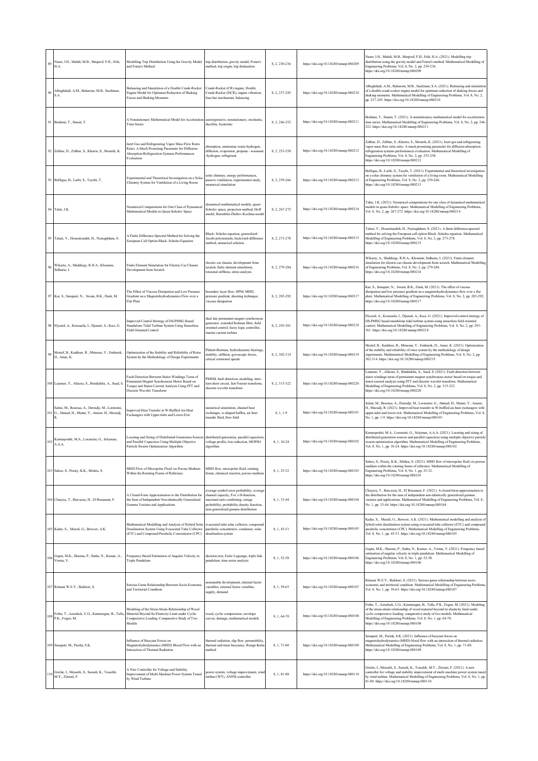| 89 | Naser, I.H., Mahdi, M.B., Meqtoof, F.H., Etih, H.A. | Modelling Trip Distribution Using the Gravity Model and Fratar's Method | trip distribution, gravity model, Fratar's method, trip origin, trip destination | 8, 2, 230-236 | https://doi.org/10.18280/mmep.080209 | Naser, I.H., Mahdi, M.B., Meqtoof, F.H., Etih, H.A. (2021). Modelling trip distribution using the gravity model and Fratar's method. Mathematical Modelling of Engineering Problems, Vol. 8, No. 2, pp. 230-236. https://doi.org/10.18280/mmep.080209 |
|---|---|---|---|---|---|---|
| 90 | Albaghdadi, A.M., Baharom, M.B., Sualiman, S.A. | Balancing and Simulation of a Double Crank-Rocker Engine Model for Optimum Reduction of Shaking Forces and Shaking Moments | Crank-Rocker (CR) engine, Double Crank-Rocker (DCR), engine vibration, four-bar mechanism, balancing | 8, 2, 237-245 | https://doi.org/10.18280/mmep.080210 | Albaghdadi, A.M., Baharom, M.B., Sualiman, S.A. (2021). Balancing and simulation of a double crank-rocker engine model for optimum reduction of shaking forces and shaking moments. Mathematical Modelling of Engineering Problems, Vol. 8, No. 2, pp. 237-245. https://doi.org/10.18280/mmep.080210 |
| 91 | Brahimi, T., Smain, T. | A Nonstationary Mathematical Model for Acceleration Time Series | autoregressive, nonstationary, stochastic, ductility, hysteretic | 8, 2, 246-252 | https://doi.org/10.18280/mmep.080211 | Brahimi, T., Smain, T. (2021). A nonstationary mathematical model for acceleration time series. Mathematical Modelling of Engineering Problems, Vol. 8, No. 2, pp. 246-252. https://doi.org/10.18280/mmep.080211 |
| 92 | Zebbar, D., Zebbar, S., Kherris, S., Mostefa, K. | Inert Gas and Refrigerating Vapor Mass Flow Rates Ratio: A Much Promising Parameter for Diffusion-Absorption-Refrigeration Systems Performances Evaluation | absorption, ammoniac-water-hydrogen, diffusion, evaporator, propane - n-nonane -hydrogen, refrigerant | 8, 2, 253-258 | https://doi.org/10.18280/mmep.080212 | Zebbar, D., Zebbar, S., Kherris, S., Mostefa, K. (2021). Inert gas and refrigerating vapor mass flow rates ratio: A much promising parameter for diffusion-absorption-refrigeration systems performances evaluation. Mathematical Modelling of Engineering Problems, Vol. 8, No. 2, pp. 253-258. https://doi.org/10.18280/mmep.080212 |
| 93 | Belfegas, B., Larbi, S., Tayebi, T. | Experimental and Theoretical Investigation on a Solar Chimney System for Ventilation of a Living Room | solar chimney, energy performances, passive ventilation, experimental study, numerical simulation | 8, 2, 259-266 | https://doi.org/10.18280/mmep.080213 | Belfegas, B., Larbi, S., Tayebi, T. (2021). Experimental and theoretical investigation on a solar chimney system for ventilation of a living room. Mathematical Modelling of Engineering Problems, Vol. 8, No. 2, pp. 259-266. https://doi.org/10.18280/mmep.080213 |
| 94 | Tahir, J.K. | Numerical Computations for One Class of Dynamical Mathematical Models in Quasi-Sobolev Space | dynamical mathematical models, quasi-Sobolev space, projection method, Hoff model, Barenblat-Zheltov-Kochina model | 8, 2, 267-272 | https://doi.org/10.18280/mmep.080214 | Tahir, J.K. (2021). Numerical computations for one class of dynamical mathematical models in quasi-Sobolev space. Mathematical Modelling of Engineering Problems, Vol. 8, No. 2, pp. 267-272. https://doi.org/10.18280/mmep.080214 |
| 95 | Talaei, Y., Hosseinzadeh, H., Noeiaghdam, S. | A Finite Difference-Spectral Method for Solving the European Call Option Black–Scholes Equation | Black–Scholes equation, generalized Jacobi polynomials, backward-difference method, numerical solution | 8, 2, 273-278 | https://doi.org/10.18280/mmep.080215 | Talaei, Y., Hosseinzadeh, H., Noeiaghdam, S. (2021). A finite difference-spectral method for solving the European call option Black–Scholes equation. Mathematical Modelling of Engineering Problems, Vol. 8, No. 2, pp. 273-278. https://doi.org/10.18280/mmep.080215 |
| 96 | Wikarta, A., Shiddiegy, R.H.A., Khosmin, Sidharta, I. | Finite Element Simulation for Electric-Car Chassis Development from Scratch | electric car chassis, development from scratch, finite element simulation, torsional stiffness, stress analysis | 8, 2, 279-284 | https://doi.org/10.18280/mmep.080216 | Wikarta, A., Shiddiegy, R.H.A., Khosmin, Sidharta, I. (2021). Finite element simulation for electric-car chassis development from scratch. Mathematical Modelling of Engineering Problems, Vol. 8, No. 2, pp. 279-284. https://doi.org/10.18280/mmep.080216 |
| 97 | Kar, S., Senapati, N., Swain, B.K., Dash, M. | The Effect of Viscous Dissipation and Low Pressure Gradient on a Magnetohydrodynamics Flow over a Flat Plate | boundary layer flow, HPM, MHD, pressure gradient, shooting technique, viscous dissipation | 8, 2, 285-292 | https://doi.org/10.18280/mmep.080217 | Kar, S., Senapati, N., Swain, B.K., Dash, M. (2021). The effect of viscous dissipation and low pressure gradient on a magnetohydrodynamics flow over a flat plate. Mathematical Modelling of Engineering Problems, Vol. 8, No. 2, pp. 285-292. https://doi.org/10.18280/mmep.080217 |
| 98 | Elyazid, A., Koussaila, I., Djamal, A., Kaci, G. | Improved Control Strategy of DS-PMSG Based Standalone Tidal Turbine System Using Sensorless Field Oriented Control | dual star permanent magnet synchronous generator, extended Kalman filter, field oriented control, fuzzy logic controller, marine current turbine | 8, 2, 293-301 | https://doi.org/10.18280/mmep.080218 | Elyazid, A., Koussaila, I., Djamal, A., Kaci, G. (2021). Improved control strategy of DS-PMSG based standalone tidal turbine system using sensorless field oriented control. Mathematical Modelling of Engineering Problems, Vol. 8, No. 2, pp. 293-301. https://doi.org/10.18280/mmep.080218 |
| 99 | Mostef, B., Kaddour, R., Mimoun, Y., Embarek, D., Amar, K. | Optimization of the Stability and Reliability of Rotor System by the Methodology of Design Experiments | Plakett-Burman, hydrodynamic bearings, stability, stiffness, gyroscopic forces, critical rotational speeds | 8, 2, 302-314 | https://doi.org/10.18280/mmep.080219 | Mostef, B., Kaddour, R., Mimoun, Y., Embarek, D., Amar, K. (2021). Optimization of the stability and reliability of rotor system by the methodology of design experiments. Mathematical Modelling of Engineering Problems, Vol. 8, No. 2, pp. 302-314. https://doi.org/10.18280/mmep.080219 |
| 100 | Laamari, Y., Allaoui, S., Bendaikha, A., Saad, S. | Fault Detection Between Stator Windings Turns of Permanent Magnet Synchronous Motor Based on Torque and Stator-Current Analysis Using FFT and Discrete Wavelet Transform | PMSM, fault detection, modeling, inter-turn short circuit, fast Fourier transform, discrete wavelet transform | 8, 2, 315-322 | https://doi.org/10.18280/mmep.080220 | Laamari, Y., Allaoui, S., Bendaikha, A., Saad, S. (2021). Fault detection between stator windings turns of permanent magnet synchronous motor based on torque and stator-current analysis using FFT and discrete wavelet transform. Mathematical Modelling of Engineering Problems, Vol. 8, No. 2, pp. 315-322. https://doi.org/10.18280/mmep.080220 |
| 101 | Salmi, M., Boursas, A., Derradji, M., Lorenzini, G., Ahmad, H., Menni, Y., Ameur, H., Maoudj, R. | Improved Heat Transfer in W-Baffled Air-Heat Exchangers with Upper-Inlet and Lower-Exit | numerical simulation, channel heat exchanger, w-shaped baffles, air heat transfer fluid, flow field | 8, 1, 1-9 | https://doi.org/10.18280/mmep.080101 | Salmi, M., Boursas, A., Derradji, M., Lorenzini, G., Ahmad, H., Menni, Y., Ameur, H., Maoudj, R. (2021). Improved heat transfer in W-baffled air-heat exchangers with upper-inlet and lower-exit. Mathematical Modelling of Engineering Problems, Vol. 8, No. 1, pp. 1-9. https://doi.org/10.18280/mmep.080101 |
| 102 | Kamarposhti, M.A., Lorenzini, G., Solyman, A.A.A. | Locating and Sizing of Distributed Generation Sources and Parallel Capacitors Using Multiple Objective Particle Swarm Optimization Algorithm | distributed generation, parallel capacitors, voltage profile, loss reduction, MOPSO algorithm | 8, 1, 10-24 | https://doi.org/10.18280/mmep.080102 | Kamarposhti, M.A., Lorenzini, G., Solyman, A.A.A. (2021). Locating and sizing of distributed generation sources and parallel capacitors using multiple objective particle swarm optimization algorithm. Mathematical Modelling of Engineering Problems, Vol. 8, No. 1, pp. 10-24. https://doi.org/10.18280/mmep.080102 |
| 103 | Sahoo, S., Prusty, K.K., Mishra, S. | MHD Flow of Micropolar Fluid via Porous Medium Within the Rotating Frame of Reference | MHD flow, micropolar fluid, rotating frame, chemical reaction, porous medium | 8, 1, 25-32 | https://doi.org/10.18280/mmep.080103 | Sahoo, S., Prusty, K.K., Mishra, S. (2021). MHD flow of micropolar fluid via porous medium within the rotating frame of reference. Mathematical Modelling of Engineering Problems, Vol. 8, No. 1, pp. 25-32. https://doi.org/10.18280/mmep.080103 |
| 104 | Chaayra, T., Ben-azza, H., El Bouanani, F. | A Closed-Form Approximation to the Distribution for the Sum of Independent Non-identically Generalized Gamma Variates and Applications | average symbol error probability, average channel capacity, Fox's H-function, maximal-ratio combining, outage probability, probability density function, sum generalized gamma distribution | 8, 1, 33-44 | https://doi.org/10.18280/mmep.080104 | Chaayra, T., Ben-azza, H., El Bouanani, F. (2021). A closed-form approximation to the distribution for the sum of independent non-identically generalized gamma variates and applications. Mathematical Modelling of Engineering Problems, Vol. 8, No. 1, pp. 33-44. https://doi.org/10.18280/mmep.080104 |
| 105 | Kedar, S., Murali, G., Bewoor, A.K. | Mathematical Modelling and Analysis of Hybrid Solar Desalination System Using Evacuated Tube Collector (ETC) and Compound Parabolic Concentrator (CPC) | evacuated tube solar collector, compound parabolic concentrator, condenser, solar desalination system | 8, 1, 45-51 | https://doi.org/10.18280/mmep.080105 | Kedar, S., Murali, G., Bewoor, A.K. (2021). Mathematical modelling and analysis of hybrid solar desalination system using evacuated tube collector (ETC) and compound parabolic concentrator (CPC). Mathematical Modelling of Engineering Problems, Vol. 8, No. 1, pp. 45-51. https://doi.org/10.18280/mmep.080105 |
| 106 | Gupta, M.K., Sharma, P., Sinha, N., Kumar, A., Verma, V. | Frequency Based Estimation of Angular Velocity in Triple Pendulum | decision tree, Euler Lagrange, triple link pendulum, time series analysis | 8, 1, 52-58 | https://doi.org/10.18280/mmep.080106 | Gupta, M.K., Sharma, P., Sinha, N., Kumar, A., Verma, V. (2021). Frequency based estimation of angular velocity in triple pendulum. Mathematical Modelling of Engineering Problems, Vol. 8, No. 1, pp. 52-58. https://doi.org/10.18280/mmep.080106 |
| 107 | Retnani W.E.Y., Bukhori, S. | Serious Game Relationship Between Socio-Economic and Territorial Condition | sustainable development, internal factor variables, external factor variables, supply, demand | 8, 1, 59-63 | https://doi.org/10.18280/mmep.080107 | Retnani W.E.Y., Bukhori, S. (2021). Serious game relationship between socio-economic and territorial condition. Mathematical Modelling of Engineering Problems, Vol. 8, No. 1, pp. 59-63. https://doi.org/10.18280/mmep.080107 |
| 108 | Fothe, T., Azeufack, U.G., Kemmeugne, B., Talla, P.K., Fogue, M. | Modeling of the Stress-Strain Relationship of Wood Material Beyond Its Elasticity Limit under Cyclic Compressive Loading: Comparative Study of Two Models | wood, cyclic compression, envelope curves, damage, mathematical models | 8, 1, 64-70 | https://doi.org/10.18280/mmep.080108 | Fothe, T., Azeufack, U.G., Kemmeugne, B., Talla, P.K., Fogue, M. (2021). Modeling of the stress-strain relationship of wood material beyond its elasticity limit under cyclic compressive loading: comparative study of two models. Mathematical Modelling of Engineering Problems, Vol. 8, No. 1, pp. 64-70. https://doi.org/10.18280/mmep.080108 |
| 109 | Senapati, M., Parida, S.K. | Influence of Buoyant Forces on Magnetohydrodynamics (MHD) Blood Flow with an Interaction of Thermal Radiation | thermal radiation, slip flow, permeability, thermal and mass buoyancy, Runge-Kutta method | 8, 1, 71-80 | https://doi.org/10.18280/mmep.080109 | Senapati, M., Parida, S.K. (2021). Influence of buoyant forces on magnetohydrodynamics (MHD) blood flow with an interaction of thermal radiation. Mathematical Modelling of Engineering Problems, Vol. 8, No. 1, pp. 71-80. https://doi.org/10.18280/mmep.080109 |
| 110 | Griche, I., Messalti, S., Saoudi, K., Touafek, M.Y., Zitouni, F. | A New Controller for Voltage and Stability Improvement of Multi Machine Power System Tuned by Wind Turbine | power system, voltage improvement, wind turbine (WT), ANFIS controller | 8, 1, 81-88 | https://doi.org/10.18280/mmep.080110 | Griche, I., Messalti, S., Saoudi, K., Touafek, M.Y., Zitouni, F. (2021). A new controller for voltage and stability improvement of multi machine power system tuned by wind turbine. Mathematical Modelling of Engineering Problems, Vol. 8, No. 1, pp. 81-88. https://doi.org/10.18280/mmep.080110 |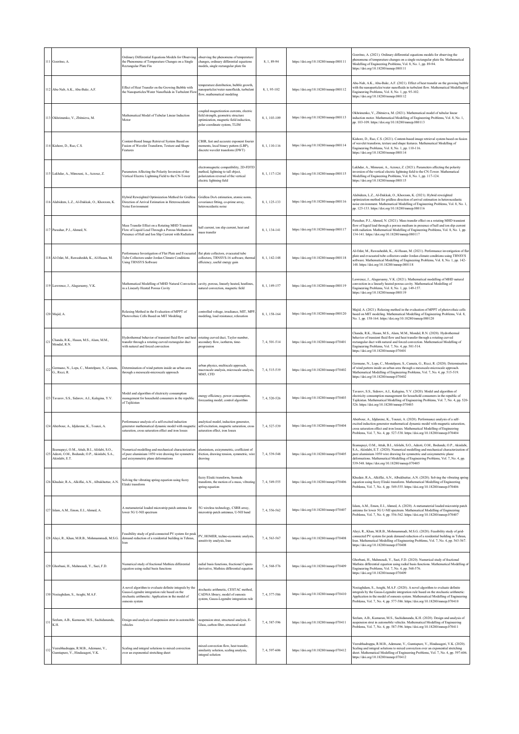| 111 | Goeritno, A. | Ordinary Differential Equations Models for Observing the Phenomena of Temperature Changes on a Single Rectangular Plate Fin | observing the phenomena of temperature changes, ordinary differential equations models, single rectangular plate fin | 8, 1, 89-94 | https://doi.org/10.18280/mmep.080111 | Goeritno, A. (2021). Ordinary differential equations models for observing the phenomena of temperature changes on a single rectangular plate fin. Mathematical Modelling of Engineering Problems, Vol. 8, No. 1, pp. 89-94. https://doi.org/10.18280/mmep.080111 |
|---|---|---|---|---|---|---|
| 112 | Abu-Nab, A.K., Abu-Bakr, A.F. | Effect of Heat Transfer on the Growing Bubble with the Nanoparticles/Water Nanofluids in Turbulent Flow | temperature distribution, bubble growth, nanoparticles/water nanofluids, turbulent flow, mathematical modeling | 8, 1, 95-102 | https://doi.org/10.18280/mmep.080112 | Abu-Nab, A.K., Abu-Bakr, A.F. (2021). Effect of heat transfer on the growing bubble with the nanoparticles/water nanofluids in turbulent flow. Mathematical Modelling of Engineering Problems, Vol. 8, No. 1, pp. 95-102. https://doi.org/10.18280/mmep.080112 |
| 113 | Okhrimenko, V., Zbitnieva, M. | Mathematical Model of Tubular Linear Induction Motor | coupled magnetization currents, electric field strength, geometric structure optimization, magnetic field induction, polar coordinate system, TLIM | 8, 1, 103-109 | https://doi.org/10.18280/mmep.080113 | Okhrimenko, V., Zbitnieva, M. (2021). Mathematical model of tubular linear induction motor. Mathematical Modelling of Engineering Problems, Vol. 8, No. 1, pp. 103-109. https://doi.org/10.18280/mmep.080113 |
| 114 | Kishore, D., Rao, C.S. | Content-Based Image Retrieval System Based on Fusion of Wavelet Transform, Texture and Shape Features | CBIR, fast and accurate exponent fourier moments, local binary pattern (LBP), discrete wavelet transform (DWT) | 8, 1, 110-116 | https://doi.org/10.18280/mmep.080114 | Kishore, D., Rao, C.S. (2021). Content-based image retrieval system based on fusion of wavelet transform, texture and shape features. Mathematical Modelling of Engineering Problems, Vol. 8, No. 1, pp. 110-116. https://doi.org/10.18280/mmep.080114 |
| 115 | Lakhdar, A., Mimouni, A., Azzouz, Z. | Parameters Affecting the Polarity Inversion of the Vertical Electric Lightning Field to the CN-Tower | electromagnetic compatibility, 2D-FDTD method, lightning to tall object, polarization reversal of the vertical electric lightning field | 8, 1, 117-124 | https://doi.org/10.18280/mmep.080115 | Lakhdar, A., Mimouni, A., Azzouz, Z. (2021). Parameters affecting the polarity inversion of the vertical electric lightning field to the CN-Tower. Mathematical Modelling of Engineering Problems, Vol. 8, No. 1, pp. 117-124. https://doi.org/10.18280/mmep.080115 |
| 116 | Alabideen, L.Z., Al-Dakkak, O., Khorzom, K. | Hybrid Reweighted Optimization Method for Gridless Direction of Arrival Estimation in Heteroscedastic Noise Environment | Gridless DoA estimation, atomic norm, covariance fitting, co-prime array, heteroscedastic noise | 8, 1, 125-133 | https://doi.org/10.18280/mmep.080116 | Alabideen, L.Z., Al-Dakkak, O., Khorzom, K. (2021). Hybrid reweighted optimization method for gridless direction of arrival estimation in heteroscedastic noise environment. Mathematical Modelling of Engineering Problems, Vol. 8, No. 1, pp. 125-133. https://doi.org/10.18280/mmep.080116 |
| 117 | Parashar, P.J., Ahmed, N. | Mass Transfer Effect on a Rotating MHD Transient Flow of Liquid Lead Through a Porous Medium in Presence of Hall and Ion Slip Current with Radiation | hall current, ion slip current, heat and mass transfer | 8, 1, 134-141 | https://doi.org/10.18280/mmep.080117 | Parashar, P.J., Ahmed, N. (2021). Mass transfer effect on a rotating MHD transient flow of liquid lead through a porous medium in presence of hall and ion slip current with radiation. Mathematical Modelling of Engineering Problems, Vol. 8, No. 1, pp. 134-141. https://doi.org/10.18280/mmep.080117 |
| 118 | Al-Odat, M., Rawashedeh, K., Al-Hasan, M. | Performance Investigation of Flat Plate and Evacuated Tube Collectors Under Jordan Climate Conditions Using TRNSYS Software | flat plate collectors, evacuated tube collectors, TRNSYS-16 software, thermal efficiency, useful energy gain | 8, 1, 142-148 | https://doi.org/10.18280/mmep.080118 | Al-Odat, M., Rawashedeh, K., Al-Hasan, M. (2021). Performance investigation of flat plate and evacuated tube collectors under Jordan climate conditions using TRNSYS software. Mathematical Modelling of Engineering Problems, Vol. 8, No. 1, pp. 142-148. https://doi.org/10.18280/mmep.080118 |
| 119 | Lawrence, J., Alagarsamy, V.K. | Mathematical Modelling of MHD Natural Convection in a Linearly Heated Porous Cavity | cavity, porous, linearly heated, heatlines, natural convection, magnetic field | 8, 1, 149-157 | https://doi.org/10.18280/mmep.080119 | Lawrence, J., Alagarsamy, V.K. (2021). Mathematical modelling of MHD natural convection in a linearly heated porous cavity. Mathematical Modelling of Engineering Problems, Vol. 8, No. 1, pp. 149-157. https://doi.org/10.18280/mmep.080119 |
| 120 | Majid, A. | Relaxing Method in the Evaluation of MPPT of Photovoltaic Cells Based on MIT Modeling | controlled voltage, irradiance, MIT, MPP, modeling, load resistance, relaxation | 8, 1, 158-164 | https://doi.org/10.18280/mmep.080120 | Majid, A. (2021). Relaxing method in the evaluation of MPPT of photovoltaic cells based on MIT modeling. Mathematical Modelling of Engineering Problems, Vol. 8, No. 1, pp. 158-164. https://doi.org/10.18280/mmep.080120 |
| 121 | Chanda, R.K., Hasan, M.S., Alam, M.M., Mondal, R.N. | Hydrothermal behavior of transient fluid flow and heat transfer through a rotating curved rectangular duct with natural and forced convection | rotating curved duct, Taylor number, secondary flow, isotherm, time-progression | 7, 4, 501-514 | https://doi.org/10.18280/mmep.070401 | Chanda, R.K., Hasan, M.S., Alam, M.M., Mondal, R.N. (2020). Hydrothermal behavior of transient fluid flow and heat transfer through a rotating curved rectangular duct with natural and forced convection. Mathematical Modelling of Engineering Problems, Vol. 7, No. 4, pp. 501-514. https://doi.org/10.18280/mmep.070401 |
| 122 | Germano, N., Lops, C., Montelpare, S., Camata, G., Ricci, R. | Determination of wind pattern inside an urban area through a mesoscale-microscale approach | urban physics, multiscale approach, macroscale analysis, microscale analysis, MM5, CFD | 7, 4, 515-519 | https://doi.org/10.18280/mmep.070402 | Germano, N., Lops, C., Montelpare, S., Camata, G., Ricci, R. (2020). Determination of wind pattern inside an urban area through a mesoscale-microscale approach. Mathematical Modelling of Engineering Problems, Vol. 7, No. 4, pp. 515-519. https://doi.org/10.18280/mmep.070402 |
| 123 | Tavarov, S.S., Sidorov, A.I., Kalegina, Y.V. | Model and algorithm of electricity consumption management for household consumers in the republic of Tajikistan | energy efficiency, power consumption, forecasting model, control algorithm | 7, 4, 520-526 | https://doi.org/10.18280/mmep.070403 | Tavarov, S.S., Sidorov, A.I., Kalegina, Y.V. (2020). Model and algorithm of electricity consumption management for household consumers in the republic of Tajikistan. Mathematical Modelling of Engineering Problems, Vol. 7, No. 4, pp. 520-526. https://doi.org/10.18280/mmep.070403 |
| 124 | Aberbour, A., Idjdarene, K., Tounzi, A. | Performance analysis of a self-excited induction generator mathematical dynamic model with magnetic saturation, cross saturation effect and iron losses | analytical model, induction generator, self-excitation, magnetic saturation, cross saturation effect, iron losses | 7, 4, 527-539 | https://doi.org/10.18280/mmep.070404 | Aberbour, A., Idjdarene, K., Tounzi, A. (2020). Performance analysis of a self-excited induction generator mathematical dynamic model with magnetic saturation, cross saturation effect and iron losses. Mathematical Modelling of Engineering Problems, Vol. 7, No. 4, pp. 527-538. https://doi.org/10.18280/mmep.070404 |
| 125 | Ikumapayi, O.M., Attah, B.I., Afolabi, S.O., Adeoti, O.M., Bodunde, O.P., Akinlabi, S.A., Akinlabi, E.T. | Numerical modelling and mechanical characterization of pure aluminium 1050 wire drawing for symmetric and axisymmetric plane deformations | aluminium, axisymmetric, coefficient of friction, drawing tension, symmetric, wire drawing | 7, 4, 539-548 | https://doi.org/10.18280/mmep.070405 | Ikumapayi, O.M., Attah, B.I., Afolabi, S.O., Adeoti, O.M., Bodunde, O.P., Akinlabi, S.A., Akinlabi, E.T. (2020). Numerical modelling and mechanical characterization of pure aluminium 1050 wire drawing for symmetric and axisymmetric plane deformations. Mathematical Modelling of Engineering Problems, Vol. 7, No. 4, pp. 539-548. https://doi.org/10.18280/mmep.070405 |
| 126 | Khudair, R.A., Alkiffai, A.N., Albukhuttar, A.N. | Solving the vibrating spring equation using fuzzy Elzaki transform | fuzzy Elzaki transform, Sumudu transform, the motion of a mass, vibrating spring equation | 7, 4, 549-555 | https://doi.org/10.18280/mmep.070406 | Khudair, R.A., Alkiffai, A.N., Albukhuttar, A.N. (2020). Solving the vibrating spring equation using fuzzy Elzaki transform. Mathematical Modelling of Engineering Problems, Vol. 7, No. 4, pp. 549-555. https://doi.org/10.18280/mmep.070406 |
| 127 | Islam, A.M., Emon, E.I., Ahmed, A. | A metamaterial loaded microstrip patch antenna for lower 5G U-NII spectrum | 5G wireless technology, CSRR array, microstrip patch antennas, U-NII band | 7, 4, 556-562 | https://doi.org/10.18280/mmep.070407 | Islam, A.M., Emon, E.I., Ahmed, A. (2020). A metamaterial loaded microstrip patch antenna for lower 5G U-NII spectrum. Mathematical Modelling of Engineering Problems, Vol. 7, No. 4, pp. 556-562. https://doi.org/10.18280/mmep.070407 |
| 128 | Alayi, R., Khan, M.R.B., Mohmammadi, M.S.G. | Feasibility study of grid-connected PV system for peak demand reduction of a residential building in Tehran, Iran | PV, HOMER, techno-economic analysis, sensitivity analysis, Iran | 7, 4, 563-567 | https://doi.org/10.18280/mmep.070408 | Alayi, R., Khan, M.R.B., Mohmammadi, M.S.G. (2020). Feasibility study of grid-connected PV system for peak demand reduction of a residential building in Tehran, Iran. Mathematical Modelling of Engineering Problems, Vol. 7, No. 4, pp. 563-567. https://doi.org/10.18280/mmep.070408 |
| 129 | Ghorbani, H., Mahmoudi, Y., Saei, F.D. | Numerical study of fractional Mathieu differential equation using radial basis functions | radial basis functions, fractional Caputo derivative, Mathieu differential equation | 7, 4, 568-576 | https://doi.org/10.18280/mmep.070409 | Ghorbani, H., Mahmoudi, Y., Saei, F.D. (2020). Numerical study of fractional Mathieu differential equation using radial basis functions. Mathematical Modelling of Engineering Problems, Vol. 7, No. 4, pp. 568-576. https://doi.org/10.18280/mmep.070409 |
| 130 | Noeiaghdam, S., Araghi, M.A.F. | A novel algorithm to evaluate definite integrals by the Gauss-Legendre integration rule based on the stochastic arithmetic: Application in the model of osmosis system | stochastic arithmetic, CESTAC method, CADNA library, model of osmosis system, Gauss-Legendre integration rule | 7, 4, 577-586 | https://doi.org/10.18280/mmep.070410 | Noeiaghdam, S., Araghi, M.A.F. (2020). A novel algorithm to evaluate definite integrals by the Gauss-Legendre integration rule based on the stochastic arithmetic: Application in the model of osmosis system. Mathematical Modelling of Engineering Problems, Vol. 7, No. 4, pp. 577-586. https://doi.org/10.18280/mmep.070410 |
| 131 | Seelam, A.B., Kumaran, M.S., Sachidananda, K.H. | Design and analysis of suspension strut in automobile vehicles | suspension strut, structural analysis, E-Glass, carbon fiber, structural steel | 7, 4, 587-596 | https://doi.org/10.18280/mmep.070411 | Seelam, A.B., Kumaran, M.S., Sachidananda, K.H. (2020). Design and analysis of suspension strut in automobile vehicles. Mathematical Modelling of Engineering Problems, Vol. 7, No. 4, pp. 587-596. https://doi.org/10.18280/mmep.070411 |
| 132 | Veerabhadrappa, R.M.B., Ademane, V., Gumtapure, V., Hindasageri, V.K. | Scaling and integral solutions to mixed convection over an exponential stretching sheet | mixed convection flow, heat transfer, similarity solution, scaling analysis, integral solution | 7, 4, 597-606 | https://doi.org/10.18280/mmep.070412 | Veerabhadrappa, R.M.B., Ademane, V., Gumtapure, V., Hindasageri, V.K. (2020). Scaling and integral solutions to mixed convection over an exponential stretching sheet. Mathematical Modelling of Engineering Problems, Vol. 7, No. 4, pp. 597-606. https://doi.org/10.18280/mmep.070412 |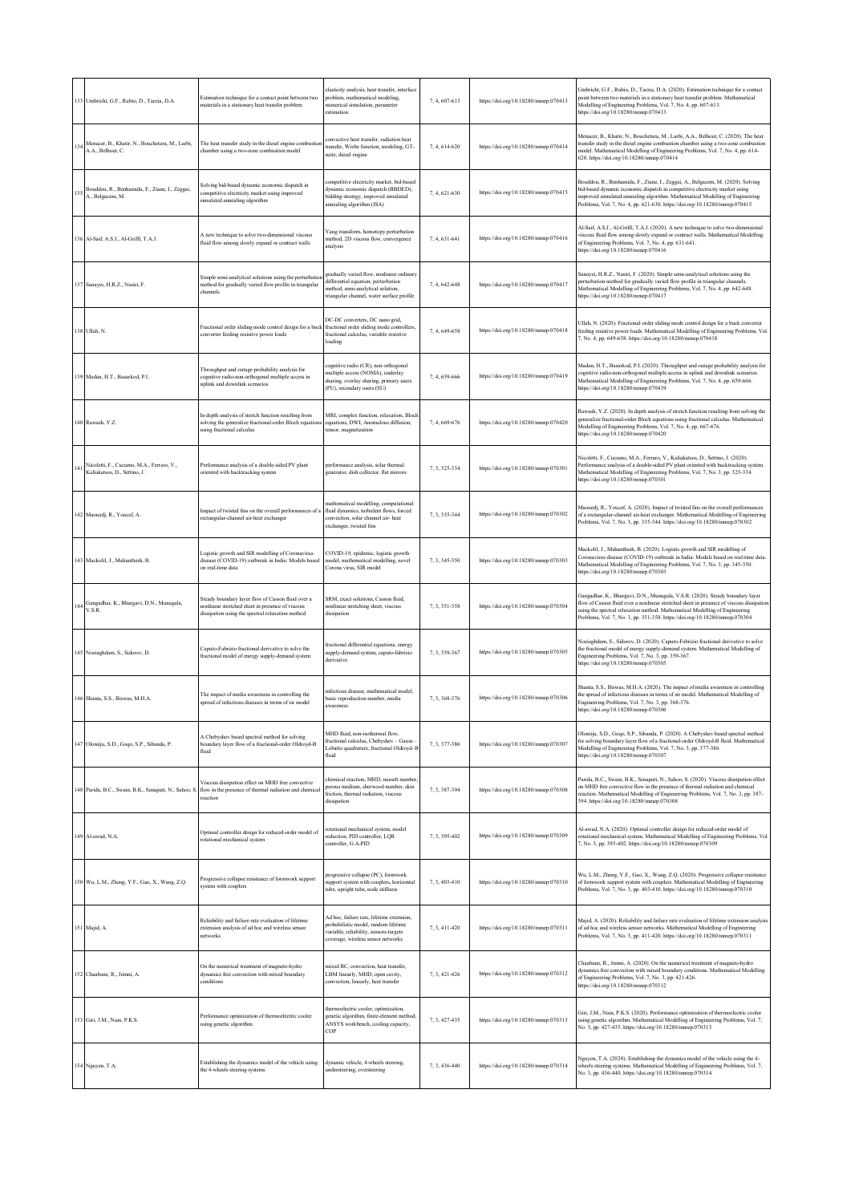| 133 | Umbricht, G.F., Rubio, D., Tarzia, D.A. | Estimation technique for a contact point between two materials in a stationary heat transfer problem | elasticity analysis, heat transfer, interface problem, mathematical modeling, numerical simulation, parameter estimation | 7, 4, 607-613 | https://doi.org/10.18280/mmep.070413 | Umbricht, G.F., Rubio, D., Tarzia, D.A. (2020). Estimation technique for a contact point between two materials in a stationary heat transfer problem. Mathematical Modelling of Engineering Problems, Vol. 7, No. 4, pp. 607-613. https://doi.org/10.18280/mmep.070413 |
|---|---|---|---|---|---|---|
| 134 | Menacer, B., Khatir, N., Bouchetara, M., Larbi, A.A., Belhout, C. | The heat transfer study in the diesel engine combustion chamber using a two-zone combustion model | convective heat transfer, radiation heat transfer, Wiebe function, modeling, GT-suite, diesel engine | 7, 4, 614-620 | https://doi.org/10.18280/mmep.070414 | Menacer, B., Khatir, N., Bouchetara, M., Larbi, A.A., Belhout, C. (2020). The heat transfer study in the diesel engine combustion chamber using a two-zone combustion model. Mathematical Modelling of Engineering Problems, Vol. 7, No. 4, pp. 614-620. https://doi.org/10.18280/mmep.070414 |
| 135 | Bouddou, R., Benhamida, F., Ziane, I., Zeggai, A., Belgacem, M. | Solving bid-based dynamic economic dispatch in competitive electricity market using improved simulated annealing algorithm | competitive electricity market, bid-based dynamic economic dispatch (BBDED), bidding strategy, improved simulated annealing algorithm (ISA) | 7, 4, 621-630 | https://doi.org/10.18280/mmep.070415 | Bouddou, R., Benhamida, F., Ziane, I., Zeggai, A., Belgacem, M. (2020). Solving bid-based dynamic economic dispatch in competitive electricity market using improved simulated annealing algorithm. Mathematical Modelling of Engineering Problems, Vol. 7, No. 4, pp. 621-630. https://doi.org/10.18280/mmep.070415 |
| 136 | Al-Saif, A.S.J., Al-Griffi, T.A.J. | A new technique to solve two-dimensional viscous fluid flow among slowly expand or contract walls | Yang transform, homotopy perturbation method, 2D viscous flow, convergence analysis | 7, 4, 631-641 | https://doi.org/10.18280/mmep.070416 | Al-Saif, A.S.J., Al-Griffi, T.A.J. (2020). A new technique to solve two-dimensional viscous fluid flow among slowly expand or contract walls. Mathematical Modelling of Engineering Problems, Vol. 7, No. 4, pp. 631-641. https://doi.org/10.18280/mmep.070416 |
| 137 | Sanayei, H.R.Z., Nasiri, F. | Simple semi-analytical solutions using the perturbation method for gradually varied flow profile in triangular channels | gradually varied flow, nonlinear ordinary differential equation, perturbation method, semi-analytical solution, triangular channel, water surface profile | 7, 4, 642-648 | https://doi.org/10.18280/mmep.070417 | Sanayei, H.R.Z., Nasiri, F. (2020). Simple semi-analytical solutions using the perturbation method for gradually varied flow profile in triangular channels. Mathematical Modelling of Engineering Problems, Vol. 7, No. 4, pp. 642-648. https://doi.org/10.18280/mmep.070417 |
| 138 | Ullah, N. | Fractional order sliding mode control design for a buck converter feeding resistive power loads | DC-DC converters, DC nano grid, fractional order sliding mode controllers, fractional calculus, variable resistive loading | 7, 4, 649-658 | https://doi.org/10.18280/mmep.070418 | Ullah, N. (2020). Fractional order sliding mode control design for a buck converter feeding resistive power loads. Mathematical Modelling of Engineering Problems, Vol. 7, No. 4, pp. 649-658. https://doi.org/10.18280/mmep.070418 |
| 139 | Madan, H.T., Basarkod, P.I. | Throughput and outage probability analysis for cognitive radio-non-orthogonal multiple access in uplink and downlink scenarios | cognitive radio (CR), non orthogonal multiple access (NOMA), underlay sharing, overlay sharing, primary users (PU), secondary users (SU) | 7, 4, 659-666 | https://doi.org/10.18280/mmep.070419 | Madan, H.T., Basarkod, P.I. (2020). Throughput and outage probability analysis for cognitive radio-non-orthogonal multiple access in uplink and downlink scenarios. Mathematical Modelling of Engineering Problems, Vol. 7, No. 4, pp. 659-666. https://doi.org/10.18280/mmep.070419 |
| 140 | Rawash, Y.Z. | In depth analysis of stretch function resulting from solving the generalize fractional-order Bloch equations using fractional calculus | MRI, complex function, relaxation, Bloch equations, DWI, Anomalous diffusion, tensor, magnetization | 7, 4, 669-676 | https://doi.org/10.18280/mmep.070420 | Rawash, Y.Z. (2020). In depth analysis of stretch function resulting from solving the generalize fractional-order Bloch equations using fractional calculus. Mathematical Modelling of Engineering Problems, Vol. 7, No. 4, pp. 667-676. https://doi.org/10.18280/mmep.070420 |
| 141 | Nicoletti, F., Cucumo, M.A., Ferraro, V., Kaliakatsos, D., Settino, J. | Performance analysis of a double-sided PV plant oriented with backtracking system | performance analysis, solar thermal generator, dish collector, flat mirrors | 7, 3, 325-334 | https://doi.org/10.18280/mmep.070301 | Nicoletti, F., Cucumo, M.A., Ferraro, V., Kaliakatsos, D., Settino, J. (2020). Performance analysis of a double-sided PV plant oriented with backtracking system. Mathematical Modelling of Engineering Problems, Vol. 7, No. 3, pp. 325-334. https://doi.org/10.18280/mmep.070301 |
| 142 | Maouedj, R., Youcef, A. | Impact of twisted fins on the overall performances of a rectangular-channel air-heat exchanger | mathematical modelling, computational fluid dynamics, turbulent flows, forced convection, solar channel air- heat exchanger, twisted fins | 7, 3, 335-344 | https://doi.org/10.18280/mmep.070302 | Maouedj, R., Youcef, A. (2020). Impact of twisted fins on the overall performances of a rectangular-channel air-heat exchanger. Mathematical Modelling of Engineering Problems, Vol. 7, No. 3, pp. 335-344. https://doi.org/10.18280/mmep.070302 |
| 143 | Mackolil, J., Mahanthesh, B. | Logistic growth and SIR modelling of Coronavirus disease (COVID-19) outbreak in India: Models based on real-time data | COVID-19, epidemic, logistic growth model, mathematical modelling, novel Corona virus, SIR model | 7, 3, 345-350 | https://doi.org/10.18280/mmep.070303 | Mackolil, J., Mahanthesh, B. (2020). Logistic growth and SIR modelling of Coronavirus disease (COVID-19) outbreak in India: Models based on real-time data. Mathematical Modelling of Engineering Problems, Vol. 7, No. 3, pp. 345-350. https://doi.org/10.18280/mmep.070303 |
| 144 | Gangadhar, K., Bhargavi, D.N., Munagala, V.S.R. | Steady boundary layer flow of Casson fluid over a nonlinear stretched sheet in presence of viscous dissipation using the spectral relaxation method | SRM, exact solutions, Casson fluid, nonlinear stretching sheet, viscous dissipation | 7, 3, 351-358 | https://doi.org/10.18280/mmep.070304 | Gangadhar, K., Bhargavi, D.N., Munagala, V.S.R. (2020). Steady boundary layer flow of Casson fluid over a nonlinear stretched sheet in presence of viscous dissipation using the spectral relaxation method. Mathematical Modelling of Engineering Problems, Vol. 7, No. 3, pp. 351-358. https://doi.org/10.18280/mmep.070304 |
| 145 | Noeiaghdam, S., Sidorov, D. | Caputo-Fabrizio fractional derivative to solve the fractional model of energy supply-demand system | fractional differential equations, energy supply-demand system, caputo-fabrizio derivative | 7, 3, 359-367 | https://doi.org/10.18280/mmep.070305 | Noeiaghdam, S., Sidorov, D. (2020). Caputo-Fabrizio fractional derivative to solve the fractional model of energy supply-demand system. Mathematical Modelling of Engineering Problems, Vol. 7, No. 3, pp. 359-367. https://doi.org/10.18280/mmep.070305 |
| 146 | Shanta, S.S., Biswas, M.H.A. | The impact of media awareness in controlling the spread of infectious diseases in terms of sir model | infectious disease, mathematical model, basic reproduction number, media awareness | 7, 3, 368-376 | https://doi.org/10.18280/mmep.070306 | Shanta, S.S., Biswas, M.H.A. (2020). The impact of media awareness in controlling the spread of infectious diseases in terms of sir model. Mathematical Modelling of Engineering Problems, Vol. 7, No. 3, pp. 368-376. https://doi.org/10.18280/mmep.070306 |
| 147 | Oloniiju, S.D., Goqo, S.P., Sibanda, P. | A Chebyshev based spectral method for solving boundary layer flow of a fractional-order Oldroyd-B fluid | MHD fluid, non-isothermal flow, fractional calculus, Chebyshev – Gauss – Lobatto quadrature, fractional Oldroyd–B fluid | 7, 3, 377-386 | https://doi.org/10.18280/mmep.070307 | Oloniiju, S.D., Goqo, S.P., Sibanda, P. (2020). A Chebyshev based spectral method for solving boundary layer flow of a fractional-order Oldroyd-B fluid. Mathematical Modelling of Engineering Problems, Vol. 7, No. 3, pp. 377-386. https://doi.org/10.18280/mmep.070307 |
| 148 | Parida, B.C., Swain, B.K., Senapati, N., Sahoo, S. | Viscous dissipation effect on MHD free convective flow in the presence of thermal radiation and chemical reaction | chemical reaction, MHD, nusselt number, porous medium, sherwood number, skin friction, thermal radiation, viscous dissipation | 7, 3, 387-394 | https://doi.org/10.18280/mmep.070308 | Parida, B.C., Swain, B.K., Senapati, N., Sahoo, S. (2020). Viscous dissipation effect on MHD free convective flow in the presence of thermal radiation and chemical reaction. Mathematical Modelling of Engineering Problems, Vol. 7, No. 3, pp. 387-394. https://doi.org/10.18280/mmep.070308 |
| 149 | Al-awad, N.A. | Optimal controller design for reduced-order model of rotational mechanical system | rotational mechanical system, model reduction, PID controller, LQR controller, G.A-PID | 7, 3, 395-402 | https://doi.org/10.18280/mmep.070309 | Al-awad, N.A. (2020). Optimal controller design for reduced-order model of rotational mechanical system. Mathematical Modelling of Engineering Problems, Vol. 7, No. 3, pp. 395-402. https://doi.org/10.18280/mmep.070309 |
| 150 | Wu, L.M., Zheng, Y.F., Gao, X., Wang, Z.Q. | Progressive collapse resistance of formwork support system with couplers | progressive collapse (PC), formwork support system with couplers, horizontal tube, upright tube, node stiffness | 7, 3, 403-410 | https://doi.org/10.18280/mmep.070310 | Wu, L.M., Zheng, Y.F., Gao, X., Wang, Z.Q. (2020). Progressive collapse resistance of formwork support system with couplers. Mathematical Modelling of Engineering Problems, Vol. 7, No. 3, pp. 403-410. https://doi.org/10.18280/mmep.070310 |
| 151 | Majid, A. | Reliability and failure rate evaluation of lifetime extension analysis of ad hoc and wireless sensor networks | Ad hoc, failure rate, lifetime extension, probabilistic model, random lifetime variable, reliability, sensors-targets coverage, wireless sensor networks | 7, 3, 411-420 | https://doi.org/10.18280/mmep.070311 | Majid, A. (2020). Reliability and failure rate evaluation of lifetime extension analysis of ad hoc and wireless sensor networks. Mathematical Modelling of Engineering Problems, Vol. 7, No. 3, pp. 411-420. https://doi.org/10.18280/mmep.070311 |
| 152 | Chaabane, R., Jemni, A. | On the numerical treatment of magneto-hydro dynamics free convection with mixed boundary conditions | mixed BC, convection, heat transfer, LBM linearly, MHD, open cavity, convection, linearly, heat transfer | 7, 3, 421-426 | https://doi.org/10.18280/mmep.070312 | Chaabane, R., Jemni, A. (2020). On the numerical treatment of magneto-hydro dynamics free convection with mixed boundary conditions. Mathematical Modelling of Engineering Problems, Vol. 7, No. 3, pp. 421-426. https://doi.org/10.18280/mmep.070312 |
| 153 | Giri, J.M., Nain, P.K.S. | Performance optimization of thermoelectric cooler using genetic algorithm | thermoelectric cooler, optimization, genetic algorithm, finite-element method, ANSYS workbench, cooling capacity, COP | 7, 3, 427-435 | https://doi.org/10.18280/mmep.070313 | Giri, J.M., Nain, P.K.S. (2020). Performance optimization of thermoelectric cooler using genetic algorithm. Mathematical Modelling of Engineering Problems, Vol. 7, No. 3, pp. 427-435. https://doi.org/10.18280/mmep.070313 |
| 154 | Nguyen, T.A. | Establishing the dynamics model of the vehicle using the 4-wheels steering systems | dynamic vehicle, 4-wheels steering, understeering, oversteering | 7, 3, 436-440 | https://doi.org/10.18280/mmep.070314 | Nguyen, T.A. (2020). Establishing the dynamics model of the vehicle using the 4-wheels steering systems. Mathematical Modelling of Engineering Problems, Vol. 7, No. 3, pp. 436-440. https://doi.org/10.18280/mmep.070314 |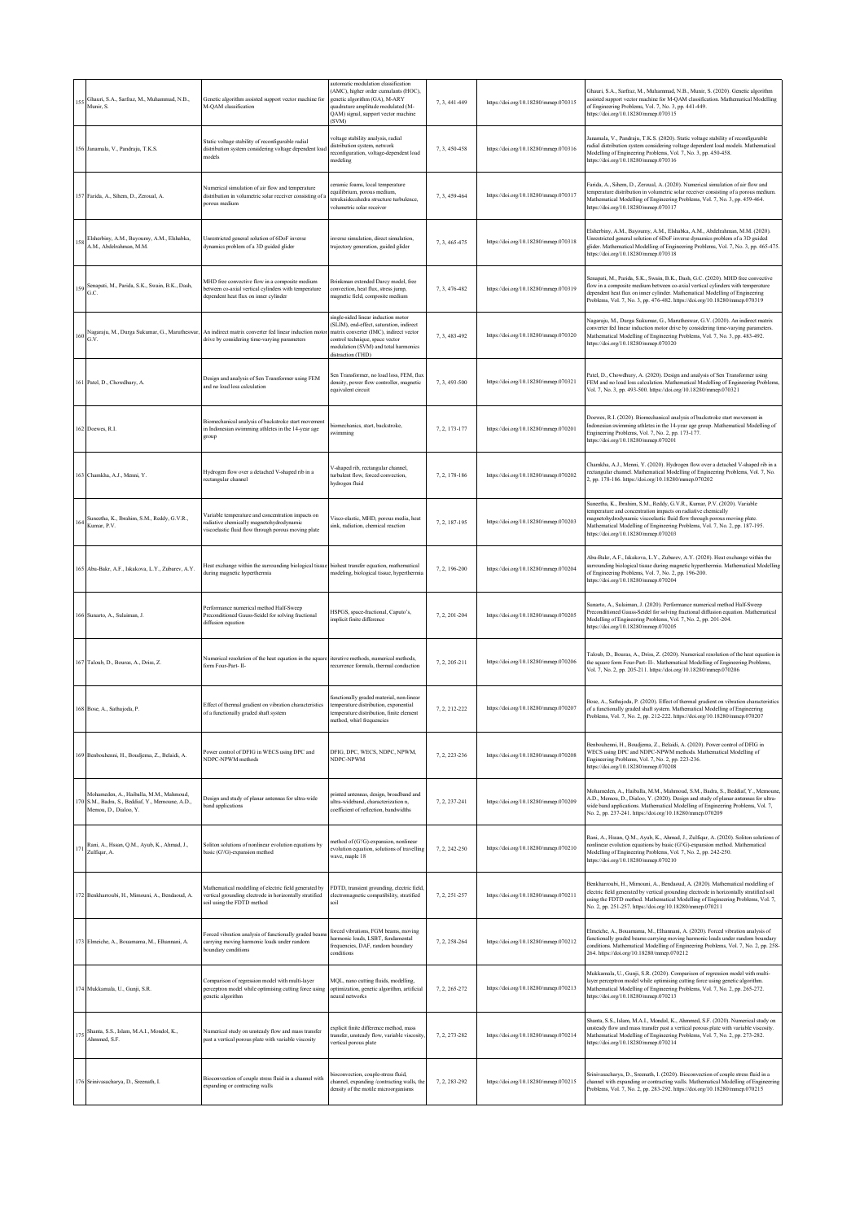| 155 | Ghauri, S.A., Sarfraz, M., Muhammad, N.B., Munir, S. | Genetic algorithm assisted support vector machine for M-QAM classification | automatic modulation classification (AMC), higher order cumulants (HOC), genetic algorithm (GA), M-ARY quadrature amplitude modulated (M-QAM) signal, support vector machine (SVM) | 7, 3, 441-449 | https://doi.org/10.18280/mmep.070315 | Ghauri, S.A., Sarfraz, M., Muhammad, N.B., Munir, S. (2020). Genetic algorithm assisted support vector machine for M-QAM classification. Mathematical Modelling of Engineering Problems, Vol. 7, No. 3, pp. 441-449. https://doi.org/10.18280/mmep.070315 |
|---|---|---|---|---|---|---|
| 156 | Janamala, V., Pandraju, T.K.S. | Static voltage stability of reconfigurable radial distribution system considering voltage dependent load models | voltage stability analysis, radial distribution system, network reconfiguration, voltage-dependent load modeling | 7, 3, 450-458 | https://doi.org/10.18280/mmep.070316 | Janamala, V., Pandraju, T.K.S. (2020). Static voltage stability of reconfigurable radial distribution system considering voltage dependent load models. Mathematical Modelling of Engineering Problems, Vol. 7, No. 3, pp. 450-458. https://doi.org/10.18280/mmep.070316 |
| 157 | Farida, A., Sihem, D., Zeroual, A. | Numerical simulation of air flow and temperature distribution in volumetric solar receiver consisting of a porous medium | ceramic foams, local temperature equilibrium, porous medium, tetrakaidecahedra structure turbulence, volumetric solar receiver | 7, 3, 459-464 | https://doi.org/10.18280/mmep.070317 | Farida, A., Sihem, D., Zeroual, A. (2020). Numerical simulation of air flow and temperature distribution in volumetric solar receiver consisting of a porous medium. Mathematical Modelling of Engineering Problems, Vol. 7, No. 3, pp. 459-464. https://doi.org/10.18280/mmep.070317 |
| 158 | Elsherbiny, A.M., Bayoumy, A.M., Elshabka, A.M., Abdelrahman, M.M. | Unrestricted general solution of 6DoF inverse dynamics problem of a 3D guided glider | inverse simulation, direct simulation, trajectory generation, guided glider | 7, 3, 465-475 | https://doi.org/10.18280/mmep.070318 | Elsherbiny, A.M., Bayoumy, A.M., Elshabka, A.M., Abdelrahman, M.M. (2020). Unrestricted general solution of 6DoF inverse dynamics problem of a 3D guided glider. Mathematical Modelling of Engineering Problems, Vol. 7, No. 3, pp. 465-475. https://doi.org/10.18280/mmep.070318 |
| 159 | Senapati, M., Parida, S.K., Swain, B.K., Dash, G.C. | MHD free convective flow in a composite medium between co-axial vertical cylinders with temperature dependent heat flux on inner cylinder | Brinkman extended Darcy model, free convection, heat flux, stress jump, magnetic field, composite medium | 7, 3, 476-482 | https://doi.org/10.18280/mmep.070319 | Senapati, M., Parida, S.K., Swain, B.K., Dash, G.C. (2020). MHD free convective flow in a composite medium between co-axial vertical cylinders with temperature dependent heat flux on inner cylinder. Mathematical Modelling of Engineering Problems, Vol. 7, No. 3, pp. 476-482. https://doi.org/10.18280/mmep.070319 |
| 160 | Nagaraju, M., Durga Sukumar, G., Marutheswar, G.V. | An indirect matrix converter fed linear induction motor drive by considering time-varying parameters | single-sided linear induction motor (SLIM), end-effect, saturation, indirect matrix converter (IMC), indirect vector control technique, space vector modulation (SVM) and total harmonics distraction (THD) | 7, 3, 483-492 | https://doi.org/10.18280/mmep.070320 | Nagaraju, M., Durga Sukumar, G., Marutheswar, G.V. (2020). An indirect matrix converter fed linear induction motor drive by considering time-varying parameters. Mathematical Modelling of Engineering Problems, Vol. 7, No. 3, pp. 483-492. https://doi.org/10.18280/mmep.070320 |
| 161 | Patel, D., Chowdhury, A. | Design and analysis of Sen Transformer using FEM and no load loss calculation | Sen Transformer, no load loss, FEM, flux density, power flow controller, magnetic equivalent circuit | 7, 3, 493-500 | https://doi.org/10.18280/mmep.070321 | Patel, D., Chowdhury, A. (2020). Design and analysis of Sen Transformer using FEM and no load loss calculation. Mathematical Modelling of Engineering Problems, Vol. 7, No. 3, pp. 493-500. https://doi.org/10.18280/mmep.070321 |
| 162 | Doewes, R.I. | Biomechanical analysis of backstroke start movement in Indonesian swimming athletes in the 14-year age group | biomechanics, start, backstroke, swimming | 7, 2, 173-177 | https://doi.org/10.18280/mmep.070201 | Doewes, R.I. (2020). Biomechanical analysis of backstroke start movement in Indonesian swimming athletes in the 14-year age group. Mathematical Modelling of Engineering Problems, Vol. 7, No. 2, pp. 173-177. https://doi.org/10.18280/mmep.070201 |
| 163 | Chamkha, A.J., Menni, Y. | Hydrogen flow over a detached V-shaped rib in a rectangular channel | V-shaped rib, rectangular channel, turbulent flow, forced convection, hydrogen fluid | 7, 2, 178-186 | https://doi.org/10.18280/mmep.070202 | Chamkha, A.J., Menni, Y. (2020). Hydrogen flow over a detached V-shaped rib in a rectangular channel. Mathematical Modelling of Engineering Problems, Vol. 7, No. 2, pp. 178-186. https://doi.org/10.18280/mmep.070202 |
| 164 | Suneetha, K., Ibrahim, S.M., Reddy, G.V.R., Kumar, P.V. | Variable temperature and concentration impacts on radiative chemically magnetohydrodynamic viscoelastic fluid flow through porous moving plate | Visco-elastic, MHD, porous media, heat sink, radiation, chemical reaction | 7, 2, 187-195 | https://doi.org/10.18280/mmep.070203 | Suneetha, K., Ibrahim, S.M., Reddy, G.V.R., Kumar, P.V. (2020). Variable temperature and concentration impacts on radiative chemically magnetohydrodynamic viscoelastic fluid flow through porous moving plate. Mathematical Modelling of Engineering Problems, Vol. 7, No. 2, pp. 187-195. https://doi.org/10.18280/mmep.070203 |
| 165 | Abu-Bakr, A.F., Iskakova, L.Y., Zubarev, A.Y. | Heat exchange within the surrounding biological tissue during magnetic hyperthermia | bioheat transfer equation, mathematical modeling, biological tissue, hyperthermia | 7, 2, 196-200 | https://doi.org/10.18280/mmep.070204 | Abu-Bakr, A.F., Iskakova, L.Y., Zubarev, A.Y. (2020). Heat exchange within the surrounding biological tissue during magnetic hyperthermia. Mathematical Modelling of Engineering Problems, Vol. 7, No. 2, pp. 196-200. https://doi.org/10.18280/mmep.070204 |
| 166 | Sunarto, A., Sulaiman, J. | Performance numerical method Half-Sweep Preconditioned Gauss-Seidel for solving fractional diffusion equation | HSPGS, space-fractional, Caputo's, implicit finite difference | 7, 2, 201-204 | https://doi.org/10.18280/mmep.070205 | Sunarto, A., Sulaiman, J. (2020). Performance numerical method Half-Sweep Preconditioned Gauss-Seidel for solving fractional diffusion equation. Mathematical Modelling of Engineering Problems, Vol. 7, No. 2, pp. 201-204. https://doi.org/10.18280/mmep.070205 |
| 167 | Taloub, D., Bouras, A., Driss, Z. | Numerical resolution of the heat equation in the square form Four-Part- II- | iterative methods, numerical methods, recurrence formula, thermal conduction | 7, 2, 205-211 | https://doi.org/10.18280/mmep.070206 | Taloub, D., Bouras, A., Driss, Z. (2020). Numerical resolution of the heat equation in the square form Four-Part- II-. Mathematical Modelling of Engineering Problems, Vol. 7, No. 2, pp. 205-211. https://doi.org/10.18280/mmep.070206 |
| 168 | Bose, A., Sathujoda, P. | Effect of thermal gradient on vibration characteristics of a functionally graded shaft system | functionally graded material, non-linear temperature distribution, exponential temperature distribution, finite element method, whirl frequencies | 7, 2, 212-222 | https://doi.org/10.18280/mmep.070207 | Bose, A., Sathujoda, P. (2020). Effect of thermal gradient on vibration characteristics of a functionally graded shaft system. Mathematical Modelling of Engineering Problems, Vol. 7, No. 2, pp. 212-222. https://doi.org/10.18280/mmep.070207 |
| 169 | Benbouhenni, H., Boudjema, Z., Belaidi, A. | Power control of DFIG in WECS using DPC and NDPC-NPWM methods | DFIG, DPC, WECS, NDPC, NPWM, NDPC-NPWM | 7, 2, 223-236 | https://doi.org/10.18280/mmep.070208 | Benbouhenni, H., Boudjema, Z., Belaidi, A. (2020). Power control of DFIG in WECS using DPC and NDPC-NPWM methods. Mathematical Modelling of Engineering Problems, Vol. 7, No. 2, pp. 223-236. https://doi.org/10.18280/mmep.070208 |
| 170 | Mohamedeen, A., Haiballa, M.M., Mahmoud, S.M., Badra, S., Beddiaf, Y., Memoune, A.D., Memou, D., Dialoo, Y. | Design and study of planar antennas for ultra-wide band applications | printed antennas, design, broadband and ultra-wideband, characterization n, coefficient of reflection, bandwidths | 7, 2, 237-241 | https://doi.org/10.18280/mmep.070209 | Mohamedeen, A., Haiballa, M.M., Mahmoud, S.M., Badra, S., Beddiaf, Y., Memoune, A.D., Memou, D., Dialoo, Y. (2020). Design and study of planar antennas for ultra-wide band applications. Mathematical Modelling of Engineering Problems, Vol. 7, No. 2, pp. 237-241. https://doi.org/10.18280/mmep.070209 |
| 171 | Rani, A., Hsan, Q.M., Ayub, K., Ahmad, J., Zulfiqar, A. | Soliton solutions of nonlinear evolution equations by basic (G'/G)-expansion method | method of (G'/G)-expansion, nonlinear evolution equation, solutions of travelling wave, maple 18 | 7, 2, 242-250 | https://doi.org/10.18280/mmep.070210 | Rani, A., Hsan, Q.M., Ayub, K., Ahmad, J., Zulfiqar, A. (2020). Soliton solutions of nonlinear evolution equations by basic (G'/G)-expansion method. Mathematical Modelling of Engineering Problems, Vol. 7, No. 2, pp. 242-250. https://doi.org/10.18280/mmep.070210 |
| 172 | Benkharroubi, H., Mimouni, A., Bendaoud, A. | Mathematical modelling of electric field generated by vertical grounding electrode in horizontally stratified soil using the FDTD method | FDTD, transient grounding, electric field, electromagnetic compatibility, stratified soil | 7, 2, 251-257 | https://doi.org/10.18280/mmep.070211 | Benkharroubi, H., Mimouni, A., Bendaoud, A. (2020). Mathematical modelling of electric field generated by vertical grounding electrode in horizontally stratified soil using the FDTD method. Mathematical Modelling of Engineering Problems, Vol. 7, No. 2, pp. 251-257. https://doi.org/10.18280/mmep.070211 |
| 173 | Elmeiche, A., Bouamama, M., Elhannani, A. | Forced vibration analysis of functionally graded beams carrying moving harmonic loads under random boundary conditions | forced vibrations, FGM beams, moving harmonic loads, LSBT, fundamental frequencies, DAF, random boundary conditions | 7, 2, 258-264 | https://doi.org/10.18280/mmep.070212 | Elmeiche, A., Bouamama, M., Elhannani, A. (2020). Forced vibration analysis of functionally graded beams carrying moving harmonic loads under random boundary conditions. Mathematical Modelling of Engineering Problems, Vol. 7, No. 2, pp. 258-264. https://doi.org/10.18280/mmep.070212 |
| 174 | Mukkamala, U., Gunji, S.R. | Comparison of regression model with multi-layer perceptron model while optimising cutting force using genetic algorithm | MQL, nano cutting fluids, modelling, optimization, genetic algorithm, artificial neural networks | 7, 2, 265-272 | https://doi.org/10.18280/mmep.070213 | Mukkamala, U., Gunji, S.R. (2020). Comparison of regression model with multi-layer perceptron model while optimising cutting force using genetic algorithm. Mathematical Modelling of Engineering Problems, Vol. 7, No. 2, pp. 265-272. https://doi.org/10.18280/mmep.070213 |
| 175 | Shanta, S.S., Islam, M.A.I., Mondol, K., Ahmmed, S.F. | Numerical study on unsteady flow and mass transfer past a vertical porous plate with variable viscosity | explicit finite difference method, mass transfer, unsteady flow, variable viscosity, vertical porous plate | 7, 2, 273-282 | https://doi.org/10.18280/mmep.070214 | Shanta, S.S., Islam, M.A.I., Mondol, K., Ahmmed, S.F. (2020). Numerical study on unsteady flow and mass transfer past a vertical porous plate with variable viscosity. Mathematical Modelling of Engineering Problems, Vol. 7, No. 2, pp. 273-282. https://doi.org/10.18280/mmep.070214 |
| 176 | Srinivasacharya, D., Sreenath, I. | Bioconvection of couple stress fluid in a channel with expanding or contracting walls | bioconvection, couple-stress fluid, channel, expanding /contracting walls, the density of the motile microorganisms | 7, 2, 283-292 | https://doi.org/10.18280/mmep.070215 | Srinivasacharya, D., Sreenath, I. (2020). Bioconvection of couple stress fluid in a channel with expanding or contracting walls. Mathematical Modelling of Engineering Problems, Vol. 7, No. 2, pp. 283-292. https://doi.org/10.18280/mmep.070215 |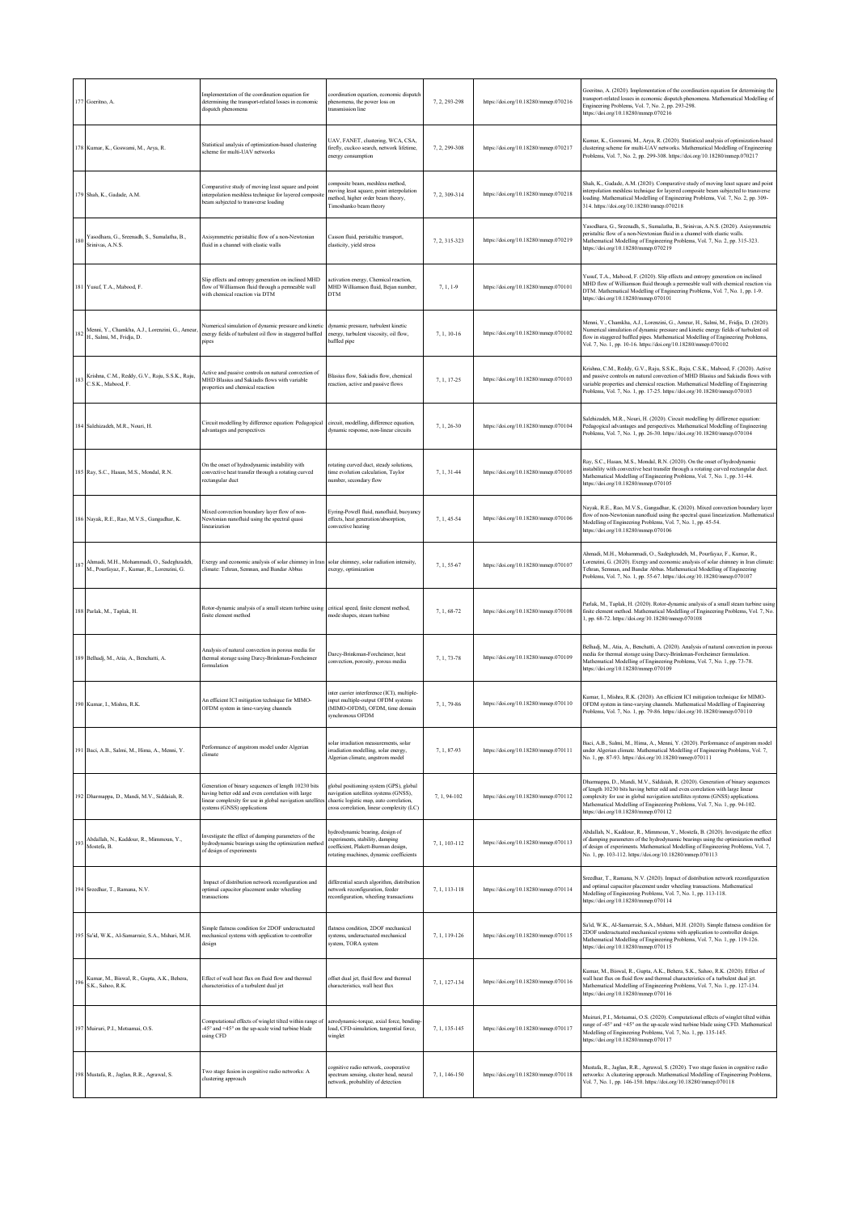| | | | | | | |
|---|---|---|---|---|---|---|
| 177 | Goeritno, A. | Implementation of the coordination equation for determining the transport-related losses in economic dispatch phenomena | coordination equation, economic dispatch phenomena, the power loss on transmission line | 7, 2, 293-298 | https://doi.org/10.18280/mmep.070216 | Goeritno, A. (2020). Implementation of the coordination equation for determining the transport-related losses in economic dispatch phenomena. Mathematical Modelling of Engineering Problems, Vol. 7, No. 2, pp. 293-298. https://doi.org/10.18280/mmep.070216 |
| 178 | Kumar, K., Goswami, M., Arya, R. | Statistical analysis of optimization-based clustering scheme for multi-UAV networks | UAV, FANET, clustering, WCA, CSA, firefly, cuckoo search, network lifetime, energy consumption | 7, 2, 299-308 | https://doi.org/10.18280/mmep.070217 | Kumar, K., Goswami, M., Arya, R. (2020). Statistical analysis of optimization-based clustering scheme for multi-UAV networks. Mathematical Modelling of Engineering Problems, Vol. 7, No. 2, pp. 299-308. https://doi.org/10.18280/mmep.070217 |
| 179 | Shah, K., Gadade, A.M. | Comparative study of moving least square and point interpolation meshless technique for layered composite beam subjected to transverse loading | composite beam, meshless method, moving least square, point interpolation method, higher order beam theory, Timoshanko beam theory | 7, 2, 309-314 | https://doi.org/10.18280/mmep.070218 | Shah, K., Gadade, A.M. (2020). Comparative study of moving least square and point interpolation meshless technique for layered composite beam subjected to transverse loading. Mathematical Modelling of Engineering Problems, Vol. 7, No. 2, pp. 309-314. https://doi.org/10.18280/mmep.070218 |
| 180 | Yasodhara, G., Sreenadh, S., Sumalatha, B., Srinivas, A.N.S. | Axisymmetric peristaltic flow of a non-Newtonian fluid in a channel with elastic walls | Casson fluid, peristaltic transport, elasticity, yield stress | 7, 2, 315-323 | https://doi.org/10.18280/mmep.070219 | Yasodhara, G., Sreenadh, S., Sumalatha, B., Srinivas, A.N.S. (2020). Axisymmetric peristaltic flow of a non-Newtonian fluid in a channel with elastic walls. Mathematical Modelling of Engineering Problems, Vol. 7, No. 2, pp. 315-323. https://doi.org/10.18280/mmep.070219 |
| 181 | Yusuf, T.A., Mabood, F. | Slip effects and entropy generation on inclined MHD flow of Williamson fluid through a permeable wall with chemical reaction via DTM | activation energy, Chemical reaction, MHD Williamson fluid, Bejan number, DTM | 7, 1, 1-9 | https://doi.org/10.18280/mmep.070101 | Yusuf, T.A., Mabood, F. (2020). Slip effects and entropy generation on inclined MHD flow of Williamson fluid through a permeable wall with chemical reaction via DTM. Mathematical Modelling of Engineering Problems, Vol. 7, No. 1, pp. 1-9. https://doi.org/10.18280/mmep.070101 |
| 182 | Menni, Y., Chamkha, A.J., Lorenzini, G., Ameur, H., Salmi, M., Fridja, D. | Numerical simulation of dynamic pressure and kinetic energy fields of turbulent oil flow in staggered baffled pipes | dynamic pressure, turbulent kinetic energy, turbulent viscosity, oil flow, baffled pipe | 7, 1, 10-16 | https://doi.org/10.18280/mmep.070102 | Menni, Y., Chamkha, A.J., Lorenzini, G., Ameur, H., Salmi, M., Fridja, D. (2020). Numerical simulation of dynamic pressure and kinetic energy fields of turbulent oil flow in staggered baffled pipes. Mathematical Modelling of Engineering Problems, Vol. 7, No. 1, pp. 10-16. https://doi.org/10.18280/mmep.070102 |
| 183 | Krishna, C.M., Reddy, G.V., Raju, S.S.K., Raju, C.S.K., Mabood, F. | Active and passive controls on natural convection of MHD Blasius and Sakiadis flows with variable properties and chemical reaction | Blasius flow, Sakiadis flow, chemical reaction, active and passive flows | 7, 1, 17-25 | https://doi.org/10.18280/mmep.070103 | Krishna, C.M., Reddy, G.V., Raju, S.S.K., Raju, C.S.K., Mabood, F. (2020). Active and passive controls on natural convection of MHD Blasius and Sakiadis flows with variable properties and chemical reaction. Mathematical Modelling of Engineering Problems, Vol. 7, No. 1, pp. 17-25. https://doi.org/10.18280/mmep.070103 |
| 184 | Salehizadeh, M.R., Nouri, H. | Circuit modelling by difference equation: Pedagogical advantages and perspectives | circuit, modelling, difference equation, dynamic response, non-linear circuits | 7, 1, 26-30 | https://doi.org/10.18280/mmep.070104 | Salehizadeh, M.R., Nouri, H. (2020). Circuit modelling by difference equation: Pedagogical advantages and perspectives. Mathematical Modelling of Engineering Problems, Vol. 7, No. 1, pp. 26-30. https://doi.org/10.18280/mmep.070104 |
| 185 | Ray, S.C., Hasan, M.S., Mondal, R.N. | On the onset of hydrodynamic instability with convective heat transfer through a rotating curved rectangular duct | rotating curved duct, steady solutions, time evolution calculation, Taylor number, secondary flow | 7, 1, 31-44 | https://doi.org/10.18280/mmep.070105 | Ray, S.C., Hasan, M.S., Mondal, R.N. (2020). On the onset of hydrodynamic instability with convective heat transfer through a rotating curved rectangular duct. Mathematical Modelling of Engineering Problems, Vol. 7, No. 1, pp. 31-44. https://doi.org/10.18280/mmep.070105 |
| 186 | Nayak, R.E., Rao, M.V.S., Gangadhar, K. | Mixed convection boundary layer flow of non-Newtonian nanofluid using the spectral quasi linearization | Eyring-Powell fluid, nanofluid, buoyancy effects, heat generation/absorption, convective heating | 7, 1, 45-54 | https://doi.org/10.18280/mmep.070106 | Nayak, R.E., Rao, M.V.S., Gangadhar, K. (2020). Mixed convection boundary layer flow of non-Newtonian nanofluid using the spectral quasi linearization. Mathematical Modelling of Engineering Problems, Vol. 7, No. 1, pp. 45-54. https://doi.org/10.18280/mmep.070106 |
| 187 | Ahmadi, M.H., Mohammadi, O., Sadeghzadeh, M., Pourfayaz, F., Kumar, R., Lorenzini, G. | Exergy and economic analysis of solar chimney in Iran climate: Tehran, Semnan, and Bandar Abbas | solar chimney, solar radiation intensity, exergy, optimization | 7, 1, 55-67 | https://doi.org/10.18280/mmep.070107 | Ahmadi, M.H., Mohammadi, O., Sadeghzadeh, M., Pourfayaz, F., Kumar, R., Lorenzini, G. (2020). Exergy and economic analysis of solar chimney in Iran climate: Tehran, Semnan, and Bandar Abbas. Mathematical Modelling of Engineering Problems, Vol. 7, No. 1, pp. 55-67. https://doi.org/10.18280/mmep.070107 |
| 188 | Parlak, M., Taplak, H. | Rotor-dynamic analysis of a small steam turbine using finite element method | critical speed, finite element method, mode shapes, steam turbine | 7, 1, 68-72 | https://doi.org/10.18280/mmep.070108 | Parlak, M., Taplak, H. (2020). Rotor-dynamic analysis of a small steam turbine using finite element method. Mathematical Modelling of Engineering Problems, Vol. 7, No. 1, pp. 68-72. https://doi.org/10.18280/mmep.070108 |
| 189 | Belhadj, M., Atia, A., Benchatti, A. | Analysis of natural convection in porous media for thermal storage using Darcy-Brinkman-Forcheimer formulation | Darcy-Brinkman-Forcheimer, heat convection, porosity, porous media | 7, 1, 73-78 | https://doi.org/10.18280/mmep.070109 | Belhadj, M., Atia, A., Benchatti, A. (2020). Analysis of natural convection in porous media for thermal storage using Darcy-Brinkman-Forcheimer formulation. Mathematical Modelling of Engineering Problems, Vol. 7, No. 1, pp. 73-78. https://doi.org/10.18280/mmep.070109 |
| 190 | Kumar, I., Mishra, R.K. | An efficient ICI mitigation technique for MIMO-OFDM system in time-varying channels | inter carrier interference (ICI), multiple-input multiple-output OFDM systems (MIMO-OFDM), OFDM, time domain synchronous OFDM | 7, 1, 79-86 | https://doi.org/10.18280/mmep.070110 | Kumar, I., Mishra, R.K. (2020). An efficient ICI mitigation technique for MIMO-OFDM system in time-varying channels. Mathematical Modelling of Engineering Problems, Vol. 7, No. 1, pp. 79-86. https://doi.org/10.18280/mmep.070110 |
| 191 | Baci, A.B., Salmi, M., Hima, A., Menni, Y. | Performance of angstrom model under Algerian climate | solar irradiation measurements, solar irradiation modelling, solar energy, Algerian climate, angstrom model | 7, 1, 87-93 | https://doi.org/10.18280/mmep.070111 | Baci, A.B., Salmi, M., Hima, A., Menni, Y. (2020). Performance of angstrom model under Algerian climate. Mathematical Modelling of Engineering Problems, Vol. 7, No. 1, pp. 87-93. https://doi.org/10.18280/mmep.070111 |
| 192 | Dharmappa, D., Mandi, M.V., Siddaiah, R. | Generation of binary sequences of length 10230 bits having better odd and even correlation with large linear complexity for use in global navigation satellites systems (GNSS) applications | global positioning system (GPS), global navigation satellites systems (GNSS), chaotic logistic map, auto correlation, cross correlation, linear complexity (LC) | 7, 1, 94-102 | https://doi.org/10.18280/mmep.070112 | Dharmappa, D., Mandi, M.V., Siddaiah, R. (2020). Generation of binary sequences of length 10230 bits having better odd and even correlation with large linear complexity for use in global navigation satellites systems (GNSS) applications. Mathematical Modelling of Engineering Problems, Vol. 7, No. 1, pp. 94-102. https://doi.org/10.18280/mmep.070112 |
| 193 | Abdallah, N., Kaddour, R., Mimmoun, Y., Mostefa, B. | Investigate the effect of damping parameters of the hydrodynamic bearings using the optimization method of design of experiments | hydrodynamic bearing, design of experiments, stability, damping coefficient, Plakett-Burman design, rotating machines, dynamic coefficients | 7, 1, 103-112 | https://doi.org/10.18280/mmep.070113 | Abdallah, N., Kaddour, R., Mimmoun, Y., Mostefa, B. (2020). Investigate the effect of damping parameters of the hydrodynamic bearings using the optimization method of design of experiments. Mathematical Modelling of Engineering Problems, Vol. 7, No. 1, pp. 103-112. https://doi.org/10.18280/mmep.070113 |
| 194 | Sreedhar, T., Ramana, N.V. | Impact of distribution network reconfiguration and optimal capacitor placement under wheeling transactions | differential search algorithm, distribution network reconfiguration, feeder reconfiguration, wheeling transactions | 7, 1, 113-118 | https://doi.org/10.18280/mmep.070114 | Sreedhar, T., Ramana, N.V. (2020). Impact of distribution network reconfiguration and optimal capacitor placement under wheeling transactions. Mathematical Modelling of Engineering Problems, Vol. 7, No. 1, pp. 113-118. https://doi.org/10.18280/mmep.070114 |
| 195 | Sa'id, W.K., Al-Samarraie, S.A., Mshari, M.H. | Simple flatness condition for 2DOF underactuated mechanical systems with application to controller design | flatness condition, 2DOF mechanical systems, underactuated mechanical system, TORA system | 7, 1, 119-126 | https://doi.org/10.18280/mmep.070115 | Sa'id, W.K., Al-Samarraie, S.A., Mshari, M.H. (2020). Simple flatness condition for 2DOF underactuated mechanical systems with application to controller design. Mathematical Modelling of Engineering Problems, Vol. 7, No. 1, pp. 119-126. https://doi.org/10.18280/mmep.070115 |
| 196 | Kumar, M., Biswal, R., Gupta, A.K., Behera, S.K., Sahoo, R.K. | Effect of wall heat flux on fluid flow and thermal characteristics of a turbulent dual jet | offset dual jet, fluid flow and thermal characteristics, wall heat flux | 7, 1, 127-134 | https://doi.org/10.18280/mmep.070116 | Kumar, M., Biswal, R., Gupta, A.K., Behera, S.K., Sahoo, R.K. (2020). Effect of wall heat flux on fluid flow and thermal characteristics of a turbulent dual jet. Mathematical Modelling of Engineering Problems, Vol. 7, No. 1, pp. 127-134. https://doi.org/10.18280/mmep.070116 |
| 197 | Muiruri, P.I., Motsamai, O.S. | Computational effects of winglet tilted within range of -45° and +45° on the up-scale wind turbine blade using CFD | aerodynamic-torque, axial force, bending-load, CFD-simulation, tangential force, winglet | 7, 1, 135-145 | https://doi.org/10.18280/mmep.070117 | Muiruri, P.I., Motsamai, O.S. (2020). Computational effects of winglet tilted within range of -45° and +45° on the up-scale wind turbine blade using CFD. Mathematical Modelling of Engineering Problems, Vol. 7, No. 1, pp. 135-145. https://doi.org/10.18280/mmep.070117 |
| 198 | Mustafa, R., Jaglan, R.R., Agrawal, S. | Two stage fusion in cognitive radio networks: A clustering approach | cognitive radio network, cooperative spectrum sensing, cluster head, neural network, probability of detection | 7, 1, 146-150 | https://doi.org/10.18280/mmep.070118 | Mustafa, R., Jaglan, R.R., Agrawal, S. (2020). Two stage fusion in cognitive radio networks: A clustering approach. Mathematical Modelling of Engineering Problems, Vol. 7, No. 1, pp. 146-150. https://doi.org/10.18280/mmep.070118 |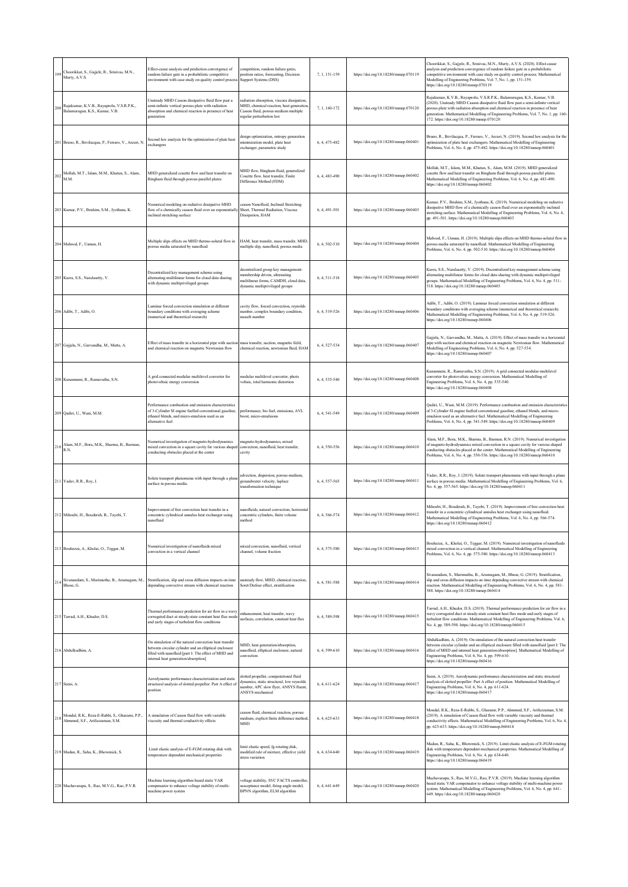| 199 | Choorikkat, S., Gajjele, R., Srinivas, M.N., Murty, A.V.S. | Effect-cause analysis and prediction convergence of random failure gate in a probabilistic competitive environment with case study on quality control process | competition, random failure gates, position ratios, forecasting, Decision Support Systems (DSS) | 7, 1, 151-159 | https://doi.org/10.18280/mmep.070119 | Choorikkat, S., Gajjele, R., Srinivas, M.N., Murty, A.V.S. (2020). Effect-cause analysis and prediction convergence of random failure gate in a probabilistic competitive environment with case study on quality control process. Mathematical Modelling of Engineering Problems, Vol. 7, No. 1, pp. 151-159. https://doi.org/10.18280/mmep.070119 |
|---|---|---|---|---|---|---|
| 200 | Rajakumar, K.V.B., Rayaprolu, V.S.R.P.K., Balamurugan, K.S., Kumar, V.B. | Unsteady MHD Casson dissipative fluid flow past a semi-infinite vertical porous plate with radiation absorption and chemical reaction in presence of heat generation | radiation absorption, viscous dissipation, MHD, chemical reaction, heat generation, Casson fluid, porous medium multiple regular perturbation law | 7, 1, 160-172 | https://doi.org/10.18280/mmep.070120 | Rajakumar, K.V.B., Rayaprolu, V.S.R.P.K., Balamurugan, K.S., Kumar, V.B. (2020). Unsteady MHD Casson dissipative fluid flow past a semi-infinite vertical porous plate with radiation absorption and chemical reaction in presence of heat generation. Mathematical Modelling of Engineering Problems, Vol. 7, No. 1, pp. 160-172. https://doi.org/10.18280/mmep.070120 |
| 201 | Bruno, R., Bevilacqua, P., Ferraro, V., Arcuri, N. | Second law analysis for the optimization of plate heat exchangers | design optimization, entropy generation minimization model, plate heat exchanger, parametric study | 6, 4, 475-482 | https://doi.org/10.18280/mmep.060401 | Bruno, R., Bevilacqua, P., Ferraro, V., Arcuri, N. (2019). Second law analysis for the optimization of plate heat exchangers. Mathematical Modelling of Engineering Problems, Vol. 6, No. 4, pp. 475-482. https://doi.org/10.18280/mmep.060401 |
| 202 | Mollah, M.T., Islam, M.M., Khatun, S., Alam, M.M. | MHD generalized couette flow and heat transfer on Bingham fluid through porous parallel plates | MHD flow, Bingham fluid, generalized Couette flow, heat transfer, Finite Difference Method (FDM) | 6, 4, 483-490 | https://doi.org/10.18280/mmep.060402 | Mollah, M.T., Islam, M.M., Khatun, S., Alam, M.M. (2019). MHD generalized couette flow and heat transfer on Bingham fluid through porous parallel plates. Mathematical Modelling of Engineering Problems, Vol. 6, No. 4, pp. 483-490. https://doi.org/10.18280/mmep.060402 |
| 203 | Kumar, P.V., Ibrahim, S.M., Jyothsna, K. | Numerical modeling on radiative dissipative MHD flow of a chemically casson fluid over an exponentially inclined stretching surface | casson Nanofluid, Inclined Stretching Sheet, Thermal Radiation, Viscous Dissipation, HAM | 6, 4, 491-501 | https://doi.org/10.18280/mmep.060403 | Kumar, P.V., Ibrahim, S.M., Jyothsna, K. (2019). Numerical modeling on radiative dissipative MHD flow of a chemically casson fluid over an exponentially inclined stretching surface. Mathematical Modelling of Engineering Problems, Vol. 6, No. 4, pp. 491-501. https://doi.org/10.18280/mmep.060403 |
| 204 | Mabood, F., Usman, H. | Multiple slips effects on MHD thermo-solutal flow in porous media saturated by nanofluid | HAM, heat transfer, mass transfer, MHD, multiple slip, nanofluid, porous media | 6, 4, 502-510 | https://doi.org/10.18280/mmep.060404 | Mabood, F., Usman, H. (2019). Multiple slips effects on MHD thermo-solutal flow in porous media saturated by nanofluid. Mathematical Modelling of Engineering Problems, Vol. 6, No. 4, pp. 502-510. https://doi.org/10.18280/mmep.060404 |
| 205 | Kurra, S.S., Naralasetty, V. | Decentralized key management scheme using alternating multilinear forms for cloud data sharing with dynamic multiprivileged groups | decentralized group key management-membership driven, alternating multilinear forms, CAMDH, cloud data, dynamic multiprivileged groups | 6, 4, 511-518 | https://doi.org/10.18280/mmep.060405 | Kurra, S.S., Naralasetty, V. (2019). Decentralized key management scheme using alternating multilinear forms for cloud data sharing with dynamic multiprivileged groups. Mathematical Modelling of Engineering Problems, Vol. 6, No. 4, pp. 511-518. https://doi.org/10.18280/mmep.060405 |
| 206 | Adibi, T., Adibi, O. | Laminar forced convection simulation at different boundary conditions with averaging scheme (numerical and theoretical research) | cavity flow, forced convection, reynolds number, complex boundary condition, nusselt number | 6, 4, 519-526 | https://doi.org/10.18280/mmep.060406 | Adibi, T., Adibi, O. (2019). Laminar forced convection simulation at different boundary conditions with averaging scheme (numerical and theoretical research). Mathematical Modelling of Engineering Problems, Vol. 6, No. 4, pp. 519-526. https://doi.org/10.18280/mmep.060406 |
| 207 | Gajjela, N., Garvandha, M., Matta, A. | Effect of mass transfer in a horizontal pipe with suction and chemical reaction on magnetic Newtonian flow | mass transfer, suction, magnetic field, chemical reaction, newtonian fluid, HAM | 6, 4, 527-534 | https://doi.org/10.18280/mmep.060407 | Gajjela, N., Garvandha, M., Matta, A. (2019). Effect of mass transfer in a horizontal pipe with suction and chemical reaction on magnetic Newtonian flow. Mathematical Modelling of Engineering Problems, Vol. 6, No. 4, pp. 527-534. https://doi.org/10.18280/mmep.060407 |
| 208 | Kunamneni, R., Ramavathu, S.N. | A grid connected modular multilevel converter for photovoltaic energy conversion | modular multilevel converter, photo voltaic, total harmonic distortion | 6, 4, 535-540 | https://doi.org/10.18280/mmep.060408 | Kunamneni, R., Ramavathu, S.N. (2019). A grid connected modular multilevel converter for photovoltaic energy conversion. Mathematical Modelling of Engineering Problems, Vol. 6, No. 4, pp. 535-540. https://doi.org/10.18280/mmep.060408 |
| 209 | Qadiri, U., Wani, M.M. | Performance combustion and emission characteristics of 3-Cylinder SI engine fuelled conventional gasoline, ethanol blends, and micro-emulsion used as an alternative fuel | performance, bio fuel, emissions, AVL boost, micro-emulsions | 6, 4, 541-549 | https://doi.org/10.18280/mmep.060409 | Qadiri, U., Wani, M.M. (2019). Performance combustion and emission characteristics of 3-Cylinder SI engine fuelled conventional gasoline, ethanol blends, and micro-emulsion used as an alternative fuel. Mathematical Modelling of Engineering Problems, Vol. 6, No. 4, pp. 541-549. https://doi.org/10.18280/mmep.060409 |
| 210 | Alam, M.F., Bora, M.K., Sharma, B., Barman, R.N. | Numerical investigation of magneto-hydrodynamics mixed convection in a square cavity for various shaped conducting obstacles placed at the center | magneto-hydrodynamics, mixed convection, nanofluid, heat transfer, cavity | 6, 4, 550-556 | https://doi.org/10.18280/mmep.060410 | Alam, M.F., Bora, M.K., Sharma, B., Barman, R.N. (2019). Numerical investigation of magneto-hydrodynamics mixed convection in a square cavity for various shaped conducting obstacles placed at the center. Mathematical Modelling of Engineering Problems, Vol. 6, No. 4, pp. 550-556. https://doi.org/10.18280/mmep.060410 |
| 211 | Yadav, R.R., Roy, J. | Solute transport phenomena with input through a plane surface in porous media. | advection, dispersion, porous medium, groundwater velocity, laplace transformation technique | 6, 4, 557-565 | https://doi.org/10.18280/mmep.060411 | Yadav, R.R., Roy, J. (2019). Solute transport phenomena with input through a plane surface in porous media. Mathematical Modelling of Engineering Problems, Vol. 6, No. 4, pp. 557-565. https://doi.org/10.18280/mmep.060411 |
| 212 | Mihoubi, H., Bouderah, B., Tayebi, T. | Improvement of free convection heat transfer in a concentric cylindrical annulus heat exchanger using nanofluid | nanofluids, natural convection, horizontal concentric cylinders, finite volume method | 6, 4, 566-574 | https://doi.org/10.18280/mmep.060412 | Mihoubi, H., Bouderah, B., Tayebi, T. (2019). Improvement of free convection heat transfer in a concentric cylindrical annulus heat exchanger using nanofluid. Mathematical Modelling of Engineering Problems, Vol. 6, No. 4, pp. 566-574. https://doi.org/10.18280/mmep.060412 |
| 213 | Bouhezza, A., Kholai, O., Teggar, M. | Numerical investigation of nanofluids mixed convection in a vertical channel | mixed convection, nanofluid, vertical channel, volume fraction | 6, 4, 575-580 | https://doi.org/10.18280/mmep.060413 | Bouhezza, A., Kholai, O., Teggar, M. (2019). Numerical investigation of nanofluids mixed convection in a vertical channel. Mathematical Modelling of Engineering Problems, Vol. 6, No. 4, pp. 575-580. https://doi.org/10.18280/mmep.060413 |
| 214 | Sivanandam, S., Marimuthu, B., Arumugam, M., Bhose, G. | Stratification, slip and cross diffusion impacts on time depending convective stream with chemical reaction | unsteady flow, MHD, chemical reaction, Soret/Dufour effect, stratification | 6, 4, 581-588 | https://doi.org/10.18280/mmep.060414 | Sivanandam, S., Marimuthu, B., Arumugam, M., Bhose, G. (2019). Stratification, slip and cross diffusion impacts on time depending convective stream with chemical reaction. Mathematical Modelling of Engineering Problems, Vol. 6, No. 4, pp. 581-588. https://doi.org/10.18280/mmep.060414 |
| 215 | Tarrad, A.H., Khudor, D.S. | Thermal performance prediction for air flow in a wavy corrugated duct at steady-state constant heat flux mode and early stages of turbulent flow conditions | enhancement, heat transfer, wavy surfaces, correlation, constant heat flux | 6, 4, 589-598 | https://doi.org/10.18280/mmep.060415 | Tarrad, A.H., Khudor, D.S. (2019). Thermal performance prediction for air flow in a wavy corrugated duct at steady-state constant heat flux mode and early stages of turbulent flow conditions. Mathematical Modelling of Engineering Problems, Vol. 6, No. 4, pp. 589-598. https://doi.org/10.18280/mmep.060415 |
| 216 | Abdulkadhim, A. | On simulation of the natural convection heat transfer between circular cylinder and an elliptical enclosure filled with nanofluid [part I: The effect of MHD and internal heat generation/absorption] | MHD, heat generation/absorption, nanofluid, elliptical enclosure, natural convection | 6, 4, 599-610 | https://doi.org/10.18280/mmep.060416 | Abdulkadhim, A. (2019). On simulation of the natural convection heat transfer between circular cylinder and an elliptical enclosure filled with nanofluid [part I: The effect of MHD and internal heat generation/absorption]. Mathematical Modelling of Engineering Problems, Vol. 6, No. 4, pp. 599-610. https://doi.org/10.18280/mmep.060416 |
| 217 | Seeni, A. | Aerodynamic performance characterization and static structural analysis of slotted propeller: Part A effect of position | slotted propeller, computational fluid dynamics, static structural, low reynolds number, APC slow flyer, ANSYS fluent, ANSYS mechanical | 6, 4, 611-624 | https://doi.org/10.18280/mmep.060417 | Seeni, A. (2019). Aerodynamic performance characterization and static structural analysis of slotted propeller: Part A effect of position. Mathematical Modelling of Engineering Problems, Vol. 6, No. 4, pp. 611-624. https://doi.org/10.18280/mmep.060417 |
| 218 | Mondal, R.K., Reza-E-Rabbi, S., Gharami, P.P., Ahmmed, S.F., Arifuzzaman, S.M. | A simulation of Casson fluid flow with variable viscosity and thermal conductivity effects | casson fluid, chemical reaction, porous medium, explicit finite difference method, MHD | 6, 4, 625-633 | https://doi.org/10.18280/mmep.060418 | Mondal, R.K., Reza-E-Rabbi, S., Gharami, P.P., Ahmmed, S.F., Arifuzzaman, S.M. (2019). A simulation of Casson fluid flow with variable viscosity and thermal conductivity effects. Mathematical Modelling of Engineering Problems, Vol. 6, No. 4, pp. 625-633. https://doi.org/10.18280/mmep.060418 |
| 219 | Madan, R., Saha, K., Bhowmick, S. | Limit elastic analysis of E-FGM rotating disk with temperature dependent mechanical properties | limit elastic speed, fg rotating disk, modified rule of mixture, effective yield stress variation | 6, 4, 634-640 | https://doi.org/10.18280/mmep.060419 | Madan, R., Saha, K., Bhowmick, S. (2019). Limit elastic analysis of E-FGM rotating disk with temperature dependent mechanical properties. Mathematical Modelling of Engineering Problems, Vol. 6, No. 4, pp. 634-640. https://doi.org/10.18280/mmep.060419 |
| 220 | Machavarapu, S., Rao, M.V.G., Rao, P.V.R. | Machine learning algorithm based static VAR compensator to enhance voltage stability of multi-machine power system | voltage stability, SVC FACTS controller, susceptance model, firing angle model, BPNN algorithm, ELM algorithm | 6, 4, 641-649 | https://doi.org/10.18280/mmep.060420 | Machavarapu, S., Rao, M.V.G., Rao, P.V.R. (2019). Machine learning algorithm based static VAR compensator to enhance voltage stability of multi-machine power system. Mathematical Modelling of Engineering Problems, Vol. 6, No. 4, pp. 641-649. https://doi.org/10.18280/mmep.060420 |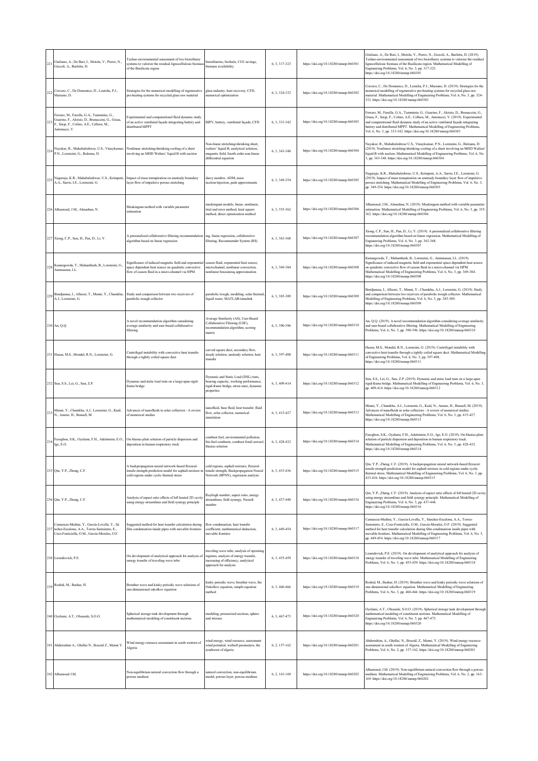| 221 | Giuliano, A., De Bari, I., Motola, V., Pierro, N., Giocoli, A., Barletta, D. | Techno-environmental assessment of two biorefinery systems to valorize the residual lignocellulosic biomass of the Basilicata region | biorefineries, biofuels, CO2 savings, biomass availability | 6, 3, 317-323 | https://doi.org/10.18280/mmep.060301 | Giuliano, A., De Bari, I., Motola, V., Pierro, N., Giocoli, A., Barletta, D. (2019). Techno-environmental assessment of two biorefinery systems to valorize the residual lignocellulosic biomass of the Basilicata region. Mathematical Modelling of Engineering Problems, Vol. 6, No. 3, pp. 317-323. https://doi.org/10.18280/mmep.060301 |
|---|---|---|---|---|---|---|
| 222 | Cravero, C., De Domenico, D., Leutcha, P.J., Marsano, D. | Strategies for the numerical modelling of regenerative pre-heating systems for recycled glass raw material | glass industry, heat recovery, CFD, numerical optimization | 6, 3, 324-332 | https://doi.org/10.18280/mmep.060302 | Cravero, C., De Domenico, D., Leutcha, P.J., Marsano, D. (2019). Strategies for the numerical modelling of regenerative pre-heating systems for recycled glass raw material. Mathematical Modelling of Engineering Problems, Vol. 6, No. 3, pp. 324-332. https://doi.org/10.18280/mmep.060302 |
| 223 | Ferraro, M., Farulla, G.A., Tumminia, G., Guarino, F., Aloisio, D., Brunaccini, G., Giusa, F., Sergi, F., Colino, A.E., Cellura, M., Antonucci, V. | Experimental and computational fluid dynamic study of an active ventilated façade integrating battery and distributed MPPT | BIPV, battery, ventilated façade, CFD | 6, 3, 333-342 | https://doi.org/10.18280/mmep.060303 | Ferraro, M., Farulla, G.A., Tumminia, G., Guarino, F., Aloisio, D., Brunaccini, G., Giusa, F., Sergi, F., Colino, A.E., Cellura, M., Antonucci, V. (2019). Experimental and computational fluid dynamic study of an active ventilated façade integrating battery and distributed MPPT. Mathematical Modelling of Engineering Problems, Vol. 6, No. 3, pp. 333-342. https://doi.org/10.18280/mmep.060303 |
| 224 | Nayakar, R., Mahabaleshwar, U.S., Vinaykumar, P.N., Lorenzini, G., Baleanu, D. | Nonlinear stretching/shrinking cooling of a sheet involving an MHD Walters' liquid B with suction | Non-linear stretching/shrinking sheet, walters' liquid B, analytical solution, magnetic field, fourth order non-linear differential equation | 6, 3, 343-348 | https://doi.org/10.18280/mmep.060304 | Nayakar, R., Mahabaleshwar U.S., Vinaykumar, P.N., Lorenzini, G., Baleanu, D. (2019). Nonlinear stretching/shrinking cooling of a sheet involving an MHD Walters' liquid B with suction. Mathematical Modelling of Engineering Problems, Vol. 6, No. 3, pp. 343-348. https://doi.org/10.18280/mmep.060304 |
| 225 | Nagaraju, K.R., Mahabaleshwar, U.S., Krimpeni, A.A., Sarris, I.E., Lorenzini, G. | Impact of mass transpiration on unsteady boundary layer flow of impulsive porous stretching | darcy number, ADM, mass suction/injection, pade approximants | 6, 3, 349-354 | https://doi.org/10.18280/mmep.060305 | Nagaraju, K.R., Mahabaleshwar, U.S., Krimpeni, A.A., Sarris, I.E., Lorenzini, G. (2019). Impact of mass transpiration on unsteady boundary layer flow of impulsive porous stretching. Mathematical Modelling of Engineering Problems, Vol. 6, No. 3, pp. 349-354. https://doi.org/10.18280/mmep.060305 |
| 226 | Alhumoud, J.M., Almashan, N. | Muskingum method with variable parameter estimation | muskingum models, linear, nonlinear, trial and error method, least square method, direct optimization method | 6, 3, 355-362 | https://doi.org/10.18280/mmep.060306 | Alhumoud, J.M., Almashan, N. (2019). Muskingum method with variable parameter estimation. Mathematical Modelling of Engineering Problems, Vol. 6, No. 3, pp. 355-362. https://doi.org/10.18280/mmep.060306 |
| 227 | Xiong, C.P., Sun, H., Pan, D., Li, Y. | A personalized collaborative filtering recommendation algorithm based on linear regression | tag, linear regression, collaborative filtering, Recommender System (RS) | 6, 3, 363-368 | https://doi.org/10.18280/mmep.060307 | Xiong, C.P., Sun, H., Pan, D., Li, Y. (2019). A personalized collaborative filtering recommendation algorithm based on linear regression. Mathematical Modelling of Engineering Problems, Vol. 6, No. 3, pp. 363-368. https://doi.org/10.18280/mmep.060307 |
| 228 | Kunnegowda, T., Mahanthesh, B., Lorenzini, G., Animasaun, I.L. | Significance of induced magnetic field and exponential space dependent heat source on quadratic convective flow of casson fluid in a micro-channel via HPM | casson fluid, exponential heat source, microchannel, nonlinear convection, nonlinear boussinesq approximation | 6, 3, 369-384 | https://doi.org/10.18280/mmep.060308 | Kunnegowda, T., Mahanthesh, B., Lorenzini, G., Animasaun, I.L. (2019). Significance of induced magnetic field and exponential space dependent heat source on quadratic convective flow of casson fluid in a micro-channel via HPM. Mathematical Modelling of Engineering Problems, Vol. 6, No. 3, pp. 369-384. https://doi.org/10.18280/mmep.060308 |
| 229 | Bendjamaa, I., Allaoui, T., Menni, Y., Chamkha, A.J., Lorenzini, G. | Study and comparison between two receivers of parabolic trough collector | parabolic trough, modeling, solar thermal, liquid water, MATLAB/simulink | 6, 3, 385-389 | https://doi.org/10.18280/mmep.060309 | Bendjamaa, I., Allaoui, T., Menni, Y., Chamkha, A.J., Lorenzini, G. (2019). Study and comparison between two receivers of parabolic trough collector. Mathematical Modelling of Engineering Problems, Vol. 6, No. 3, pp. 385-389. https://doi.org/10.18280/mmep.060309 |
| 230 | An, Q.Q. | A novel recommendation algorithm considering average similarity and user-based collaborative filtering | Average Similarity (AS), User-Based Collaborative Filtering (USF), recommendation algorithm, scoring matrix | 6, 3, 390-396 | https://doi.org/10.18280/mmep.060310 | An, Q.Q. (2019). A novel recommendation algorithm considering average similarity and user-based collaborative filtering. Mathematical Modelling of Engineering Problems, Vol. 6, No. 3, pp. 390-396. https://doi.org/10.18280/mmep.060310 |
| 231 | Hasan, M.S., Mondal, R.N., Lorenzini, G. | Centrifugal instability with convective heat transfer through a tightly coiled square duct | curved square duct, secondary flow, steady solution, unsteady solution, heat transfer | 6, 3, 397-408 | https://doi.org/10.18280/mmep.060311 | Hasan, M.S., Mondal, R.N., Lorenzini, G. (2019). Centrifugal instability with convective heat transfer through a tightly coiled square duct. Mathematical Modelling of Engineering Problems, Vol. 6, No. 3, pp. 397-408. https://doi.org/10.18280/mmep.060311 |
| 232 | Sun, S.S., Lei, G., Sun, Z.P. | Dynamic and static load tests on a large-span rigid-frame bridge | Dynamic and Static Load (DSL) tests, bearing capacity, working performance, rigid-frame bridge, stress state, dynamic properties | 6, 3, 409-414 | https://doi.org/10.18280/mmep.060312 | Sun, S.S., Lei, G., Sun, Z.P. (2019). Dynamic and static load tests on a large-span rigid-frame bridge. Mathematical Modelling of Engineering Problems, Vol. 6, No. 3, pp. 409-414. https://doi.org/10.18280/mmep.060312 |
| 233 | Menni, Y., Chamkha, A.J., Lorenzini, G., Kaid, N., Ameur, H., Bensafi, M. | Advances of nanofluids in solar collectors - A review of numerical studies | nanofluid, base fluid, heat transfer, fluid flow, solar collector, numerical simulation | 6, 3, 415-427 | https://doi.org/10.18280/mmep.060313 | Menni, Y., Chamkha, A.J., Lorenzini, G., Kaid, N., Ameur, H., Bensafi, M. (2019). Advances of nanofluids in solar collectors - A review of numerical studies. Mathematical Modelling of Engineering Problems, Vol. 6, No. 3, pp. 415-427. https://doi.org/10.18280/mmep.060313 |
| 234 | Fasogbon, S.K., Oyelami, F.H., Adetimirin, E.O., Ige, E.O. | On blasius plate solution of particle dispersion and deposition in human respiratory track | combust fuel, environmental pollution, bio-fuel combusts, combust fossil aerosol, blasius solution | 6, 3, 428-432 | https://doi.org/10.18280/mmep.060314 | Fasogbon, S.K., Oyelami, F.H., Adetimirin, E.O., Ige, E.O. (2019). On blasius plate solution of particle dispersion and deposition in human respiratory track. Mathematical Modelling of Engineering Problems, Vol. 6, No. 3, pp. 428-432. https://doi.org/10.18280/mmep.060314 |
| 235 | Qin, Y.P., Zheng, C.F. | A backpropagation neural network-based flexural-tensile strength prediction model for asphalt mixture in cold regions under cyclic thermal stress | cold regions, asphalt mixture, flexural-tensile strength, Backpropagation Neural Network (BPNN), regression analysis | 6, 3, 433-436 | https://doi.org/10.18280/mmep.060315 | Qin, Y.P., Zheng, C.F. (2019). A backpropagation neural network-based flexural-tensile strength prediction model for asphalt mixture in cold regions under cyclic thermal stress. Mathematical Modelling of Engineering Problems, Vol. 6, No. 3, pp. 433-436. https://doi.org/10.18280/mmep.060315 |
| 236 | Qin, Y.P., Zheng, C.F. | Analysis of aspect ratio effects of left heated 2D cavity using energy streamlines and field synergy principle | Rayliegh number, aspect ratio, energy streamlines, field synergy, Nusselt number | 6, 3, 437-448 | https://doi.org/10.18280/mmep.060316 | Qin, Y.P., Zheng, C.F. (2019). Analysis of aspect ratio effects of left heated 2D cavity using energy streamlines and field synergy principle. Mathematical Modelling of Engineering Problems, Vol. 6, No. 3, pp. 437-448. https://doi.org/10.18280/mmep.060316 |
| 237 | Camaraza-Medina, Y., García-Lovella, Y., Sánchez-Escalona, A.A., Torres-Sarmiento, E., Cruz-Fonticiella, O.M., García-Morales, O.F. | Suggested method for heat transfer calculation during film condensation inside pipes with movable frontiers | flow condensation, heat transfer coefficient, mathematical deduction, movable frontiers | 6, 3, 449-454 | https://doi.org/10.18280/mmep.060317 | Camaraza-Medina, Y., García-Lovella, Y., Sánchez-Escalona, A.A., Torres-Sarmiento, E., Cruz-Fonticiella, O.M., García-Morales, O.F. (2019). Suggested method for heat transfer calculation during film condensation inside pipes with movable frontiers. Mathematical Modelling of Engineering Problems, Vol. 6, No. 3, pp. 449-454. https://doi.org/10.18280/mmep.060317 |
| 238 | Leonidovich, P.E. | On development of analytical approach for analysis of energy transfer of traveling wave tube | traveling wave tube, analysis of operating regimes, analysis of energy transfer, increasing of efficiency, analytical approach for analysis | 6, 3, 455-459 | https://doi.org/10.18280/mmep.060318 | Leonidovich, P.E. (2019). On development of analytical approach for analysis of energy transfer of traveling wave tube. Mathematical Modelling of Engineering Problems, Vol. 6, No. 3, pp. 455-459. https://doi.org/10.18280/mmep.060318 |
| 239 | Roshid, M., Bashar, H. | Breather wave and kinky periodic wave solutions of one-dimensional oskolkov equation | kinky periodic wave, breather wave, the Oskolkov equation, simple equation method | 6, 3, 460-466 | https://doi.org/10.18280/mmep.060319 | Roshid, M., Bashar, H. (2019). Breather wave and kinky periodic wave solutions of one-dimensional oskolkov equation. Mathematical Modelling of Engineering Problems, Vol. 6, No. 3, pp. 460-466. https://doi.org/10.18280/mmep.060319 |
| 240 | Oyelami, A.T., Olusunle, S.O.O. | Spherical storage tank development through mathematical modeling of constituent sections | modeling, pressurized sections, sphere and stresses | 6, 3, 467-473 | https://doi.org/10.18280/mmep.060320 | Oyelami, A.T., Olusunle, S.O.O. (2019). Spherical storage tank development through mathematical modeling of constituent sections. Mathematical Modelling of Engineering Problems, Vol. 6, No. 3, pp. 467-473. https://doi.org/10.18280/mmep.060320 |
| 241 | Abderrahim, A., Ghellai N., Bouzid Z., Menni Y. | Wind energy resource assessment in south western of Algeria | wind energy, wind resource, assessment wind potential, weibull parameters, the southwest of algeria | 6, 2, 157-162 | https://doi.org/10.18280/mmep.060201 | Abderrahim, A., Ghellai, N., Bouzid, Z., Menni, Y. (2019). Wind energy resource assessment in south western of Algeria. Mathematical Modelling of Engineering Problems, Vol. 6, No. 2, pp. 157-162. https://doi.org/10.18280/mmep.060201 |
| 242 | Alhumoud J.M. | Non-equilibrium natural convection flow through a porous medium | natural convection, non-equilibrium model, porous layer, porous medium | 6, 2, 163-169 | https://doi.org/10.18280/mmep.060202 | Alhumoud, J.M. (2019). Non-equilibrium natural convection flow through a porous medium. Mathematical Modelling of Engineering Problems, Vol. 6, No. 2, pp. 163-169. https://doi.org/10.18280/mmep.060202 |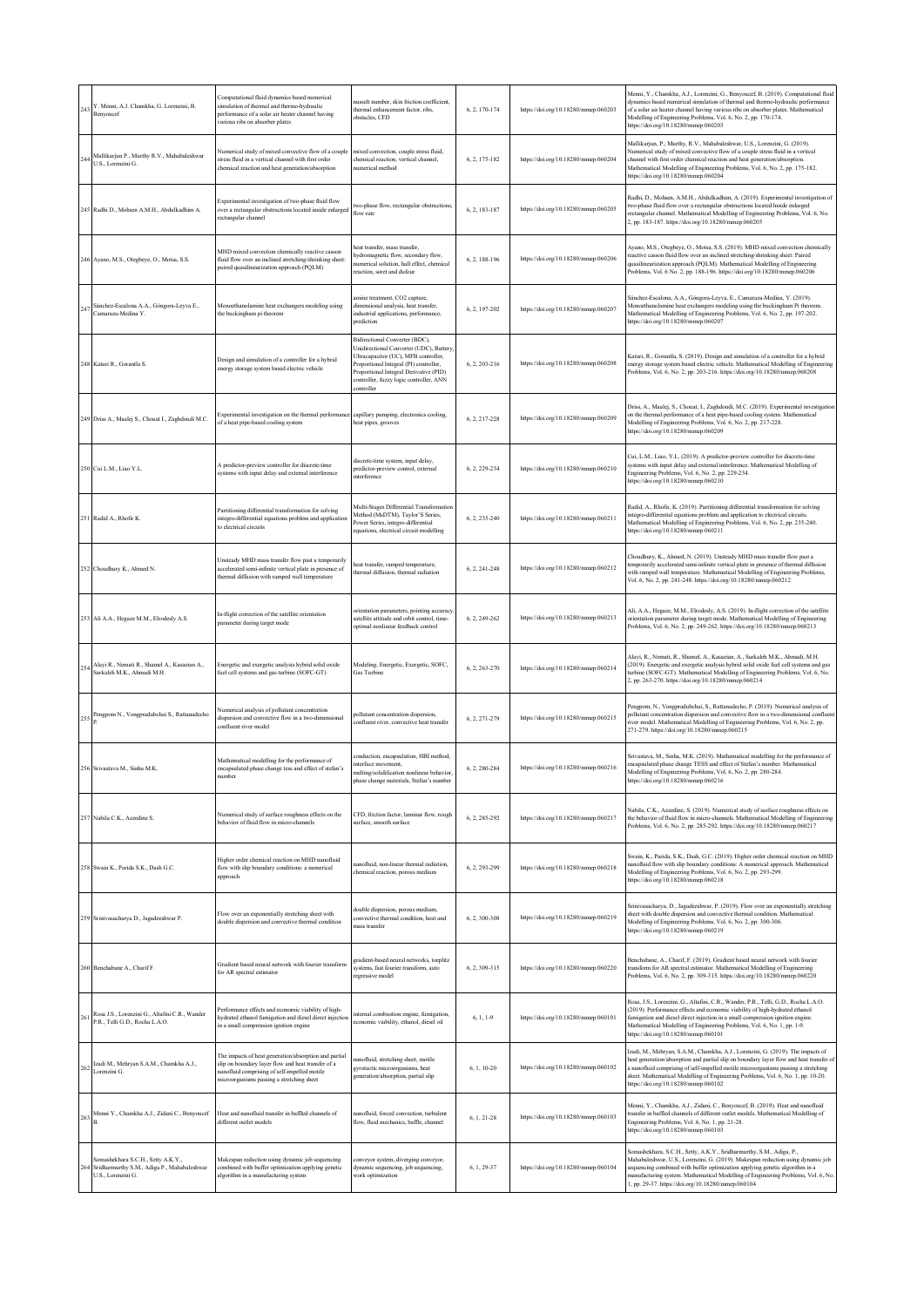| 243 | Y. Menni, A.J. Chamkha, G. Lorenzini, B. Benyoucef | Computational fluid dynamics based numerical simulation of thermal and thermo-hydraulic performance of a solar air heater channel having various ribs on absorber plates | nusselt number, skin friction coefficient, thermal enhancement factor, ribs, obstacles, CFD | 6, 2, 170-174 | https://doi.org/10.18280/mmep.060203 | Menni, Y., Chamkha, A.J., Lorenzini, G., Benyoucef, B. (2019). Computational fluid dynamics based numerical simulation of thermal and thermo-hydraulic performance of a solar air heater channel having various ribs on absorber plates. Mathematical Modelling of Engineering Problems, Vol. 6, No. 2, pp. 170-174. https://doi.org/10.18280/mmep.060203 |
|---|---|---|---|---|---|---|
| 244 | Mallikarjun P., Murthy R.V., Mahabaleshwar U.S., Lorenzini G. | Numerical study of mixed convective flow of a couple stress fluid in a vertical channel with first order chemical reaction and heat generation/absorption | mixed convection, couple stress fluid, chemical reaction, vertical channel, numerical method | 6, 2, 175-182 | https://doi.org/10.18280/mmep.060204 | Mallikarjun, P., Murthy, R.V., Mahabaleshwar, U.S., Lorenzini, G. (2019). Numerical study of mixed convective flow of a couple stress fluid in a vertical channel with first order chemical reaction and heat generation/absorption. Mathematical Modelling of Engineering Problems, Vol. 6, No. 2, pp. 175-182. https://doi.org/10.18280/mmep.060204 |
| 245 | Radhi D., Mohsen A.M.H., Abdulkadhim A. | Experimental investigation of two-phase fluid flow over a rectangular obstructions located inside enlarged rectangular channel | two-phase flow, rectangular obstructions, flow rate | 6, 2, 183-187 | https://doi.org/10.18280/mmep.060205 | Radhi, D., Mohsen, A.M.H., Abdulkadhim, A. (2019). Experimental investigation of two-phase fluid flow over a rectangular obstructions located inside enlarged rectangular channel. Mathematical Modelling of Engineering Problems, Vol. 6, No. 2, pp. 183-187. https://doi.org/10.18280/mmep.060205 |
| 246 | Ayano, M.S., Otegbeye, O., Motsa, S.S. | MHD mixed convection chemically reactive casson fluid flow over an inclined stretching/shrinking sheet: paired quasilinearization approach (PQLM) | heat transfer, mass transfer, hydromagnetic flow, secondary flow, numerical solution, hall effect, chemical reaction, soret and dufour | 6, 2, 188-196 | https://doi.org/10.18280/mmep.060206 | Ayano, M.S., Otegbeye, O., Motsa, S.S. (2019). MHD mixed convection chemically reactive casson fluid flow over an inclined stretching/shrinking sheet: Paired quasilinearization approach (PQLM). Mathematical Modelling of Engineering Problems, Vol. 6 No. 2, pp. 188-196. https://doi.org/10.18280/mmep.060206 |
| 247 | Sánchez-Escalona A.A., Góngora-Leyva E., Camaraza-Medina Y. | Monoethanolamine heat exchangers modeling using the buckingham pi theorem | amine treatment, CO2 capture, dimensional analysis, heat transfer, industrial applications, performance, prediction | 6, 2, 197-202 | https://doi.org/10.18280/mmep.060207 | Sánchez-Escalona, A.A., Góngora-Leyva, E., Camaraza-Medina, Y. (2019). Monoethanolamine heat exchangers modeling using the buckingham Pi theorem. Mathematical Modelling of Engineering Problems, Vol. 6, No. 2, pp. 197-202. https://doi.org/10.18280/mmep.060207 |
| 248 | Katuri R., Gorantla S. | Design and simulation of a controller for a hybrid energy storage system based electric vehicle | Bidirectional Converter (BDC), Unidirectional Converter (UDC), Battery, Ultracapacitor (UC), MFB controller, Proportional Integral (PI) controller, Proportional Integral Derivative (PID) controller, fuzzy logic controller, ANN controller | 6, 2, 203-216 | https://doi.org/10.18280/mmep.060208 | Katuri, R., Gorantla, S. (2019). Design and simulation of a controller for a hybrid energy storage system based electric vehicle. Mathematical Modelling of Engineering Problems, Vol. 6, No. 2, pp. 203-216. https://doi.org/10.18280/mmep.060208 |
| 249 | Driss A., Maalej S., Chouat I., Zaghdoudi M.C. | Experimental investigation on the thermal performance of a heat pipe-based cooling system | capillary pumping, electronics cooling, heat pipes, grooves | 6, 2, 217-228 | https://doi.org/10.18280/mmep.060209 | Driss, A., Maalej, S., Chouat, I., Zaghdoudi, M.C. (2019). Experimental investigation on the thermal performance of a heat pipe-based cooling system. Mathematical Modelling of Engineering Problems, Vol. 6, No. 2, pp. 217-228. https://doi.org/10.18280/mmep.060209 |
| 250 | Cui L.M., Liao Y.L. | A predictor-preview controller for discrete-time systems with input delay and external interference | discrete-time system, input delay, predictor-preview control, external interference | 6, 2, 229-234 | https://doi.org/10.18280/mmep.060210 | Cui, L.M., Liao, Y.L. (2019). A predictor-preview controller for discrete-time systems with input delay and external interference. Mathematical Modelling of Engineering Problems, Vol. 6, No. 2, pp. 229-234. https://doi.org/10.18280/mmep.060210 |
| 251 | Radid A., Rhofir K. | Partitioning differential transformation for solving integro-differential equations problem and application to electrical circuits | Multi-Stages Differential Transformation Method (MsDTM), Taylor'S Series, Power Series, integro-differential equations, electrical circuit modelling | 6, 2, 235-240 | https://doi.org/10.18280/mmep.060211 | Radid, A., Rhofir, K. (2019). Partitioning differential transformation for solving integro-differential equations problem and application to electrical circuits. Mathematical Modelling of Engineering Problems, Vol. 6, No. 2, pp. 235-240. https://doi.org/10.18280/mmep.060211 |
| 252 | Choudhury K., Ahmed N. | Unsteady MHD mass transfer flow past a temporarily accelerated semi-infinite vertical plate in presence of thermal diffusion with ramped wall temperature | heat transfer, ramped temperature, thermal diffusion, thermal radiation | 6, 2, 241-248 | https://doi.org/10.18280/mmep.060212 | Choudhury, K., Ahmed, N. (2019). Unsteady MHD mass transfer flow past a temporarily accelerated semi-infinite vertical plate in presence of thermal diffusion with ramped wall temperature. Mathematical Modelling of Engineering Problems, Vol. 6, No. 2, pp. 241-248. https://doi.org/10.18280/mmep.060212 |
| 253 | Ali A.A., Hegaze M.M., Elrodesly A.S. | In-flight correction of the satellite orientation parameter during target mode | orientation parameters, pointing accuracy, satellite attitude and orbit control, time-optimal nonlinear feedback control | 6, 2, 249-262 | https://doi.org/10.18280/mmep.060213 | Ali, A.A., Hegaze, M.M., Elrodesly, A.S. (2019). In-flight correction of the satellite orientation parameter during target mode. Mathematical Modelling of Engineering Problems, Vol. 6, No. 2, pp. 249-262. https://doi.org/10.18280/mmep.060213 |
| 254 | Alayi R., Nemati R., Shamel A., Kasaeian A., Sarkaleh M.K., Ahmadi M.H. | Energetic and exergetic analysis hybrid solid oxide fuel cell systems and gas turbine (SOFC-GT) | Modeling, Energetic, Exergetic, SOFC, Gas Turbine | 6, 2, 263-270 | https://doi.org/10.18280/mmep.060214 | Alayi, R., Nemati, R., Shamel, A., Kasaeian, A., Sarkaleh M.K., Ahmadi, M.H. (2019). Energetic and exergetic analysis hybrid solid oxide fuel cell systems and gas turbine (SOFC-GT). Mathematical Modelling of Engineering Problems, Vol. 6, No. 2, pp. 263-270. https://doi.org/10.18280/mmep.060214 |
| 255 | Pengpom N., Vongpradubchai S., Rattanadecho P. | Numerical analysis of pollutant concentration dispersion and convective flow in a two-dimensional confluent river model | pollutant concentration dispersion, confluent river, convective heat transfer | 6, 2, 271-279 | https://doi.org/10.18280/mmep.060215 | Pengpom, N., Vongpradubchai, S., Rattanadecho, P. (2019). Numerical analysis of pollutant concentration dispersion and convective flow in a two-dimensional confluent river model. Mathematical Modelling of Engineering Problems, Vol. 6, No. 2, pp. 271-279. https://doi.org/10.18280/mmep.060215 |
| 256 | Srivastava M., Sinha M.K. | Mathematical modelling for the performance of encapsulated phase change tess and effect of stefan's number | conduction, encapsulation, HBI method, interface movement, melting/solidification nonlinear behavior, phase change materials, Stefan's number | 6, 2, 280-284 | https://doi.org/10.18280/mmep.060216 | Srivastava, M., Sinha, M.K. (2019). Mathematical modelling for the performance of encapsulated phase change TESS and effect of Stefan's number. Mathematical Modelling of Engineering Problems, Vol. 6, No. 2, pp. 280-284. https://doi.org/10.18280/mmep.060216 |
| 257 | Nabila C.K., Azzedine S. | Numerical study of surface roughness effects on the behavior of fluid flow in micro-channels | CFD, friction factor, laminar flow, rough surface, smooth surface | 6, 2, 285-292 | https://doi.org/10.18280/mmep.060217 | Nabila, C.K., Azzedine, S. (2019). Numerical study of surface roughness effects on the behavior of fluid flow in micro-channels. Mathematical Modelling of Engineering Problems, Vol. 6, No. 2, pp. 285-292. https://doi.org/10.18280/mmep.060217 |
| 258 | Swain K., Parida S.K., Dash G.C. | Higher order chemical reaction on MHD nanofluid flow with slip boundary conditions: a numerical approach | nanofluid, non-linear thermal radiation, chemical reaction, porous medium | 6, 2, 293-299 | https://doi.org/10.18280/mmep.060218 | Swain, K., Parida, S.K., Dash, G.C. (2019). Higher order chemical reaction on MHD nanofluid flow with slip boundary conditions: A numerical approach. Mathematical Modelling of Engineering Problems, Vol. 6, No. 2, pp. 293-299. https://doi.org/10.18280/mmep.060218 |
| 259 | Srinivasacharya D., Jagadeeshwar P. | Flow over an exponentially stretching sheet with double dispersion and convective thermal condition | double dispersion, porous medium, convective thermal condition, heat and mass transfer | 6, 2, 300-308 | https://doi.org/10.18280/mmep.060219 | Srinivasacharya, D., Jagadeeshwar, P. (2019). Flow over an exponentially stretching sheet with double dispersion and convective thermal condition. Mathematical Modelling of Engineering Problems, Vol. 6, No. 2, pp. 300-306. https://doi.org/10.18280/mmep.060219 |
| 260 | Benchabane A., Charif F. | Gradient based neural network with fourier transform for AR spectral estimator | gradient-based neural networks, toeplitz systems, fast fourier transform, auto regressive model | 6, 2, 309-315 | https://doi.org/10.18280/mmep.060220 | Benchabane, A., Charif, F. (2019). Gradient based neural network with fourier transform for AR spectral estimator. Mathematical Modelling of Engineering Problems, Vol. 6, No. 2, pp. 309-315. https://doi.org/10.18280/mmep.060220 |
| 261 | Rosa J.S., Lorenzini G., Altafini C.R., Wander P.R., Telli G.D., Rocha L.A.O. | Performance effects and economic viability of high-hydrated ethanol fumigation and diesel direct injection in a small compression ignition engine | internal combustion engine, fumigation, economic viability, ethanol, diesel oil | 6, 1, 1-9 | https://doi.org/10.18280/mmep.060101 | Rosa, J.S., Lorenzini, G., Altafini, C.R., Wander, P.R., Telli, G.D., Rocha L.A.O. (2019). Performance effects and economic viability of high-hydrated ethanol fumigation and diesel direct injection in a small compression ignition engine. Mathematical Modelling of Engineering Problems, Vol. 6, No. 1, pp. 1-9. https://doi.org/10.18280/mmep.060101 |
| 262 | Izadi M., Mehryan S.A.M., Chamkha A.J., Lorenzini G. | The impacts of heat generation/absorption and partial slip on boundary layer flow and heat transfer of a nanofluid comprising of self-impelled motile microorganisms passing a stretching sheet | nanofluid, stretching sheet, motile gyrotactic microorganisms, heat generation/absorption, partial slip | 6, 1, 10-20 | https://doi.org/10.18280/mmep.060102 | Izadi, M., Mehryan, S.A.M., Chamkha, A.J., Lorenzini, G. (2019). The impacts of heat generation/absorption and partial slip on boundary layer flow and heat transfer of a nanofluid comprising of self-impelled motile microorganisms passing a stretching sheet. Mathematical Modelling of Engineering Problems, Vol. 6, No. 1, pp. 10-20. https://doi.org/10.18280/mmep.060102 |
| 263 | Menni Y., Chamkha A.J., Zidani C., Benyoucef B. | Heat and nanofluid transfer in baffled channels of different outlet models | nanofluid, forced convection, turbulent flow, fluid mechanics, baffle, channel | 6, 1, 21-28 | https://doi.org/10.18280/mmep.060103 | Menni, Y., Chamkha, A.J., Zidani, C., Benyoucef, B. (2019). Heat and nanofluid transfer in baffled channels of different outlet models. Mathematical Modelling of Engineering Problems, Vol. 6, No. 1, pp. 21-28. https://doi.org/10.18280/mmep.060103 |
| 264 | Somashekhara S.C.H., Setty A.K.Y., Sridharmurthy S.M., Adiga P., Mahabaleshwar U.S., Lorenzini G. | Makespan reduction using dynamic job sequencing combined with buffer optimization applying genetic algorithm in a manufacturing system | conveyor system, diverging conveyor, dynamic sequencing, job sequencing, work optimization | 6, 1, 29-37 | https://doi.org/10.18280/mmep.060104 | Somashekhara, S.C.H., Setty, A.K.Y., Sridharmurthy, S.M., Adiga, P., Mahabaleshwar, U.S., Lorenzini, G. (2019). Makespan reduction using dynamic job sequencing combined with buffer optimization applying genetic algorithm in a manufacturing system. Mathematical Modelling of Engineering Problems, Vol. 6, No. 1, pp. 29-37. https://doi.org/10.18280/mmep.060104 |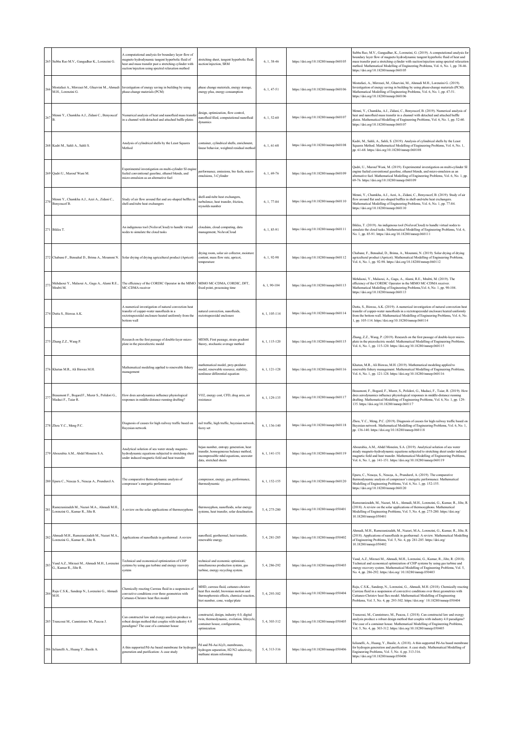| 265 | Subba Rao M.V., Gangadhar K., Lorenzini G. | A computational analysis for boundary layer flow of magneto hydrodynamic tangent hyperbolic fluid of heat and mass transfer past a stretching cylinder with suction/injection using spectral relaxation method | stretching sheet, tangent hyperbolic fluid, suction/injection, SRM | 6, 1, 38-46 | https://doi.org/10.18280/mmep.060105 | Subba Rao, M.V., Gangadhar, K., Lorenzini, G. (2019). A computational analysis for boundary layer flow of magneto hydrodynamic tangent hyperbolic fluid of heat and mass transfer past a stretching cylinder with suction/injection using spectral relaxation method. Mathematical Modelling of Engineering Problems, Vol. 6, No. 1, pp. 38-46. https://doi.org/10.18280/mmep.060105 |
|---|---|---|---|---|---|---|
| 266 | Mostafaei A., Mirzaei M., Ghazvini M., Ahmadi M.H., Lorenzini G. | Investigation of energy saving in building by using phase-change materials (PCM) | phase change materials, energy storage, energy plus, energy consumption | 6, 1, 47-51 | https://doi.org/10.18280/mmep.060106 | Mostafaei, A., Mirzaei, M., Ghazvini, M., Ahmadi M.H., Lorenzini G. (2019). Investigation of energy saving in building by using phase-change materials (PCM). Mathematical Modelling of Engineering Problems, Vol. 6, No. 1, pp. 47-51. https://doi.org/10.18280/mmep.060106 |
| 267 | Menni Y., Chamkha A.J., Zidani C., Benyoucef B. | Numerical analysis of heat and nanofluid mass transfer in a channel with detached and attached baffle plates | design, optimization, flow control, nanofluid filed, computational nanofluid dynamics | 6, 1, 52-60 | https://doi.org/10.18280/mmep.060107 | Menni, Y., Chamkha, A.J., Zidani, C., Benyoucef, B. (2019). Numerical analysis of heat and nanofluid mass transfer in a channel with detached and attached baffle plates. Mathematical Modelling of Engineering Problems, Vol. 6, No. 1, pp. 52-60. https://doi.org/10.18280/mmep.060107 |
| 268 | Kadri M., Sahli A., Sahli S. | Analysis of cylindrical shells by the Least Squares Method | container, cylindrical shells, enrichment, linear behavior, weighted residual method | 6, 1, 61-68 | https://doi.org/10.18280/mmep.060108 | Kadri, M., Sahli, A., Sahli, S. (2019). Analysis of cylindrical shells by the Least Squares Method. Mathematical Modelling of Engineering Problems, Vol. 6, No. 1, pp. 61-68. https://doi.org/10.18280/mmep.060108 |
| 269 | Qadri U., Marouf Wani M. | Experimental investigation on multi-cylinder SI engine fueled conventional gasoline, ethanol blends, and micro-emulsion as an alternative fuel | performance, emissions, bio fuels, micro-emulsions, 3-Cylinder | 6, 1, 69-76 | https://doi.org/10.18280/mmep.060109 | Qadri, U., Marouf Wani, M. (2019). Experimental investigation on multi-cylinder SI engine fueled conventional gasoline, ethanol blends, and micro-emulsion as an alternative fuel. Mathematical Modelling of Engineering Problems, Vol. 6, No. 1, pp. 69-76. https://doi.org/10.18280/mmep.060109 |
| 270 | Menni Y., Chamkha A.J., Azzi A., Zidani C., Benyoucef B. | Study of air flow around flat and arc-shaped baffles in shell-and-tube heat exchangers | shell-and-tube heat exchangers, turbulence, heat transfer, friction, reynolds number | 6, 1, 77-84 | https://doi.org/10.18280/mmep.060110 | Menni, Y., Chamkha, A.J., Azzi, A., Zidani, C., Benyoucef, B. (2019). Study of air flow around flat and arc-shaped baffles in shell-and-tube heat exchangers. Mathematical Modelling of Engineering Problems, Vol. 6, No. 1, pp. 77-84. https://doi.org/10.18280/mmep.060110 |
| 271 | Bikku T. | An indigenous tool (NoJavaCloud) to handle virtual nodes to simulate the cloud tasks | cloudsim, cloud computing, data management, NoJavaCloud | 6, 1, 85-91 | https://doi.org/10.18280/mmep.060111 | Bikku, T. (2019). An indigenous tool (NoJavaCloud) to handle virtual nodes to simulate the cloud tasks. Mathematical Modelling of Engineering Problems, Vol. 6, No. 1, pp. 85-91. https://doi.org/10.18280/mmep.060111 |
| 272 | Chabane F., Bensahal D., Brima A., Moummi N. | Solar drying of drying agricultural product (Apricot) | drying room, solar air collector, moisture content, mass flow rate, apricot, temperature | 6, 1, 92-98 | https://doi.org/10.18280/mmep.060112 | Chabane, F., Bensahal, D., Brima, A., Moummi, N. (2019). Solar drying of drying agricultural product (Apricot). Mathematical Modelling of Engineering Problems, Vol. 6, No. 1, pp. 92-98. https://doi.org/10.18280/mmep.060112 |
| 273 | Mehdaoui Y., Malaoui A., Gaga A., Alami R.E., Mrabti M. | The efficiency of the CORDIC Operator in the MIMO MC-CDMA receiver | MIMO MC-CDMA, CORDIC, DFT, fixed point, processing time | 6, 1, 90-104 | https://doi.org/10.18280/mmep.060113 | Mehdaoui, Y., Malaoui, A., Gaga, A., Alami, R.E., Mrabti, M. (2019). The efficiency of the CORDIC Operator in the MIMO MC-CDMA receiver. Mathematical Modelling of Engineering Problems,Vol. 6, No. 1, pp. 90-104. https://doi.org/10.18280/mmep.060113 |
| 274 | Dutta S., Biswas A.K. | A numerical investigation of natural convection heat transfer of copper-water nanofluids in a rectotrapezoidal enclosure heated uniformly from the bottom wall | natural convection, nanofluids, rectotrapezoidal enclosure | 6, 1, 105-114 | https://doi.org/10.18280/mmep.060114 | Dutta, S., Biswas, A.K. (2019). A numerical investigation of natural convection heat transfer of copper-water nanofluids in a rectotrapezoidal enclosure heated uniformly from the bottom wall. Mathematical Modelling of Engineering Problems, Vol. 6, No. 1, pp. 105-114. https://doi.org/10.18280/mmep.060114 |
| 275 | Zhang Z.Z., Wang P. | Research on the first passage of double-layer micro-plate in the piezoelectric model | MEMS, First passage, strain gradient theory, stochastic average method | 6, 1, 115-120 | https://doi.org/10.18280/mmep.060115 | Zhang, Z.Z., Wang, P. (2019). Research on the first passage of double-layer micro-plate in the piezoelectric model. Mathematical Modelling of Engineering Problems, Vol. 6, No. 1, pp. 115-120. https://doi.org/10.18280/mmep.060115 |
| 276 | Khatun M.R., Ali Biswas M.H. | Mathematical modeling applied to renewable fishery management | mathematical model, prey-predator model, renewable resource, stability, nonlinear differential equation | 6, 1, 121-128 | https://doi.org/10.18280/mmep.060116 | Khatun, M.R., Ali Biswas, M.H. (2019). Mathematical modeling applied to renewable fishery management. Mathematical Modelling of Engineering Problems, Vol. 6, No. 1, pp. 121-128. https://doi.org/10.18280/mmep.060116 |
| 277 | Beaumont F., Bogard F., Murer S., Polidori G., Madaci F., Taiar R. | How does aerodynamics influence physiological responses in middle-distance running drafting? | VO2, energy cost, CFD, drag area, air resistance | 6, 1, 129-135 | https://doi.org/10.18280/mmep.060117 | Beaumont, F., Bogard, F., Murer, S., Polidori, G., Madaci, F., Taiar, R. (2019). How does aerodynamics influence physiological responses in middle-distance running drafting. Mathematical Modelling of Engineering Problems, Vol. 6, No. 1, pp. 129-135. https://doi.org/10.18280/mmep.060117 |
| 278 | Zhou Y.C., Meng P.C. | Diagnosis of causes for high railway traffic based on Bayesian network | rail traffic, high traffic, bayesian network, fuzzy set | 6, 1, 136-140 | https://doi.org/10.18280/mmep.060118 | Zhou, Y.C., Meng, P.C. (2019). Diagnosis of causes for high railway traffic based on Bayesian network. Mathematical Modelling of Engineering Problems, Vol. 6, No. 1, pp. 136-140. https://doi.org/10.18280/mmep.060118 |
| 279 | Abourabia A.M., Abdel Moneim S.A. | Analytical solution of sea water steady magneto-hydrodynamic equations subjected to stretching sheet under induced magnetic field and heat transfer | bejan number, entropy generation, heat transfer, homogeneous balance method, incompressible mhd equations, seawater data, stretched sheets | 6, 1, 141-151 | https://doi.org/10.18280/mmep.060119 | Abourabia, A.M., Abdel Moneim, S.A. (2019). Analytical solution of sea water steady magneto-hydrodynamic equations subjected to stretching sheet under induced magnetic field and heat transfer. Mathematical Modelling of Engineering Problems, Vol. 6, No. 1, pp. 141-151. https://doi.org/10.18280/mmep.060119 |
| 280 | Eparu C., Neacșu S., Neacșa A., Prundurel A. | The comparative thermodynamic analysis of compressor's energetic performance | compressor, energy, gas, performance, thermodynamic | 6, 1, 152-155 | https://doi.org/10.18280/mmep.060120 | Eparu, C., Neacșu, S., Neacșa, A., Prundurel, A. (2019). The comparative thermodynamic analysis of compressor's energetic performance. Mathematical Modelling of Engineering Problems, Vol. 6, No. 1, pp. 152-155. https://doi.org/10.18280/mmep.060120 |
| 281 | Ramezanizadeh M., Nazari M.A., Ahmadi M.H., Lorenzini G., Kumar R., Jilte R. | A review on the solar applications of thermosyphons | thermosyphon, nanofluids, solar energy systems, heat transfer, solar desalination. | 5, 4, 275-280 | https://doi.org/10.18280/mmep.050401 | Ramezanizadeh, M., Nazari, M.A., Ahmadi, M.H., Lorenzini, G., Kumar, R., Jilte, R. (2018). A review on the solar applications of thermosyphons. Mathematical Modelling of Engineering Problems, Vol. 5, No. 4, pp. 275-280. https://doi.org/ 10.18280/mmep.050401 |
| 282 | Ahmadi M.H., Ramezanizadeh M., Nazari M.A., Lorenzini G., Kumar R., Jilte R. | Applications of nanofluids in geothermal: A review | nanofluid, geothermal, heat transfer, renewable energy. | 5, 4, 281-285 | https://doi.org/10.18280/mmep.050402 | Ahmadi, M.H., Ramezanizadeh, M., Nazari, M.A., Lorenzini, G., Kumar, R., Jilte, R. (2018). Applications of nanofluids in geothermal: A review. Mathematical Modelling of Engineering Problems, Vol. 5, No. 4, pp. 281-285. https://doi.org/ 10.18280/mmep.050402 |
| 283 | Vand A.Z., Mirzaei M., Ahmadi M.H., Lorenzini G., Kumar R., Jilte R. | Technical and economical optimization of CHP systems by using gas turbine and energy recovery system | technical and economic optimizati, simultaneous production system, gas turbine, energy recycling system. | 5, 4, 286-292 | https://doi.org/10.18280/mmep.050403 | Vand, A.Z., Mirzaei M., Ahmadi, M.H., Lorenzini, G., Kumar, R., Jilte, R. (2018). Technical and economical optimization of CHP systems by using gas turbine and energy recovery system. Mathematical Modelling of Engineering Problems, Vol. 5, No. 4, pp. 286-292. https://doi.org/ 10.18280/mmep.050403 |
| 284 | Raju C.S.K., Sandeep N., Lorenzini G., Ahmadi M.H. | Chemically reacting Carreau fluid in a suspension of convective conditions over three geometries with Cattaneo-Christov heat flux model | MHD, carreau fluid, cattaneo-christov heat flux model, brownian motion and thermophoresis effects, chemical reaction, biot number, cone, wedge/plate | 5, 4, 293-302 | https://doi.org/10.18280/mmep.050404 | Raju, C.S.K., Sandeep, N., Lorenzini, G., Ahmadi, M.H. (2018). Chemically reacting Carreau fluid in a suspension of convective conditions over three geometries with Cattaneo-Christov heat flux model. Mathematical Modelling of Engineering Problems, Vol. 5, No. 4, pp. 293-302. https://doi.org/ 10.18280/mmep.050404 |
| 285 | Trancossi M., Cannistraro M., Pascoa J. | Can constructal law and exergy analysis produce a robust design method that couples with industry 4.0 paradigms? The case of a container house | constructal, design, industry 4.0, digital twin, thermodynamic, evolution, lifecycle, container house, configuration, optimization | 5, 4, 303-312 | https://doi.org/10.18280/mmep.050405 | Trancossi, M., Cannistraro, M., Pascoa, J. (2018). Can constructal law and exergy analysis produce a robust design method that couples with industry 4.0 paradigms? The case of a container house. Mathematical Modelling of Engineering Problems, Vol. 5, No. 4, pp. 303-312. https://doi.org/10.18280/mmep.050405 |
| 286 | Iulianelli A., Huang Y., Basile A. | A thin supported Pd-Au based membrane for hydrogen generation and purification: A case study | Pd and Pd-Au/$Al_2O_3$ membranes, hydrogen separation, H2/N2 selectivity, methane steam reforming | 5, 4, 313-316 | https://doi.org/10.18280/mmep.050406 | Iulianelli, A., Huang, Y., Basile, A. (2018). A thin supported Pd-Au based membrane for hydrogen generation and purification: A case study. Mathematical Modelling of Engineering Problems, Vol. 5, No. 4, pp. 313-316. https://doi.org/10.18280/mmep.050406 |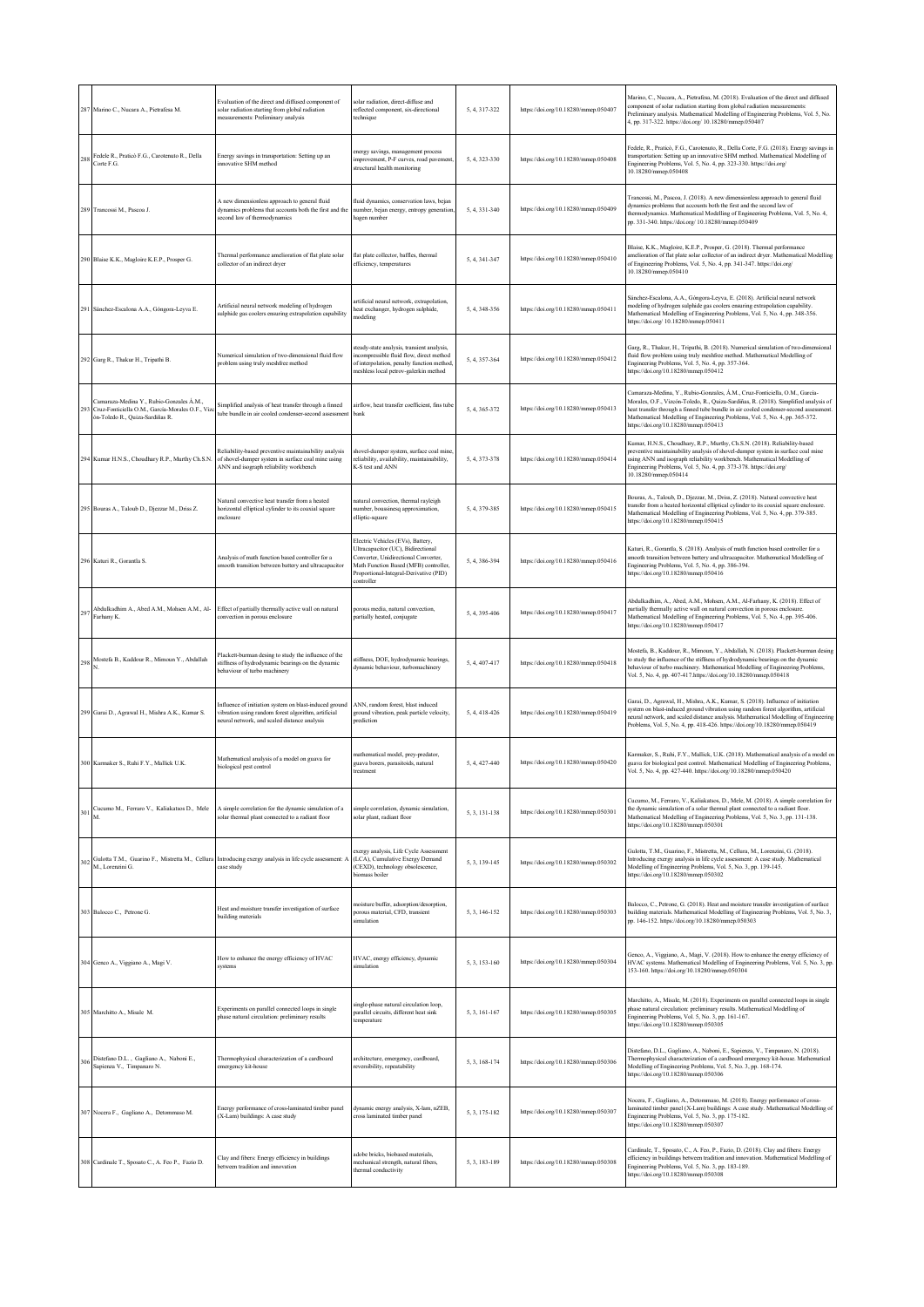| 287 | Marino C., Nucara A., Pietrafesa M. | Evaluation of the direct and diffused component of solar radiation starting from global radiation measurements: Preliminary analysis | solar radiation, direct-diffuse and reflected component, six-directional technique | 5, 4, 317-322 | https://doi.org/10.18280/mmep.050407 | Marino, C., Nucara, A., Pietrafesa, M. (2018). Evaluation of the direct and diffused component of solar radiation starting from global radiation measurements: Preliminary analysis. Mathematical Modelling of Engineering Problems, Vol. 5, No. 4, pp. 317-322. https://doi.org/ 10.18280/mmep.050407 |
|---|---|---|---|---|---|---|
| 288 | Fedele R., Praticò F.G., Carotenuto R., Della Corte F.G. | Energy savings in transportation: Setting up an innovative SHM method | energy savings, management process improvement, P-F curves, road pavement, structural health monitoring | 5, 4, 323-330 | https://doi.org/10.18280/mmep.050408 | Fedele, R., Praticò, F.G., Carotenuto, R., Della Corte, F.G. (2018). Energy savings in transportation: Setting up an innovative SHM method. Mathematical Modelling of Engineering Problems, Vol. 5, No. 4, pp. 323-330. https://doi.org/ 10.18280/mmep.050408 |
| 289 | Trancossi M., Pascoa J. | A new dimensionless approach to general fluid dynamics problems that accounts both the first and the second law of thermodynamics | fluid dynamics, conservation laws, bejan number, bejan energy, entropy generation, hagen number | 5, 4, 331-340 | https://doi.org/10.18280/mmep.050409 | Trancossi, M., Pascoa, J. (2018). A new dimensionless approach to general fluid dynamics problems that accounts both the first and the second law of thermodynamics. Mathematical Modelling of Engineering Problems, Vol. 5, No. 4, pp. 331-340. https://doi.org/ 10.18280/mmep.050409 |
| 290 | Blaise K.K., Magloire K.E.P., Prosper G. | Thermal performance amelioration of flat plate solar collector of an indirect dryer | flat plate collector, baffles, thermal efficiency, temperatures | 5, 4, 341-347 | https://doi.org/10.18280/mmep.050410 | Blaise, K.K., Magloire, K.E.P., Prosper, G. (2018). Thermal performance amelioration of flat plate solar collector of an indirect dryer. Mathematical Modelling of Engineering Problems, Vol. 5, No. 4, pp. 341-347. https://doi.org/ 10.18280/mmep.050410 |
| 291 | Sánchez-Escalona A.A., Góngora-Leyva E. | Artificial neural network modeling of hydrogen sulphide gas coolers ensuring extrapolation capability | artificial neural network, extrapolation, heat exchanger, hydrogen sulphide, modeling | 5, 4, 348-356 | https://doi.org/10.18280/mmep.050411 | Sánchez-Escalona, A.A., Góngora-Leyva, E. (2018). Artificial neural network modeling of hydrogen sulphide gas coolers ensuring extrapolation capability. Mathematical Modelling of Engineering Problems, Vol. 5, No. 4, pp. 348-356. https://doi.org/ 10.18280/mmep.050411 |
| 292 | Garg R., Thakur H., Tripathi B. | Numerical simulation of two-dimensional fluid flow problem using truly meshfree method | steady-state analysis, transient analysis, incompressible fluid flow, direct method of interpolation, penalty function method, meshless local petrov-galerkin method | 5, 4, 357-364 | https://doi.org/10.18280/mmep.050412 | Garg, R., Thakur, H., Tripathi, B. (2018). Numerical simulation of two-dimensional fluid flow problem using truly meshfree method. Mathematical Modelling of Engineering Problems, Vol. 5, No. 4, pp. 357-364. https://doi.org/10.18280/mmep.050412 |
| 293 | Camaraza-Medina Y., Rubio-Gonzales Á.M., Cruz-Fonticiella O.M., García-Morales O.F., Vizcón-Toledo R., Quiza-Sardiñas R. | Simplified analysis of heat transfer through a finned tube bundle in air cooled condenser-second assessment | airflow, heat transfer coefficient, fins tube bank | 5, 4, 365-372 | https://doi.org/10.18280/mmep.050413 | Camaraza-Medina, Y., Rubio-Gonzales, Á.M., Cruz-Fonticiella, O.M., García-Morales, O.F., Vizcón-Toledo, R., Quiza-Sardiñas, R. (2018). Simplified analysis of heat transfer through a finned tube bundle in air cooled condenser-second assessment. Mathematical Modelling of Engineering Problems, Vol. 5, No. 4, pp. 365-372. https://doi.org/10.18280/mmep.050413 |
| 294 | Kumar H.N.S., Choudhary R.P., Murthy Ch.S.N. | Reliability-based preventive maintainability analysis of shovel-dumper system in surface coal mine using ANN and isograph reliability workbench | shovel-dumper system, surface coal mine, reliability, availability, maintainability, K-S test and ANN | 5, 4, 373-378 | https://doi.org/10.18280/mmep.050414 | Kumar, H.N.S., Choudhary, R.P., Murthy, Ch.S.N. (2018). Reliability-based preventive maintainability analysis of shovel-dumper system in surface coal mine using ANN and isograph reliability workbench. Mathematical Modelling of Engineering Problems, Vol. 5, No. 4, pp. 373-378. https://doi.org/ 10.18280/mmep.050414 |
| 295 | Bouras A., Taloub D., Djezzar M., Driss Z. | Natural convective heat transfer from a heated horizontal elliptical cylinder to its coaxial square enclosure | natural convection, thermal rayleigh number, boussinesq approximation, elliptic-square | 5, 4, 379-385 | https://doi.org/10.18280/mmep.050415 | Bouras, A., Taloub, D., Djezzar, M., Driss, Z. (2018). Natural convective heat transfer from a heated horizontal elliptical cylinder to its coaxial square enclosure. Mathematical Modelling of Engineering Problems, Vol. 5, No. 4, pp. 379-385. https://doi.org/10.18280/mmep.050415 |
| 296 | Katuri R., Gorantla S. | Analysis of math function based controller for a smooth transition between battery and ultracapacitor | Electric Vehicles (EVs), Battery, Ultracapacitor (UC), Bidirectional Converter, Unidirectional Converter, Math Function Based (MFB) controller, Proportional-Integral-Derivative (PID) controller | 5, 4, 386-394 | https://doi.org/10.18280/mmep.050416 | Katuri, R., Gorantla, S. (2018). Analysis of math function based controller for a smooth transition between battery and ultracapacitor. Mathematical Modelling of Engineering Problems, Vol. 5, No. 4, pp. 386-394. https://doi.org/10.18280/mmep.050416 |
| 297 | Abdulkadhim A., Abed A.M., Mohsen A.M., Al-Farhany K. | Effect of partially thermally active wall on natural convection in porous enclosure | porous media, natural convection, partially heated, conjugate | 5, 4, 395-406 | https://doi.org/10.18280/mmep.050417 | Abdulkadhim, A., Abed, A.M., Mohsen, A.M., Al-Farhany, K. (2018). Effect of partially thermally active wall on natural convection in porous enclosure. Mathematical Modelling of Engineering Problems, Vol. 5, No. 4, pp. 395-406. https://doi.org/10.18280/mmep.050417 |
| 298 | Mostefa B., Kaddour R., Mimoun Y., Abdallah N. | Plackett-burman desing to study the influence of the stiffness of hydrodynamic bearings on the dynamic behaviour of turbo machinery | stiffness, DOE, hydrodynamic bearings, dynamic behaviour, turbomachinery | 5, 4, 407-417 | https://doi.org/10.18280/mmep.050418 | Mostefa, B., Kaddour, R., Mimoun, Y., Abdallah, N. (2018). Plackett-burman desing to study the influence of the stiffness of hydrodynamic bearings on the dynamic behaviour of turbo machinery. Mathematical Modelling of Engineering Problems, Vol. 5, No. 4, pp. 407-417.https://doi.org/10.18280/mmep.050418 |
| 299 | Garai D., Agrawal H., Mishra A.K., Kumar S. | Influence of initiation system on blast-induced ground vibration using random forest algorithm, artificial neural network, and scaled distance analysis | ANN, random forest, blast induced ground vibration, peak particle velocity, prediction | 5, 4, 418-426 | https://doi.org/10.18280/mmep.050419 | Garai, D., Agrawal, H., Mishra, A.K., Kumar, S. (2018). Influence of initiation system on blast-induced ground vibration using random forest algorithm, artificial neural network, and scaled distance analysis. Mathematical Modelling of Engineering Problems, Vol. 5, No. 4, pp. 418-426. https://doi.org/10.18280/mmep.050419 |
| 300 | Karmaker S., Ruhi F.Y., Mallick U.K. | Mathematical analysis of a model on guava for biological pest control | mathematical model, prey-predator, guava borers, parasitoids, natural treatment | 5, 4, 427-440 | https://doi.org/10.18280/mmep.050420 | Karmaker, S., Ruhi, F.Y., Mallick, U.K. (2018). Mathematical analysis of a model on guava for biological pest control. Mathematical Modelling of Engineering Problems, Vol. 5, No. 4, pp. 427-440. https://doi.org/10.18280/mmep.050420 |
| 301 | Cucumo M., Ferraro V., Kaliakatsos D., Mele M. | A simple correlation for the dynamic simulation of a solar thermal plant connected to a radiant floor | simple correlation, dynamic simulation, solar plant, radiant floor | 5, 3, 131-138 | https://doi.org/10.18280/mmep.050301 | Cucumo, M., Ferraro, V., Kaliakatsos, D., Mele, M. (2018). A simple correlation for the dynamic simulation of a solar thermal plant connected to a radiant floor. Mathematical Modelling of Engineering Problems, Vol. 5, No. 3, pp. 131-138. https://doi.org/10.18280/mmep.050301 |
| 302 | Gulotta T.M., Guarino F., Mistretta M., Cellura M., Lorenzini G. | Introducing exergy analysis in life cycle assessment: A case study | exergy analysis, Life Cycle Assessment (LCA), Cumulative Exergy Demand (CEXD), technology obsolescence, biomass boiler | 5, 3, 139-145 | https://doi.org/10.18280/mmep.050302 | Gulotta, T.M., Guarino, F., Mistretta, M., Cellura, M., Lorenzini, G. (2018). Introducing exergy analysis in life cycle assessment: A case study. Mathematical Modelling of Engineering Problems, Vol. 5, No. 3, pp. 139-145. https://doi.org/10.18280/mmep.050302 |
| 303 | Balocco C., Petrone G. | Heat and moisture transfer investigation of surface building materials | moisture buffer, adsorption/desorption, porous material, CFD, transient simulation | 5, 3, 146-152 | https://doi.org/10.18280/mmep.050303 | Balocco, C., Petrone, G. (2018). Heat and moisture transfer investigation of surface building materials. Mathematical Modelling of Engineering Problems, Vol. 5, No. 3, pp. 146-152. https://doi.org/10.18280/mmep.050303 |
| 304 | Genco A., Viggiano A., Magi V. | How to enhance the energy efficiency of HVAC systems | HVAC, energy efficiency, dynamic simulation | 5, 3, 153-160 | https://doi.org/10.18280/mmep.050304 | Genco, A., Viggiano, A., Magi, V. (2018). How to enhance the energy efficiency of HVAC systems. Mathematical Modelling of Engineering Problems, Vol. 5, No. 3, pp. 153-160. https://doi.org/10.18280/mmep.050304 |
| 305 | Marchitto A., Misale M. | Experiments on parallel connected loops in single phase natural circulation: preliminary results | single-phase natural circulation loop, parallel circuits, different heat sink temperature | 5, 3, 161-167 | https://doi.org/10.18280/mmep.050305 | Marchitto, A., Misale, M. (2018). Experiments on parallel connected loops in single phase natural circulation: preliminary results. Mathematical Modelling of Engineering Problems, Vol. 5, No. 3, pp. 161-167. https://doi.org/10.18280/mmep.050305 |
| 306 | Distefano D.L., Gagliano A., Naboni E., Sapienza V., Timpanaro N. | Thermophysical characterization of a cardboard emergency kit-house | architecture, emergency, cardboard, reversibility, repeatability | 5, 3, 168-174 | https://doi.org/10.18280/mmep.050306 | Distefano, D.L., Gagliano, A., Naboni, E., Sapienza, V., Timpanaro, N. (2018). Thermophysical characterization of a cardboard emergency kit-house. Mathematical Modelling of Engineering Problems, Vol. 5, No. 3, pp. 168-174. https://doi.org/10.18280/mmep.050306 |
| 307 | Nocera F., Gagliano A., Detommaso M. | Energy performance of cross-laminated timber panel (X-Lam) buildings: A case study | dynamic energy analysis, X-lam, nZEB, cross laminated timber panel | 5, 3, 175-182 | https://doi.org/10.18280/mmep.050307 | Nocera, F., Gagliano, A., Detommaso, M. (2018). Energy performance of cross-laminated timber panel (X-Lam) buildings: A case study. Mathematical Modelling of Engineering Problems, Vol. 5, No. 3, pp. 175-182. https://doi.org/10.18280/mmep.050307 |
| 308 | Cardinale T., Sposato C., A. Feo P., Fazio D. | Clay and fibers: Energy efficiency in buildings between tradition and innovation | adobe bricks, biobased materials, mechanical strength, natural fibers, thermal conductivity | 5, 3, 183-189 | https://doi.org/10.18280/mmep.050308 | Cardinale, T., Sposato, C., A. Feo, P., Fazio, D. (2018). Clay and fibers: Energy efficiency in buildings between tradition and innovation. Mathematical Modelling of Engineering Problems, Vol. 5, No. 3, pp. 183-189. https://doi.org/10.18280/mmep.050308 |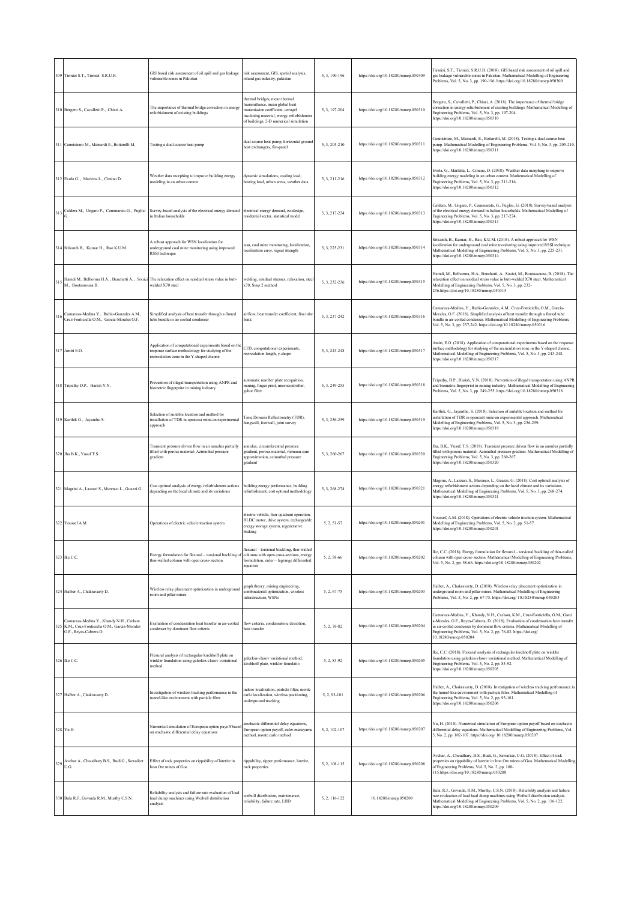| 309 | Tirmizi S.T., Tirmizi S.R.U.H. | GIS based risk assessment of oil spill and gas leakage vulnerable zones in Pakistan | risk assessment, GIS, spatial analysis, oil and gas industry, pakistan | 5, 3, 190-196 | https://doi.org/10.18280/mmep.050309 | Tirmizi, S.T., Tirmizi, S.R.U.H. (2018). GIS based risk assessment of oil spill and gas leakage vulnerable zones in Pakistan. Mathematical Modelling of Engineering Problems, Vol. 5, No. 3, pp. 190-196. https://doi.org/10.18280/mmep.050309 |
|---|---|---|---|---|---|---|
| 310 | Bergero S., Cavalletti P., Chiari A. | The importance of thermal bridge correction in energy refurbishment of existing buildings | thermal bridges, mean thermal transmittance, mean global heat transmission coefficient, aerogel insulating material, energy refurbishment of buildings, 2-D numerical simulation | 5, 3, 197-204 | https://doi.org/10.18280/mmep.050310 | Bergero, S., Cavalletti, P., Chiari, A. (2018). The importance of thermal bridge correction in energy refurbishment of existing buildings. Mathematical Modelling of Engineering Problems, Vol. 5, No. 3, pp. 197-204. https://doi.org/10.18280/mmep.050310 |
| 311 | Cannistraro M., Mainardi E., Bottarelli M. | Testing a dual-source heat pump | dual-source heat pump, horizontal ground heat exchangers, flat-panel | 5, 3, 205-210 | https://doi.org/10.18280/mmep.050311 | Cannistraro, M., Mainardi, E., Bottarelli, M. (2018). Testing a dual-source heat pump. Mathematical Modelling of Engineering Problems, Vol. 5, No. 3, pp. 205-210. https://doi.org/10.18280/mmep.050311 |
| 312 | Evola G. , Marletta L., Cimino D. | Weather data morphing to improve building energy modeling in an urban context | dynamic simulations, cooling load, heating load, urban areas, weather data | 5, 3, 211-216 | https://doi.org/10.18280/mmep.050312 | Evola, G., Marletta, L., Cimino, D. (2018). Weather data morphing to improve building energy modeling in an urban context. Mathematical Modelling of Engineering Problems, Vol. 5, No. 3, pp. 211-216. https://doi.org/10.18280/mmep.050312 |
| 313 | Caldera M., Ungaro P., Cammarata G., Puglisi G. | Survey-based analysis of the electrical energy demand in Italian households | electrical energy demand, ecodesign, residential sector, statistical model | 5, 3, 217-224 | https://doi.org/10.18280/mmep.050313 | Caldera, M., Ungaro, P., Cammarata, G., Puglisi, G. (2018). Survey-based analysis of the electrical energy demand in Italian households. Mathematical Modelling of Engineering Problems, Vol. 5, No. 3, pp. 217-224. https://doi.org/10.18280/mmep.050313 |
| 314 | Srikanth B., Kumar H., Rao K.U.M. | A robust approach for WSN localization for underground coal mine monitoring using improved RSSI technique | wsn, coal mine monitoring, localization, localization error, signal strength | 5, 3, 225-231 | https://doi.org/10.18280/mmep.050314 | Srikanth, B., Kumar, H., Rao, K.U.M. (2018). A robust approach for WSN localization for underground coal mine monitoring using improved RSSI technique. Mathematical Modelling of Engineering Problems, Vol. 5, No. 3, pp. 225-231. https://doi.org/10.18280/mmep.050314 |
| 315 | Hamdi M., Belhorma H.A. , Benchatti A. , Souici M., Boutassouna B. | The relaxation effect on residual stress value in butt-welded X70 steel | welding, residual stresses, relaxation, steel x70, Sinu 2 method | 5, 3, 232-236 | https://doi.org/10.18280/mmep.050315 | Hamdi, M., Belhorma, H.A., Benchatti, A., Souici, M., Boutassouna, B. (2018). The relaxation effect on residual stress value in butt-welded X70 steel. Mathematical Modelling of Engineering Problems, Vol. 5, No. 3, pp. 232-236.https://doi.org/10.18280/mmep.050315 |
| 316 | Camaraza-Medina Y., Rubio-Gonzales Á.M., Cruz-Fonticiella O.M., García-Morales O.F. | Simplified analysis of heat transfer through a finned tube bundle in air cooled condenser | airflow, heat transfer coefficient, fins tube bank | 5, 3, 237-242 | https://doi.org/10.18280/mmep.050316 | Camaraza-Medina, Y., Rubio-Gonzales, Á.M., Cruz-Fonticiella, O.M., García-Morales, O.F. (2018). Simplified analysis of heat transfer through a finned tube bundle in air cooled condenser. Mathematical Modelling of Engineering Problems, Vol. 5, No. 3, pp. 237-242. https://doi.org/10.18280/mmep.050316 |
| 317 | Amiri E.O. | Application of computational experiments based on the response surface methodology for studying of the recirculation zone in the Y-shaped channe | CFD, computational experiments, recirculation length, y-shape | 5, 3, 243-248 | https://doi.org/10.18280/mmep.050317 | Amiri, E.O. (2018). Application of computational experiments based on the response surface methodology for studying of the recirculation zone in the Y-shaped channe. Mathematical Modelling of Engineering Problems, Vol. 5, No. 3, pp. 243-248. https://doi.org/10.18280/mmep.050317 |
| 318 | Tripathy D.P., Harish Y.N. | Prevention of illegal transportation using ANPR and biometric fingerprint in mining industry | automatic number plate recognition, mining, finger print, microcontroller, gabor filter | 5, 3, 249-255 | https://doi.org/10.18280/mmep.050318 | Tripathy, D.P., Harish, Y.N. (2018). Prevention of illegal transportation using ANPR and biometric fingerprint in mining industry. Mathematical Modelling of Engineering Problems, Vol. 5, No. 3, pp. 249-255. https://doi.org/10.18280/mmep.050318 |
| 319 | Karthik G., Jayanthu S. | Selection of suitable location and method for installation of TDR in opencast mine-an experimental approach | Time Domain Reflectometry (TDR), hangwall, footwall, joint survey | 5, 3, 256-259 | https://doi.org/10.18280/mmep.050319 | Karthik, G., Jayanthu, S. (2018). Selection of suitable location and method for installation of TDR in opencast mine-an experimental approach. Mathematical Modelling of Engineering Problems, Vol. 5, No. 3, pp. 256-259. https://doi.org/10.18280/mmep.050319 |
| 320 | Jha B.K., Yusuf T.S. | Transient pressure driven flow in an annulus partially filled with porous material: Azimuthal pressure gradient | annulus, circumferential pressure gradient, porous material, riemann-sum approximation, azimuthal pressure gradient | 5, 3, 260-267 | https://doi.org/10.18280/mmep.050320 | Jha, B.K., Yusuf, T.S. (2018). Transient pressure driven flow in an annulus partially filled with porous material: Azimuthal pressure gradient. Mathematical Modelling of Engineering Problems, Vol. 5, No. 3, pp. 260-267. https://doi.org/10.18280/mmep.050320 |
| 321 | Magrini A., Lazzari S., Marenco L., Guazzi G. | Cost optimal analysis of energy refurbishment actions depending on the local climate and its variations | building energy performance, building refurbishment, cost optimal methodology | 5, 3, 268-274 | https://doi.org/10.18280/mmep.050321 | Magrini, A., Lazzari, S., Marenco, L., Guazzi, G. (2018). Cost optimal analysis of energy refurbishment actions depending on the local climate and its variations. Mathematical Modelling of Engineering Problems, Vol. 5, No. 3, pp. 268-274. https://doi.org/10.18280/mmep.050321 |
| 322 | Youssef A.M. | Operations of electric vehicle traction system | electric vehicle, four quadrant operation, BLDC motor, drive system, rechargeable energy storage system, regenerative braking | 5, 2, 51-57 | https://doi.org/10.18280/mmep.050201 | Youssef, A.M. (2018). Operations of electric vehicle traction system. Mathematical Modelling of Engineering Problems, Vol. 5, No. 2, pp. 51-57. https://doi.org/10.18280/mmep.050201 |
| 323 | Ike C.C. | Energy formulation for flexural – torsional buckling of thin-walled column with open cross- section | flexural – torsional buckling, thin-walled columns with open cross-sections, energy formulation, euler – lagrange differential equation | 5, 2, 58-66 | https://doi.org/10.18280/mmep.050202 | Ike, C.C. (2018). Energy formulation for flexural – torsional buckling of thin-walled column with open cross- section. Mathematical Modelling of Engineering Problems, Vol. 5, No. 2, pp. 58-66. https://doi.org/10.18280/mmep.050202 |
| 324 | Halber A., Chakravarty D. | Wireless relay placement optimization in underground room and pillar mines | graph theory, mining engineering, combinatorial optimization, wireless infrastructure, WSNs | 5, 2, 67-75 | https://doi.org/10.18280/mmep.050203 | Halber, A., Chakravarty, D. (2018). Wireless relay placement optimization in underground room and pillar mines. Mathematical Modelling of Engineering Problems, Vol. 5, No. 2, pp. 67-75. https://doi.org/ 10.18280/mmep.050203 |
| 325 | Camaraza-Medina Y., Khandy N.H., Carlson K.M., Cruz-Fonticiella O.M., García-Morales O.F., Reyes-Cabrera D. | Evaluation of condensation heat transfer in air-cooled condenser by dominant flow criteria | flow criteria, condensation, deviation, heat transfer | 5, 2, 76-82 | https://doi.org/10.18280/mmep.050204 | Camaraza-Medina, Y., Khandy, N.H., Carlson, K.M., Cruz-Fonticiella, O.M., García-Morales, O.F., Reyes-Cabrera, D. (2018). Evaluation of condensation heat transfer in air-cooled condenser by dominant flow criteria. Mathematical Modelling of Engineering Problems, Vol. 5, No. 2, pp. 76-82. https://doi.org/ 10.18280/mmep.050204 |
| 326 | Ike C.C. | Flexural analysis of rectangular kirchhoff plate on winkler foundation using galerkin-vlasov variational method | galerkin-vlasov variational method, kirchhoff plate, winkler foundatio | 5, 2, 83-92 | https://doi.org/10.18280/mmep.050205 | Ike, C.C. (2018). Flexural analysis of rectangular kirchhoff plate on winkler foundation using galerkin-vlasov variational method. Mathematical Modelling of Engineering Problems, Vol. 5, No. 2, pp. 83-92. https://doi.org/10.18280/mmep.050205 |
| 327 | Halber A., Chakravarty D. | Investigation of wireless tracking performance in the tunnel-like environment with particle filter | indoor localization, particle filter, monte carlo localization, wireless positioning, underground tracking | 5, 2, 93-101 | https://doi.org/10.18280/mmep.050206 | Halber, A., Chakravarty, D. (2018). Investigation of wireless tracking performance in the tunnel-like environment with particle filter. Mathematical Modelling of Engineering Problems, Vol. 5, No. 2, pp. 93-101. https://doi.org/10.18280/mmep.050206 |
| 328 | Yu H. | Numerical simulation of European option payoff based on stochastic differential delay equations | stochastic differential delay equations, European option payoff, euler-maruyama method, monte carlo method | 5, 2, 102-107 | https://doi.org/10.18280/mmep.050207 | Yu, H. (2018). Numerical simulation of European option payoff based on stochastic differential delay equations. Mathematical Modelling of Engineering Problems, Vol. 5, No. 2, pp. 102-107. https://doi.org/ 10.18280/mmep.050207 |
| 329 | Avchar A., Choudhary B.S., Budi G., Sawaiker U.G. | Effect of rock properties on rippability of laterite in Iron Ore mines of Goa | rippability, ripper performance, laterite, rock properties | 5, 2, 108-115 | https://doi.org/10.18280/mmep.050208 | Avchar, A., Choudhary, B.S., Budi, G., Sawaiker, U.G. (2018). Effect of rock properties on rippability of laterite in Iron Ore mines of Goa. Mathematical Modelling of Engineering Problems, Vol. 5, No. 2, pp. 108-115.https://doi.org/10.18280/mmep.050208 |
| 330 | Bala R.J., Govinda R.M., Murthy C.S.N. | Reliability analysis and failure rate evaluation of load haul dump machines using Weibull distribution analysis | weibull distribution, maintenance, reliability, failure rate, LHD | 5, 2, 116-122 | 10.18280/mmep.050209 | Bala, R.J., Govinda, R.M., Murthy, C.S.N. (2018). Reliability analysis and failure rate evaluation of load haul dump machines using Weibull distribution analysis. Mathematical Modelling of Engineering Problems, Vol. 5, No. 2, pp. 116-122. https://doi.org/10.18280/mmep.050209 |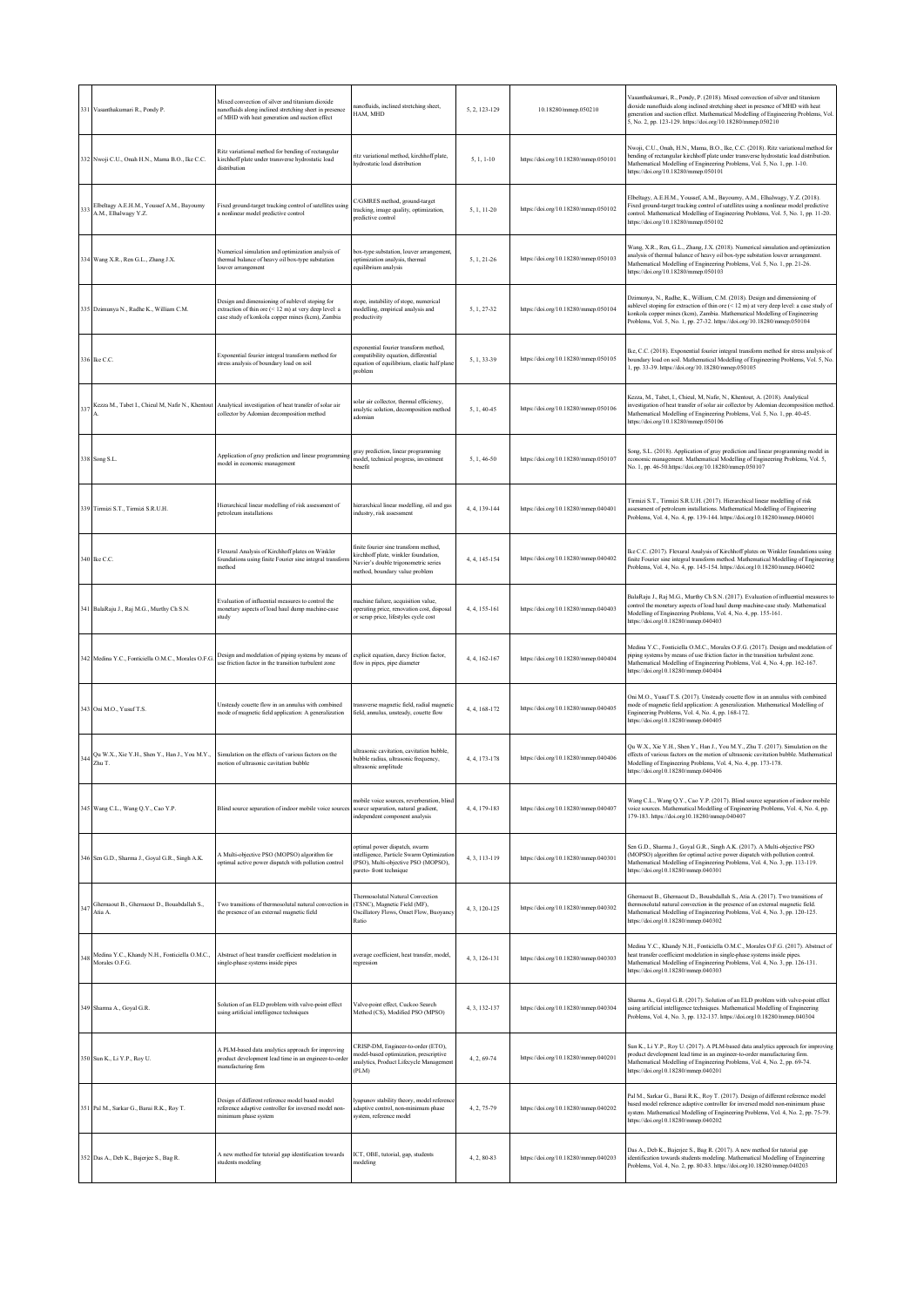| 331 | Vasanthakumari R., Pondy P. | Mixed convection of silver and titanium dioxide nanofluids along inclined stretching sheet in presence of MHD with heat generation and suction effect | nanofluids, inclined stretching sheet, HAM, MHD | 5, 2, 123-129 | 10.18280/mmep.050210 | Vasanthakumari, R., Pondy, P. (2018). Mixed convection of silver and titanium dioxide nanofluids along inclined stretching sheet in presence of MHD with heat generation and suction effect. Mathematical Modelling of Engineering Problems, Vol. 5, No. 2, pp. 123-129. https://doi.org/10.18280/mmep.050210 |
|---|---|---|---|---|---|---|
| 332 | Nwoji C.U., Onah H.N., Mama B.O., Ike C.C. | Ritz variational method for bending of rectangular kirchhoff plate under transverse hydrostatic load distribution | ritz variational method, kirchhoff plate, hydrostatic load distribution | 5, 1, 1-10 | https://doi.org/10.18280/mmep.050101 | Nwoji, C.U., Onah, H.N., Mama, B.O., Ike, C.C. (2018). Ritz variational method for bending of rectangular kirchhoff plate under transverse hydrostatic load distribution. Mathematical Modelling of Engineering Problems, Vol. 5, No. 1, pp. 1-10. https://doi.org/10.18280/mmep.050101 |
| 333 | Elbeltagy A.E.H.M., Youssef A.M., Bayoumy A.M., Elhalwagy Y.Z. | Fixed ground-target tracking control of satellites using a nonlinear model predictive control | C/GMRES method, ground-target tracking, image quality, optimization, predictive control | 5, 1, 11-20 | https://doi.org/10.18280/mmep.050102 | Elbeltagy, A.E.H.M., Youssef, A.M., Bayoumy, A.M., Elhalwagy, Y.Z. (2018). Fixed ground-target tracking control of satellites using a nonlinear model predictive control. Mathematical Modelling of Engineering Problems, Vol. 5, No. 1, pp. 11-20. https://doi.org/10.18280/mmep.050102 |
| 334 | Wang X.R., Ren G.L., Zhang J.X. | Numerical simulation and optimization analysis of thermal balance of heavy oil box-type substation louver arrangement | box-type substation, louver arrangement, optimization analysis, thermal equilibrium analysis | 5, 1, 21-26 | https://doi.org/10.18280/mmep.050103 | Wang, X.R., Ren, G.L., Zhang, J.X. (2018). Numerical simulation and optimization analysis of thermal balance of heavy oil box-type substation louver arrangement. Mathematical Modelling of Engineering Problems, Vol. 5, No. 1, pp. 21-26. https://doi.org/10.18280/mmep.050103 |
| 335 | Dzimunya N., Radhe K., William C.M. | Design and dimensioning of sublevel stoping for extraction of thin ore (< 12 m) at very deep level: a case study of konkola copper mines (kcm), Zambia | stope, instability of stope, numerical modelling, empirical analysis and productivity | 5, 1, 27-32 | https://doi.org/10.18280/mmep.050104 | Dzimunya, N., Radhe, K., William, C.M. (2018). Design and dimensioning of sublevel stoping for extraction of thin ore (< 12 m) at very deep level: a case study of konkola copper mines (kcm), Zambia. Mathematical Modelling of Engineering Problems, Vol. 5, No. 1, pp. 27-32. https://doi.org/10.18280/mmep.050104 |
| 336 | Ike C.C. | Exponential fourier integral transform method for stress analysis of boundary load on soil | exponential fourier transform method, compatibility equation, differential equation of equilibrium, elastic half plane problem | 5, 1, 33-39 | https://doi.org/10.18280/mmep.050105 | Ike, C.C. (2018). Exponential fourier integral transform method for stress analysis of boundary load on soil. Mathematical Modelling of Engineering Problems, Vol. 5, No. 1, pp. 33-39. https://doi.org/10.18280/mmep.050105 |
| 337 | Kezza M., Tabet I., Chieul M, Nafir N., Khentout A. | Analytical investigation of heat transfer of solar air collector by Adomian decomposition method | solar air collector, thermal efficiency, analytic solution, decomposition method adomian | 5, 1, 40-45 | https://doi.org/10.18280/mmep.050106 | Kezza, M., Tabet, I., Chieul, M, Nafir, N., Khentout, A. (2018). Analytical investigation of heat transfer of solar air collector by Adomian decomposition method. Mathematical Modelling of Engineering Problems, Vol. 5, No. 1, pp. 40-45. https://doi.org/10.18280/mmep.050106 |
| 338 | Song S.L. | Application of gray prediction and linear programming model in economic management | gray prediction, linear programming model, technical progress, investment benefit | 5, 1, 46-50 | https://doi.org/10.18280/mmep.050107 | Song, S.L. (2018). Application of gray prediction and linear programming model in economic management. Mathematical Modelling of Engineering Problems, Vol. 5, No. 1, pp. 46-50.https://doi.org/10.18280/mmep.050107 |
| 339 | Tirmizi S.T., Tirmizi S.R.U.H. | Hierarchical linear modelling of risk assessment of petroleum installations | hierarchical linear modelling, oil and gas industry, risk assessment | 4, 4, 139-144 | https://doi.org/10.18280/mmep.040401 | Tirmizi S.T., Tirmizi S.R.U.H. (2017). Hierarchical linear modelling of risk assessment of petroleum installations. Mathematical Modelling of Engineering Problems, Vol. 4, No. 4, pp. 139-144. https://doi.org10.18280/mmep.040401 |
| 340 | Ike C.C. | Flexural Analysis of Kirchhoff plates on Winkler foundations using finite Fourier sine integral transform method | finite fourier sine transform method, kirchhoff plate, winkler foundation, Navier's double trigonometric series method, boundary value problem | 4, 4, 145-154 | https://doi.org/10.18280/mmep.040402 | Ike C.C. (2017). Flexural Analysis of Kirchhoff plates on Winkler foundations using finite Fourier sine integral transform method. Mathematical Modelling of Engineering Problems, Vol. 4, No. 4, pp. 145-154. https://doi.org10.18280/mmep.040402 |
| 341 | BalaRaju J., Raj M.G., Murthy Ch S.N. | Evaluation of influential measures to control the monetary aspects of load haul dump machine-case study | machine failure, acquisition value, operating price, renovation cost, disposal or scrap price, lifestyles cycle cost | 4, 4, 155-161 | https://doi.org/10.18280/mmep.040403 | BalaRaju J., Raj M.G., Murthy Ch S.N. (2017). Evaluation of influential measures to control the monetary aspects of load haul dump machine-case study. Mathematical Modelling of Engineering Problems, Vol. 4, No. 4, pp. 155-161. https://doi.org10.18280/mmep.040403 |
| 342 | Medina Y.C., Fonticiella O.M.C., Morales O.F.G. | Design and modelation of piping systems by means of use friction factor in the transition turbulent zone | explicit equation, darcy friction factor, flow in pipes, pipe diameter | 4, 4, 162-167 | https://doi.org/10.18280/mmep.040404 | Medina Y.C., Fonticiella O.M.C., Morales O.F.G. (2017). Design and modelation of piping systems by means of use friction factor in the transition turbulent zone. Mathematical Modelling of Engineering Problems, Vol. 4, No. 4, pp. 162-167. https://doi.org10.18280/mmep.040404 |
| 343 | Oni M.O., Yusuf T.S. | Unsteady couette flow in an annulus with combined mode of magnetic field application: A generalization | transverse magnetic field, radial magnetic field, annulus, unsteady, couette flow | 4, 4, 168-172 | https://doi.org/10.18280/mmep.040405 | Oni M.O., Yusuf T.S. (2017). Unsteady couette flow in an annulus with combined mode of magnetic field application: A generalization. Mathematical Modelling of Engineering Problems, Vol. 4, No. 4, pp. 168-172. https://doi.org10.18280/mmep.040405 |
| 344 | Qu W.X., Xie Y.H., Shen Y., Han J., You M.Y., Zhu T. | Simulation on the effects of various factors on the motion of ultrasonic cavitation bubble | ultrasonic cavitation, cavitation bubble, bubble radius, ultrasonic frequency, ultrasonic amplitude | 4, 4, 173-178 | https://doi.org/10.18280/mmep.040406 | Qu W.X., Xie Y.H., Shen Y., Han J., You M.Y., Zhu T. (2017). Simulation on the effects of various factors on the motion of ultrasonic cavitation bubble. Mathematical Modelling of Engineering Problems, Vol. 4, No. 4, pp. 173-178. https://doi.org10.18280/mmep.040406 |
| 345 | Wang C.L., Wang Q.Y., Cao Y.P. | Blind source separation of indoor mobile voice sources | mobile voice sources, reverberation, blind source separation, natural gradient, independent component analysis | 4, 4, 179-183 | https://doi.org/10.18280/mmep.040407 | Wang C.L., Wang Q.Y., Cao Y.P. (2017). Blind source separation of indoor mobile voice sources. Mathematical Modelling of Engineering Problems, Vol. 4, No. 4, pp. 179-183. https://doi.org10.18280/mmep.040407 |
| 346 | Sen G.D., Sharma J., Goyal G.R., Singh A.K. | A Multi-objective PSO (MOPSO) algorithm for optimal active power dispatch with pollution control | optimal power dispatch, swarm intelligence, Particle Swarm Optimization (PSO), Multi-objective PSO (MOPSO), pareto- front technique | 4, 3, 113-119 | https://doi.org/10.18280/mmep.040301 | Sen G.D., Sharma J., Goyal G.R., Singh A.K. (2017). A Multi-objective PSO (MOPSO) algorithm for optimal active power dispatch with pollution control. Mathematical Modelling of Engineering Problems, Vol. 4, No. 3, pp. 113-119. https://doi.org10.18280/mmep.040301 |
| 347 | Ghernaout B., Ghernaout D., Bouabdallah S., Atia A. | Two transitions of thermosolutal natural convection in the presence of an external magnetic field | Thermosolutal Natural Convection (TSNC), Magnetic Field (MF), Oscillatory Flows, Onset Flow, Buoyancy Ratio | 4, 3, 120-125 | https://doi.org/10.18280/mmep.040302 | Ghernaout B., Ghernaout D., Bouabdallah S., Atia A. (2017). Two transitions of thermosolutal natural convection in the presence of an external magnetic field. Mathematical Modelling of Engineering Problems, Vol. 4, No. 3, pp. 120-125. https://doi.org10.18280/mmep.040302 |
| 348 | Medina Y.C., Khandy N.H., Fonticiella O.M.C., Morales O.F.G. | Abstract of heat transfer coefficient modelation in single-phase systems inside pipes | average coefficient, heat transfer, model, regression | 4, 3, 126-131 | https://doi.org/10.18280/mmep.040303 | Medina Y.C., Khandy N.H., Fonticiella O.M.C., Morales O.F.G. (2017). Abstract of heat transfer coefficient modelation in single-phase systems inside pipes. Mathematical Modelling of Engineering Problems, Vol. 4, No. 3, pp. 126-131. https://doi.org10.18280/mmep.040303 |
| 349 | Sharma A., Goyal G.R. | Solution of an ELD problem with valve-point effect using artificial intelligence techniques | Valve-point effect, Cuckoo Search Method (CS), Modified PSO (MPSO) | 4, 3, 132-137 | https://doi.org/10.18280/mmep.040304 | Sharma A., Goyal G.R. (2017). Solution of an ELD problem with valve-point effect using artificial intelligence techniques. Mathematical Modelling of Engineering Problems, Vol. 4, No. 3, pp. 132-137. https://doi.org/10.18280/mmep.040304 |
| 350 | Sun K., Li Y.P., Roy U. | A PLM-based data analytics approach for improving product development lead time in an engineer-to-order manufacturing firm | CRISP-DM, Engineer-to-order (ETO), model-based optimization, prescriptive analytics, Product Lifecycle Management (PLM) | 4, 2, 69-74 | https://doi.org/10.18280/mmep.040201 | Sun K., Li Y.P., Roy U. (2017). A PLM-based data analytics approach for improving product development lead time in an engineer-to-order manufacturing firm. Mathematical Modelling of Engineering Problems, Vol. 4, No. 2, pp. 69-74. https://doi.org10.18280/mmep.040201 |
| 351 | Pal M., Sarkar G., Barai R.K., Roy T. | Design of different reference model based model reference adaptive controller for inversed model non-minimum phase system | lyapunov stability theory, model reference adaptive control, non-minimum phase system, reference model | 4, 2, 75-79 | https://doi.org/10.18280/mmep.040202 | Pal M., Sarkar G., Barai R.K., Roy T. (2017). Design of different reference model based model reference adaptive controller for inversed model non-minimum phase system. Mathematical Modelling of Engineering Problems, Vol. 4, No. 2, pp. 75-79. https://doi.org10.18280/mmep.040202 |
| 352 | Das A., Deb K., Bajerjee S., Bag R. | A new method for tutorial gap identification towards students modeling | ICT, OBE, tutorial, gap, students modeling | 4, 2, 80-83 | https://doi.org/10.18280/mmep.040203 | Das A., Deb K., Bajerjee S., Bag R. (2017). A new method for tutorial gap identification towards students modeling. Mathematical Modelling of Engineering Problems, Vol. 4, No. 2, pp. 80-83. https://doi.org10.18280/mmep.040203 |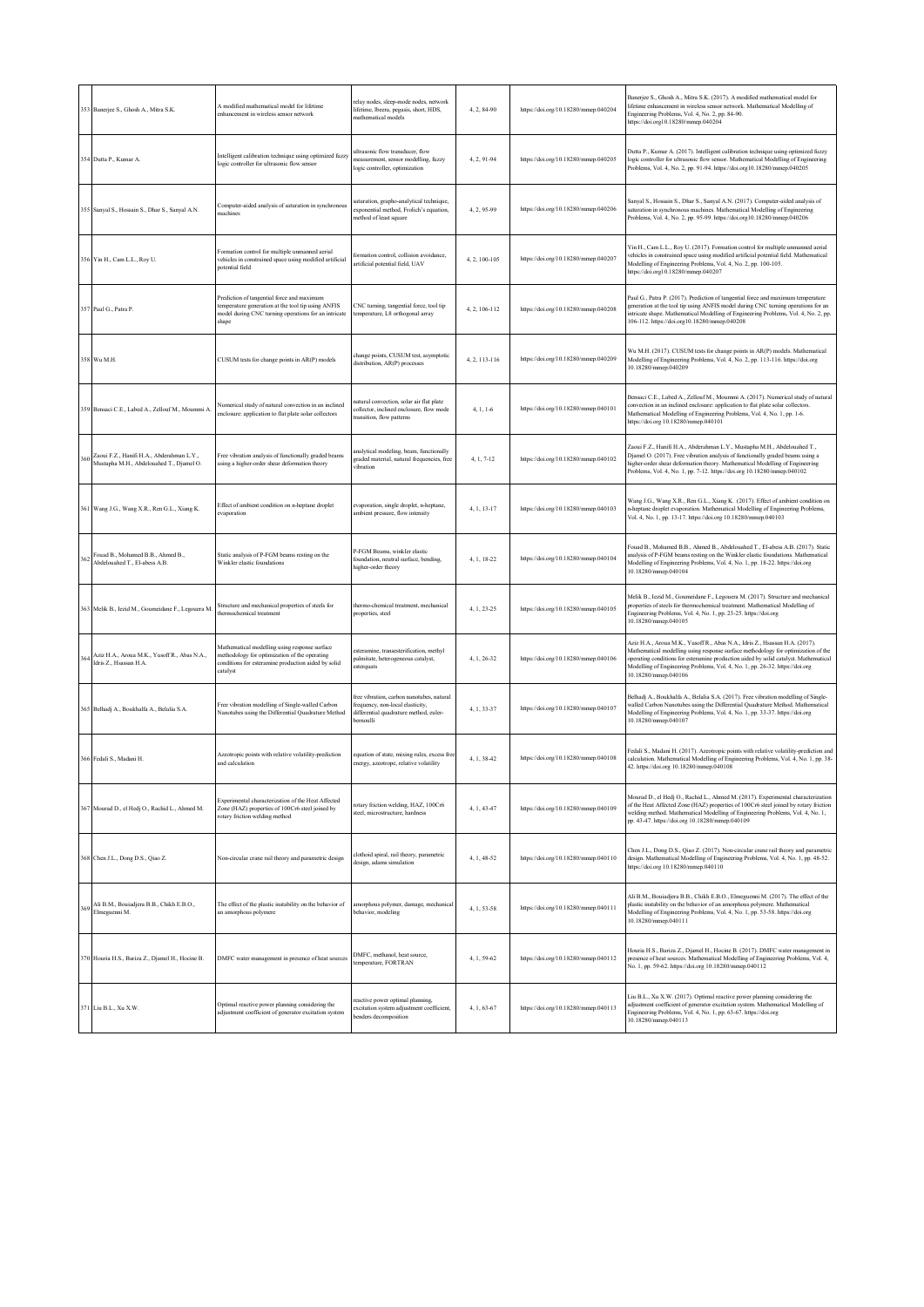| | | | | | | |
|---|---|---|---|---|---|---|
| 353 | Banerjee S., Ghosh A., Mitra S.K. | A modified mathematical model for lifetime enhancement in wireless sensor network | relay nodes, sleep-mode nodes, network lifetime, lbeera, pegasis, short, HDS, mathematical models | 4, 2, 84-90 | https://doi.org/10.18280/mmep.040204 | Banerjee S., Ghosh A., Mitra S.K. (2017). A modified mathematical model for lifetime enhancement in wireless sensor network. Mathematical Modelling of Engineering Problems, Vol. 4, No. 2, pp. 84-90. https://doi.org10.18280/mmep.040204 |
| 354 | Dutta P., Kumar A. | Intelligent calibration technique using optimized fuzzy logic controller for ultrasonic flow sensor | ultrasonic flow transducer, flow measurement, sensor modelling, fuzzy logic controller, optimization | 4, 2, 91-94 | https://doi.org/10.18280/mmep.040205 | Dutta P., Kumar A. (2017). Intelligent calibration technique using optimized fuzzy logic controller for ultrasonic flow sensor. Mathematical Modelling of Engineering Problems, Vol. 4, No. 2, pp. 91-94. https://doi.org10.18280/mmep.040205 |
| 355 | Sanyal S., Hossain S., Dhar S., Sanyal A.N. | Computer-aided analysis of saturation in synchronous machines | saturation, grapho-analytical technique, exponential method, Frolich's equation, method of least square | 4, 2, 95-99 | https://doi.org/10.18280/mmep.040206 | Sanyal S., Hossain S., Dhar S., Sanyal A.N. (2017). Computer-aided analysis of saturation in synchronous machines. Mathematical Modelling of Engineering Problems, Vol. 4, No. 2, pp. 95-99. https://doi.org10.18280/mmep.040206 |
| 356 | Yin H., Cam L.L., Roy U. | Formation control for multiple unmanned aerial vehicles in constrained space using modified artificial potential field | formation control, collision avoidance, artificial potential field, UAV | 4, 2, 100-105 | https://doi.org/10.18280/mmep.040207 | Yin H., Cam L.L., Roy U. (2017). Formation control for multiple unmanned aerial vehicles in constrained space using modified artificial potential field. Mathematical Modelling of Engineering Problems, Vol. 4, No. 2, pp. 100-105. https://doi.org10.18280/mmep.040207 |
| 357 | Paul G., Patra P. | Prediction of tangential force and maximum temperature generation at the tool tip using ANFIS model during CNC turning operations for an intricate shape | CNC turning, tangential force, tool tip temperature, L8 orthogonal array | 4, 2, 106-112 | https://doi.org/10.18280/mmep.040208 | Paul G., Patra P. (2017). Prediction of tangential force and maximum temperature generation at the tool tip using ANFIS model during CNC turning operations for an intricate shape. Mathematical Modelling of Engineering Problems, Vol. 4, No. 2, pp. 106-112. https://doi.org10.18280/mmep.040208 |
| 358 | Wu M.H. | CUSUM tests for change points in AR(P) models | change points, CUSUM test, asymptotic distribution, AR(P) processes | 4, 2, 113-116 | https://doi.org/10.18280/mmep.040209 | Wu M.H. (2017). CUSUM tests for change points in AR(P) models. Mathematical Modelling of Engineering Problems, Vol. 4, No. 2, pp. 113-116. https://doi.org 10.18280/mmep.040209 |
| 359 | Bensaci C.E., Labed A., Zellouf M., Moummi A. | Numerical study of natural convection in an inclined enclosure: application to flat plate solar collectors | natural convection, solar air flat plate collector, inclined enclosure, flow mode transition, flow patterns | 4, 1, 1-6 | https://doi.org/10.18280/mmep.040101 | Bensaci C.E., Labed A., Zellouf M., Moummi A. (2017). Numerical study of natural convection in an inclined enclosure: application to flat plate solar collectors. Mathematical Modelling of Engineering Problems, Vol. 4, No. 1, pp. 1-6. https://doi.org 10.18280/mmep.040101 |
| 360 | Zaoui F.Z., Hanifi H.A., Abderahman L.Y., Mustapha M.H., Abdelouahed T., Djamel O. | Free vibration analysis of functionally graded beams using a higher-order shear deformation theory | analytical modeling, beam, functionally graded material, natural frequencies, free vibration | 4, 1, 7-12 | https://doi.org/10.18280/mmep.040102 | Zaoui F.Z., Hanifi H.A., Abderahman L.Y., Mustapha M.H., Abdelouahed T., Djamel O. (2017). Free vibration analysis of functionally graded beams using a higher-order shear deformation theory. Mathematical Modelling of Engineering Problems, Vol. 4, No. 1, pp. 7-12. https://doi.org 10.18280/mmep.040102 |
| 361 | Wang J.G., Wang X.R., Ren G.L., Xiang K. | Effect of ambient condition on n-heptane droplet evaporation | evaporation, single droplet, n-heptane, ambient pressure, flow intensity | 4, 1, 13-17 | https://doi.org/10.18280/mmep.040103 | Wang J.G., Wang X.R., Ren G.L., Xiang K. (2017). Effect of ambient condition on n-heptane droplet evaporation. Mathematical Modelling of Engineering Problems, Vol. 4, No. 1, pp. 13-17. https://doi.org 10.18280/mmep.040103 |
| 362 | Fouad B., Mohamed B.B., Ahmed B., Abdelouahed T., El-abess A.B. | Static analysis of P-FGM beams resting on the Winkler elastic foundations | P-FGM Beams, winkler elastic foundation, neutral surface, bending, higher-order theory | 4, 1, 18-22 | https://doi.org/10.18280/mmep.040104 | Fouad B., Mohamed B.B., Ahmed B., Abdelouahed T., El-abess A.B. (2017). Static analysis of P-FGM beams resting on the Winkler elastic foundations. Mathematical Modelling of Engineering Problems, Vol. 4, No. 1, pp. 18-22. https://doi.org 10.18280/mmep.040104 |
| 363 | Melik B., Iezid M., Goumeidane F., Legouera M. | Structure and mechanical properties of steels for thermochemical treatment | thermo-chemical treatment, mechanical properties, steel | 4, 1, 23-25 | https://doi.org/10.18280/mmep.040105 | Melik B., Iezid M., Goumeidane F., Legouera M. (2017). Structure and mechanical properties of steels for thermochemical treatment. Mathematical Modelling of Engineering Problems, Vol. 4, No. 1, pp. 23-25. https://doi.org 10.18280/mmep.040105 |
| 364 | Aziz H.A., Aroua M.K., Yusoff R., Abas N.A., Idris Z., Hsassan H.A. | Mathematical modelling using response surface methodology for optimization of the operating conditions for esteramine production aided by solid catalyst | esteramine, transesterification, methyl palmitate, heterogeneous catalyst, esterquats | 4, 1, 26-32 | https://doi.org/10.18280/mmep.040106 | Aziz H.A., Aroua M.K., Yusoff R., Abas N.A., Idris Z., Hsassan H.A. (2017). Mathematical modelling using response surface methodology for optimization of the operating conditions for esteramine production aided by solid catalyst. Mathematical Modelling of Engineering Problems, Vol. 4, No. 1, pp. 26-32. https://doi.org 10.18280/mmep.040106 |
| 365 | Belhadj A., Boukhalfa A., Belalia S.A. | Free vibration modelling of Single-walled Carbon Nanotubes using the Differential Quadrature Method | free vibration, carbon nanotubes, natural frequency, non-local elasticity, differential quadrature method, euler-bernoulli | 4, 1, 33-37 | https://doi.org/10.18280/mmep.040107 | Belhadj A., Boukhalfa A., Belalia S.A. (2017). Free vibration modelling of Single-walled Carbon Nanotubes using the Differential Quadrature Method. Mathematical Modelling of Engineering Problems, Vol. 4, No. 1, pp. 33-37. https://doi.org 10.18280/mmep.040107 |
| 366 | Fedali S., Madani H. | Azeotropic points with relative volatility-prediction and calculation | equation of state, mixing rules, excess free energy, azeotrope, relative volatility | 4, 1, 38-42 | https://doi.org/10.18280/mmep.040108 | Fedali S., Madani H. (2017). Azeotropic points with relative volatility-prediction and calculation. Mathematical Modelling of Engineering Problems, Vol. 4, No. 1, pp. 38-42. https://doi.org 10.18280/mmep.040108 |
| 367 | Mourad D., el Hedj O., Rachid L., Ahmed M. | Experimental characterization of the Heat Affected Zone (HAZ) properties of 100Cr6 steel joined by rotary friction welding method | rotary friction welding, HAZ, 100Cr6 steel, microstructure, hardness | 4, 1, 43-47 | https://doi.org/10.18280/mmep.040109 | Mourad D., el Hedj O., Rachid L., Ahmed M. (2017). Experimental characterization of the Heat Affected Zone (HAZ) properties of 100Cr6 steel joined by rotary friction welding method. Mathematical Modelling of Engineering Problems, Vol. 4, No. 1, pp. 43-47. https://doi.org 10.18280/mmep.040109 |
| 368 | Chen J.L., Dong D.S., Qiao Z. | Non-circular crane rail theory and parametric design | clothoid spiral, rail theory, parametric design, adams simulation | 4, 1, 48-52 | https://doi.org/10.18280/mmep.040110 | Chen J.L., Dong D.S., Qiao Z. (2017). Non-circular crane rail theory and parametric design. Mathematical Modelling of Engineering Problems, Vol. 4, No. 1, pp. 48-52. https://doi.org 10.18280/mmep.040110 |
| 369 | Ali B.M., Bouiadjera B.B., Chikh E.B.O., Elmeguenni M. | The effect of the plastic instability on the behavior of an amorphous polymere | amorphous polymer, damage, mechanical behavior, modeling | 4, 1, 53-58 | https://doi.org/10.18280/mmep.040111 | Ali B.M., Bouiadjera B.B., Chikh E.B.O., Elmeguenni M. (2017). The effect of the plastic instability on the behavior of an amorphous polymere. Mathematical Modelling of Engineering Problems, Vol. 4, No. 1, pp. 53-58. https://doi.org 10.18280/mmep.040111 |
| 370 | Houria H.S., Bariza Z., Djamel H., Hocine B. | DMFC water management in presence of heat sources | DMFC, methanol, heat source, temperature, FORTRAN | 4, 1, 59-62 | https://doi.org/10.18280/mmep.040112 | Houria H.S., Bariza Z., Djamel H., Hocine B. (2017). DMFC water management in presence of heat sources. Mathematical Modelling of Engineering Problems. Vol. 4, No. 1, pp. 59-62. https://doi.org 10.18280/mmep.040112 |
| 371 | Liu B.L., Xu X.W. | Optimal reactive power planning considering the adjustment coefficient of generator excitation system | reactive power optimal planning, excitation system adjustment coefficient, benders decomposition | 4, 1, 63-67 | https://doi.org/10.18280/mmep.040113 | Liu B.L., Xu X.W. (2017). Optimal reactive power planning considering the adjustment coefficient of generator excitation system. Mathematical Modelling of Engineering Problems, Vol. 4, No. 1, pp. 63-67. https://doi.org 10.18280/mmep.040113 |